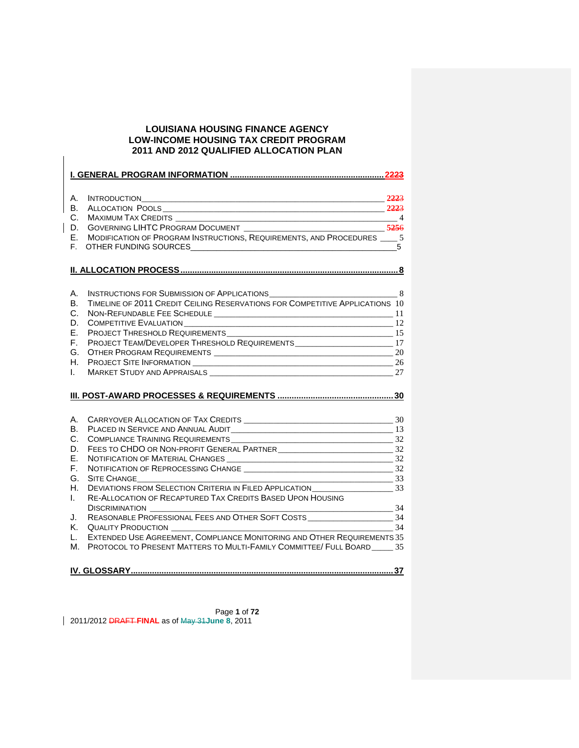# LOUISIANA HOUSING FINANCE AGENCY
# LOW-INCOME HOUSING TAX CREDIT PROGRAM
# 2011 AND 2012 QUALIFIED ALLOCATION PLAN

**I. GENERAL PROGRAM INFORMATION .......... 2223**

A. INTRODUCTION ____ 2223
B. ALLOCATION POOLS ____ 2223
C. MAXIMUM TAX CREDITS ____ 4
D. GOVERNING LIHTC PROGRAM DOCUMENT ____ 5256
E. MODIFICATION OF PROGRAM INSTRUCTIONS, REQUIREMENTS, AND PROCEDURES ____ 5
F. OTHER FUNDING SOURCES ____ 5

**II. ALLOCATION PROCESS .......... 8**

A. INSTRUCTIONS FOR SUBMISSION OF APPLICATIONS ____ 8
B. TIMELINE OF 2011 CREDIT CEILING RESERVATIONS FOR COMPETITIVE APPLICATIONS 10
C. NON-REFUNDABLE FEE SCHEDULE ____ 11
D. COMPETITIVE EVALUATION ____ 12
E. PROJECT THRESHOLD REQUIREMENTS ____ 15
F. PROJECT TEAM/DEVELOPER THRESHOLD REQUIREMENTS ____ 17
G. OTHER PROGRAM REQUIREMENTS ____ 20
H. PROJECT SITE INFORMATION ____ 26
I. MARKET STUDY AND APPRAISALS ____ 27

**III. POST-AWARD PROCESSES & REQUIREMENTS .......... 30**

A. CARRYOVER ALLOCATION OF TAX CREDITS ____ 30
B. PLACED IN SERVICE AND ANNUAL AUDIT ____ 13
C. COMPLIANCE TRAINING REQUIREMENTS ____ 32
D. FEES TO CHDO OR NON-PROFIT GENERAL PARTNER ____ 32
E. NOTIFICATION OF MATERIAL CHANGES ____ 32
F. NOTIFICATION OF REPROCESSING CHANGE ____ 32
G. SITE CHANGE ____ 33
H. DEVIATIONS FROM SELECTION CRITERIA IN FILED APPLICATION ____ 33
I. RE-ALLOCATION OF RECAPTURED TAX CREDITS BASED UPON HOUSING DISCRIMINATION ____ 34
J. REASONABLE PROFESSIONAL FEES AND OTHER SOFT COSTS ____ 34
K. QUALITY PRODUCTION ____ 34
L. EXTENDED USE AGREEMENT, COMPLIANCE MONITORING AND OTHER REQUIREMENTS 35
M. PROTOCOL TO PRESENT MATTERS TO MULTI-FAMILY COMMITTEE/ FULL BOARD ____ 35

**IV. GLOSSARY .......... 37**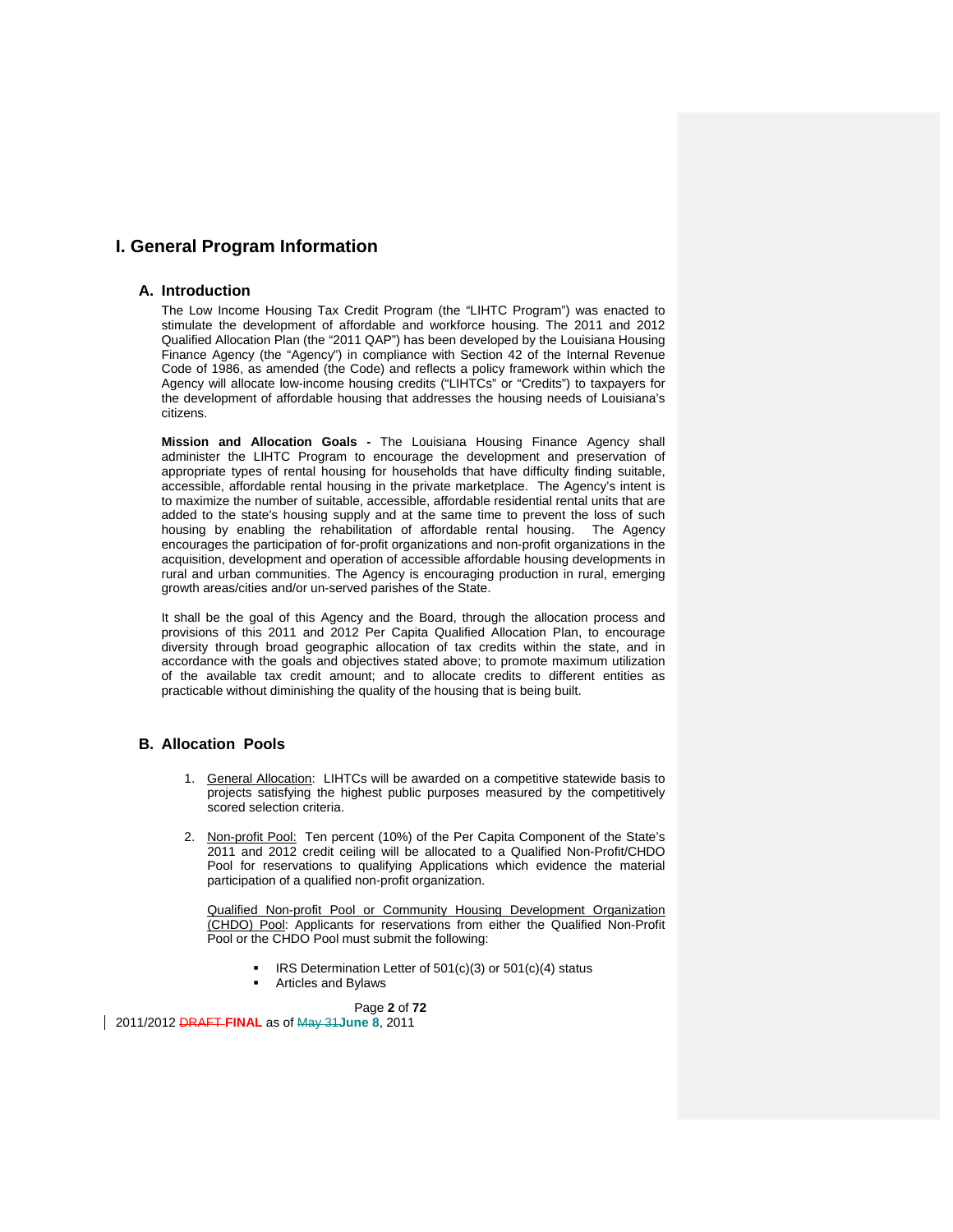# I. General Program Information

## A. Introduction

The Low Income Housing Tax Credit Program (the "LIHTC Program") was enacted to stimulate the development of affordable and workforce housing. The 2011 and 2012 Qualified Allocation Plan (the "2011 QAP") has been developed by the Louisiana Housing Finance Agency (the "Agency") in compliance with Section 42 of the Internal Revenue Code of 1986, as amended (the Code) and reflects a policy framework within which the Agency will allocate low-income housing credits ("LIHTCs" or "Credits") to taxpayers for the development of affordable housing that addresses the housing needs of Louisiana's citizens.

**Mission and Allocation Goals -** The Louisiana Housing Finance Agency shall administer the LIHTC Program to encourage the development and preservation of appropriate types of rental housing for households that have difficulty finding suitable, accessible, affordable rental housing in the private marketplace. The Agency's intent is to maximize the number of suitable, accessible, affordable residential rental units that are added to the state's housing supply and at the same time to prevent the loss of such housing by enabling the rehabilitation of affordable rental housing. The Agency encourages the participation of for-profit organizations and non-profit organizations in the acquisition, development and operation of accessible affordable housing developments in rural and urban communities. The Agency is encouraging production in rural, emerging growth areas/cities and/or un-served parishes of the State.

It shall be the goal of this Agency and the Board, through the allocation process and provisions of this 2011 and 2012 Per Capita Qualified Allocation Plan, to encourage diversity through broad geographic allocation of tax credits within the state, and in accordance with the goals and objectives stated above; to promote maximum utilization of the available tax credit amount; and to allocate credits to different entities as practicable without diminishing the quality of the housing that is being built.

## B. Allocation Pools

1. General Allocation: LIHTCs will be awarded on a competitive statewide basis to projects satisfying the highest public purposes measured by the competitively scored selection criteria.

2. Non-profit Pool: Ten percent (10%) of the Per Capita Component of the State's 2011 and 2012 credit ceiling will be allocated to a Qualified Non-Profit/CHDO Pool for reservations to qualifying Applications which evidence the material participation of a qualified non-profit organization.

   Qualified Non-profit Pool or Community Housing Development Organization (CHDO) Pool: Applicants for reservations from either the Qualified Non-Profit Pool or the CHDO Pool must submit the following:

   - IRS Determination Letter of 501(c)(3) or 501(c)(4) status
   - Articles and Bylaws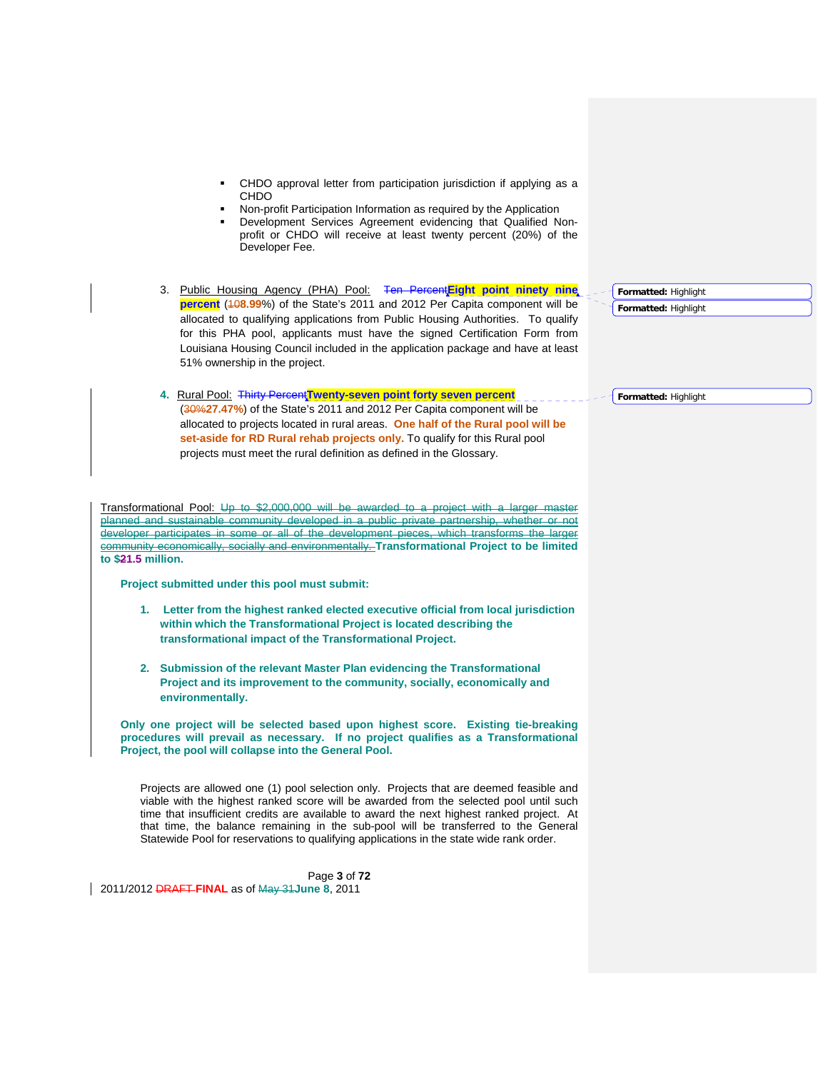- CHDO approval letter from participation jurisdiction if applying as a CHDO
- Non-profit Participation Information as required by the Application
- Development Services Agreement evidencing that Qualified Non-profit or CHDO will receive at least twenty percent (20%) of the Developer Fee.

3. Public Housing Agency (PHA) Pool: ~~Ten Percent~~**Eight point ninety nine percent** (~~10~~**8.99**%) of the State's 2011 and 2012 Per Capita component will be allocated to qualifying applications from Public Housing Authorities. To qualify for this PHA pool, applicants must have the signed Certification Form from Louisiana Housing Council included in the application package and have at least 51% ownership in the project.

4. Rural Pool: ~~Thirty Percent~~**Twenty-seven point forty seven percent** (~~30%~~**27.47%**) of the State's 2011 and 2012 Per Capita component will be allocated to projects located in rural areas. **One half of the Rural pool will be set-aside for RD Rural rehab projects only.** To qualify for this Rural pool projects must meet the rural definition as defined in the Glossary.

Transformational Pool: ~~Up to $2,000,000 will be awarded to a project with a larger master planned and sustainable community developed in a public private partnership, whether or not developer participates in some or all of the development pieces, which transforms the larger community economically, socially and environmentally.~~ **Transformational Project to be limited to $~~2~~1.5 million.**

**Project submitted under this pool must submit:**

1. **Letter from the highest ranked elected executive official from local jurisdiction within which the Transformational Project is located describing the transformational impact of the Transformational Project.**

2. **Submission of the relevant Master Plan evidencing the Transformational Project and its improvement to the community, socially, economically and environmentally.**

**Only one project will be selected based upon highest score. Existing tie-breaking procedures will prevail as necessary. If no project qualifies as a Transformational Project, the pool will collapse into the General Pool.**

Projects are allowed one (1) pool selection only. Projects that are deemed feasible and viable with the highest ranked score will be awarded from the selected pool until such time that insufficient credits are available to award the next highest ranked project. At that time, the balance remaining in the sub-pool will be transferred to the General Statewide Pool for reservations to qualifying applications in the state wide rank order.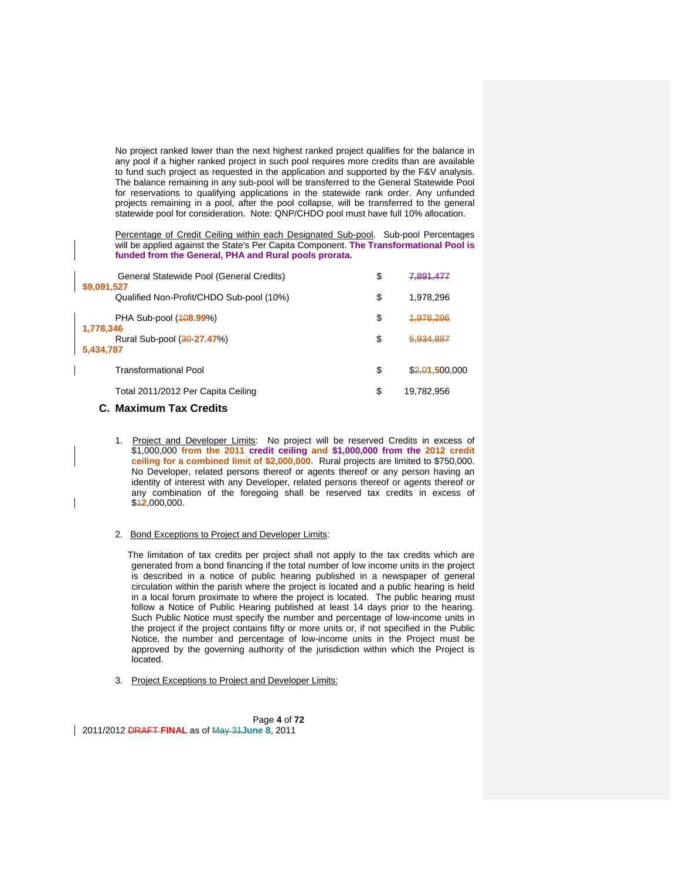No project ranked lower than the next highest ranked project qualifies for the balance in any pool if a higher ranked project in such pool requires more credits than are available to fund such project as requested in the application and supported by the F&V analysis. The balance remaining in any sub-pool will be transferred to the General Statewide Pool for reservations to qualifying applications in the statewide rank order. Any unfunded projects remaining in a pool, after the pool collapse, will be transferred to the general statewide pool for consideration. Note: QNP/CHDO pool must have full 10% allocation.

Percentage of Credit Ceiling within each Designated Sub-pool. Sub-pool Percentages will be applied against the State's Per Capita Component. **The Transformational Pool is funded from the General, PHA and Rural pools prorata.**

| | | |
|---|---|---|
| General Statewide Pool (General Credits) | $ | ~~7,891,477~~ **9,091,527** |
| Qualified Non-Profit/CHDO Sub-pool (10%) | $ | 1,978,296 |
| PHA Sub-pool (~~10~~**8.99**%) | $ | ~~1,978,296~~ **1,778,346** |
| Rural Sub-pool (~~30~~-**27.47**%) | $ | ~~5,934,887~~ **5,434,787** |
| Transformational Pool | $ | $~~2,0~~**1,5**00,000 |
| Total 2011/2012 Per Capita Ceiling | $ | 19,782,956 |

## C. Maximum Tax Credits

1. Project and Developer Limits: No project will be reserved Credits in excess of $1,000,000 **from the 2011 credit ceiling and $1,000,000 from the 2012 credit ceiling for a combined limit of $2,000,000**. Rural projects are limited to $750,000. No Developer, related persons thereof or agents thereof or any person having an identity of interest with any Developer, related persons thereof or agents thereof or any combination of the foregoing shall be reserved tax credits in excess of $~~1~~**2**,000,000.

2. Bond Exceptions to Project and Developer Limits:

   The limitation of tax credits per project shall not apply to the tax credits which are generated from a bond financing if the total number of low income units in the project is described in a notice of public hearing published in a newspaper of general circulation within the parish where the project is located and a public hearing is held in a local forum proximate to where the project is located. The public hearing must follow a Notice of Public Hearing published at least 14 days prior to the hearing. Such Public Notice must specify the number and percentage of low-income units in the project if the project contains fifty or more units or, if not specified in the Public Notice, the number and percentage of low-income units in the Project must be approved by the governing authority of the jurisdiction within which the Project is located.

3. Project Exceptions to Project and Developer Limits: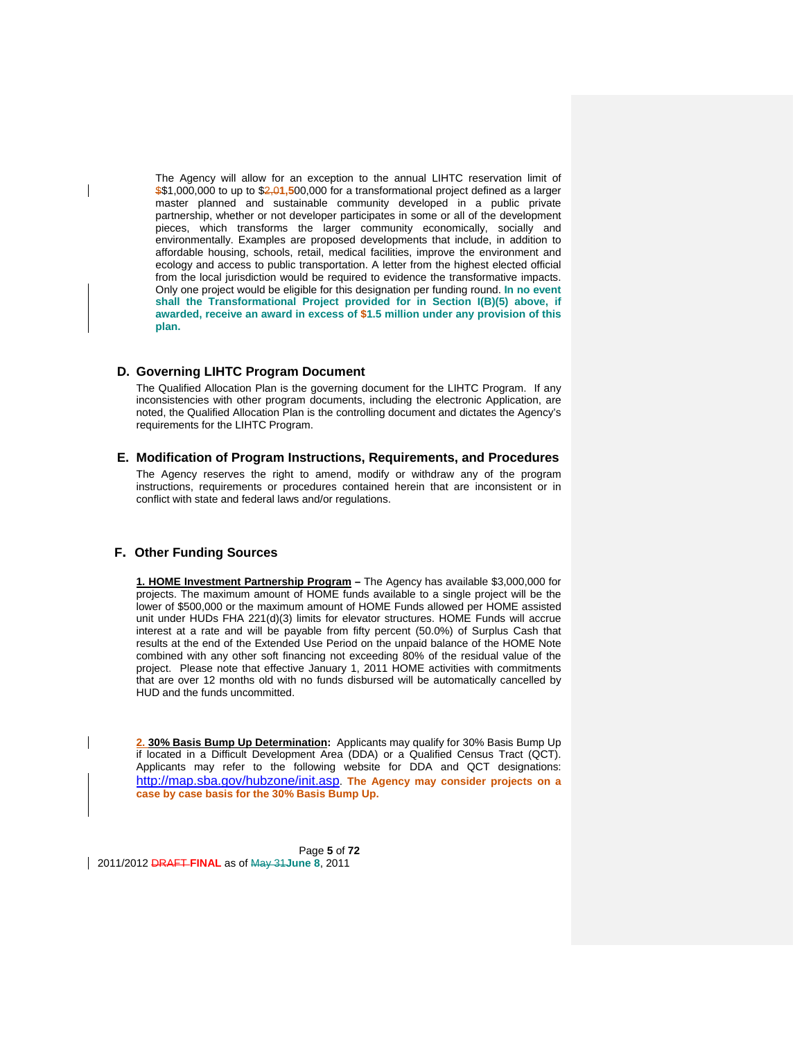The Agency will allow for an exception to the annual LIHTC reservation limit of $$1,000,000 to up to $2,01,500,000 for a transformational project defined as a larger master planned and sustainable community developed in a public private partnership, whether or not developer participates in some or all of the development pieces, which transforms the larger community economically, socially and environmentally. Examples are proposed developments that include, in addition to affordable housing, schools, retail, medical facilities, improve the environment and ecology and access to public transportation. A letter from the highest elected official from the local jurisdiction would be required to evidence the transformative impacts. Only one project would be eligible for this designation per funding round. **In no event shall the Transformational Project provided for in Section I(B)(5) above, if awarded, receive an award in excess of $1.5 million under any provision of this plan.**

## D. Governing LIHTC Program Document

The Qualified Allocation Plan is the governing document for the LIHTC Program. If any inconsistencies with other program documents, including the electronic Application, are noted, the Qualified Allocation Plan is the controlling document and dictates the Agency's requirements for the LIHTC Program.

## E. Modification of Program Instructions, Requirements, and Procedures

The Agency reserves the right to amend, modify or withdraw any of the program instructions, requirements or procedures contained herein that are inconsistent or in conflict with state and federal laws and/or regulations.

## F. Other Funding Sources

**1. HOME Investment Partnership Program –** The Agency has available $3,000,000 for projects. The maximum amount of HOME funds available to a single project will be the lower of $500,000 or the maximum amount of HOME Funds allowed per HOME assisted unit under HUDs FHA 221(d)(3) limits for elevator structures. HOME Funds will accrue interest at a rate and will be payable from fifty percent (50.0%) of Surplus Cash that results at the end of the Extended Use Period on the unpaid balance of the HOME Note combined with any other soft financing not exceeding 80% of the residual value of the project. Please note that effective January 1, 2011 HOME activities with commitments that are over 12 months old with no funds disbursed will be automatically cancelled by HUD and the funds uncommitted.

**2. 30% Basis Bump Up Determination:** Applicants may qualify for 30% Basis Bump Up if located in a Difficult Development Area (DDA) or a Qualified Census Tract (QCT). Applicants may refer to the following website for DDA and QCT designations: http://map.sba.gov/hubzone/init.asp. **The Agency may consider projects on a case by case basis for the 30% Basis Bump Up.**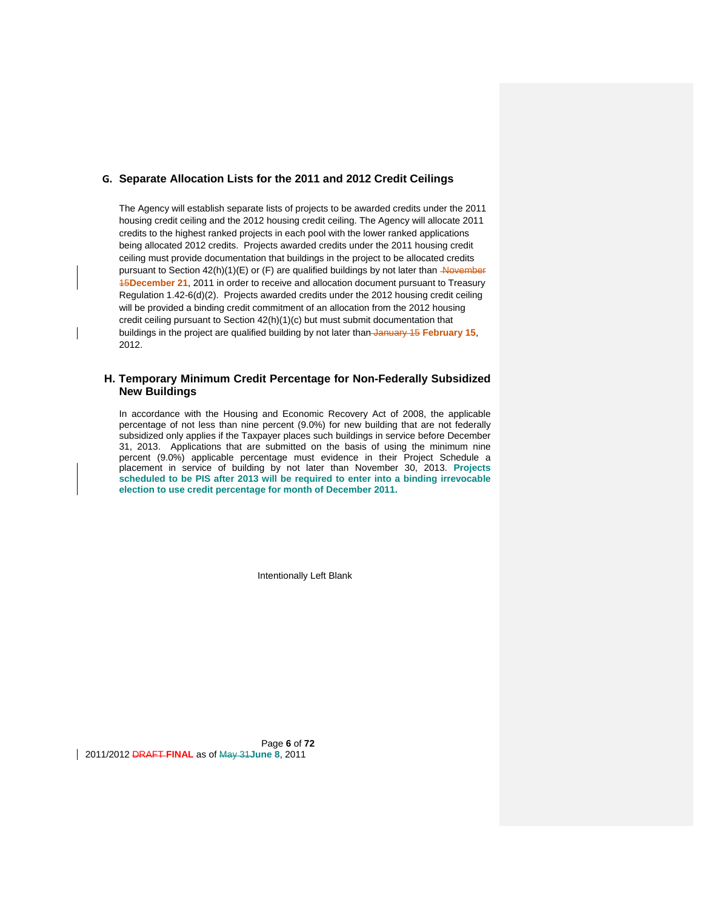## G. Separate Allocation Lists for the 2011 and 2012 Credit Ceilings

The Agency will establish separate lists of projects to be awarded credits under the 2011 housing credit ceiling and the 2012 housing credit ceiling. The Agency will allocate 2011 credits to the highest ranked projects in each pool with the lower ranked applications being allocated 2012 credits. Projects awarded credits under the 2011 housing credit ceiling must provide documentation that buildings in the project to be allocated credits pursuant to Section 42(h)(1)(E) or (F) are qualified buildings by not later than ~~November 15~~**December 21**, 2011 in order to receive and allocation document pursuant to Treasury Regulation 1.42-6(d)(2). Projects awarded credits under the 2012 housing credit ceiling will be provided a binding credit commitment of an allocation from the 2012 housing credit ceiling pursuant to Section 42(h)(1)(c) but must submit documentation that buildings in the project are qualified building by not later than ~~January 15~~ **February 15**, 2012.

## H. Temporary Minimum Credit Percentage for Non-Federally Subsidized New Buildings

In accordance with the Housing and Economic Recovery Act of 2008, the applicable percentage of not less than nine percent (9.0%) for new building that are not federally subsidized only applies if the Taxpayer places such buildings in service before December 31, 2013. Applications that are submitted on the basis of using the minimum nine percent (9.0%) applicable percentage must evidence in their Project Schedule a placement in service of building by not later than November 30, 2013. **Projects scheduled to be PIS after 2013 will be required to enter into a binding irrevocable election to use credit percentage for month of December 2011.**

Intentionally Left Blank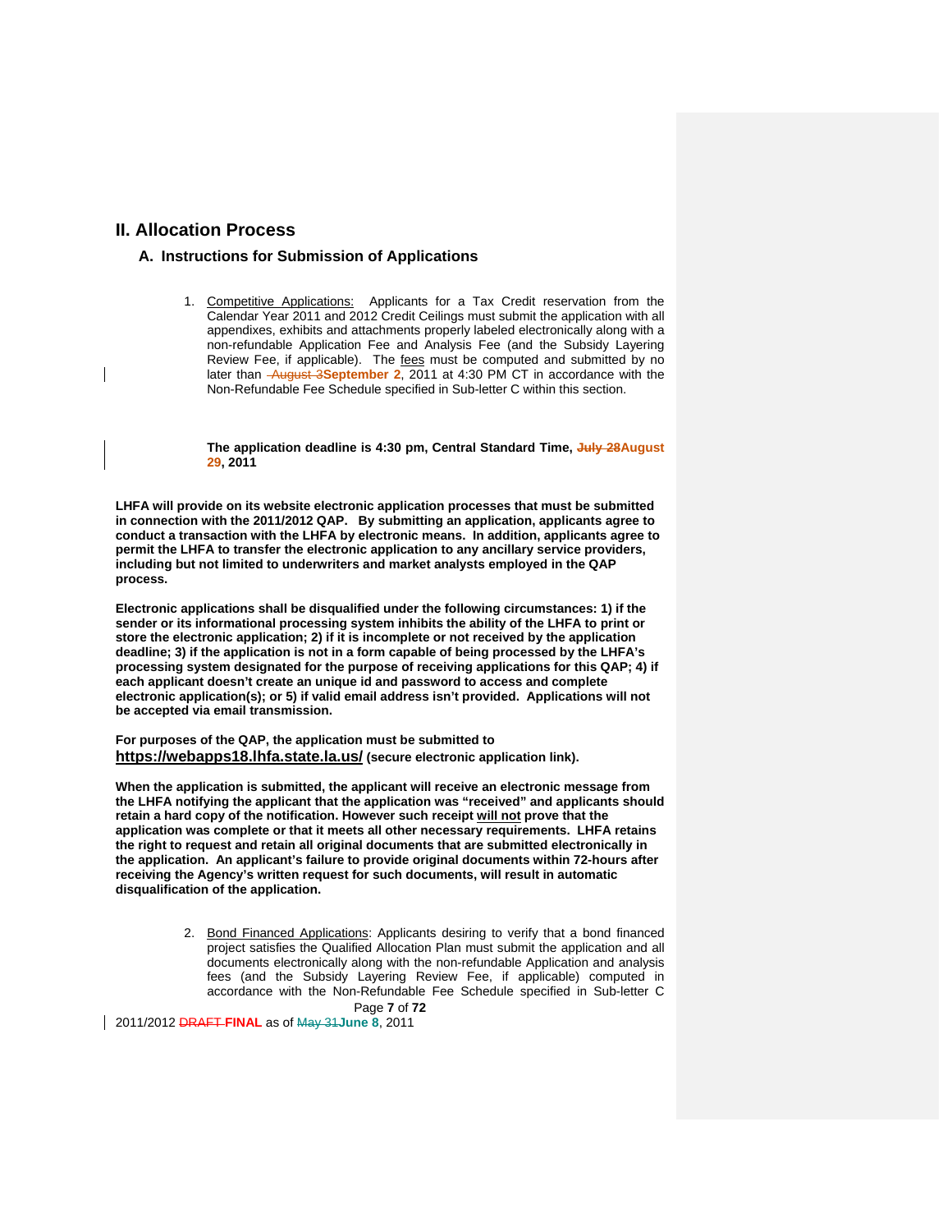## II. Allocation Process

### A. Instructions for Submission of Applications

1. Competitive Applications: Applicants for a Tax Credit reservation from the Calendar Year 2011 and 2012 Credit Ceilings must submit the application with all appendixes, exhibits and attachments properly labeled electronically along with a non-refundable Application Fee and Analysis Fee (and the Subsidy Layering Review Fee, if applicable). The fees must be computed and submitted by no later than ~~August 3~~**September 2**, 2011 at 4:30 PM CT in accordance with the Non-Refundable Fee Schedule specified in Sub-letter C within this section.

   **The application deadline is 4:30 pm, Central Standard Time, ~~July 28~~August 29, 2011**

**LHFA will provide on its website electronic application processes that must be submitted in connection with the 2011/2012 QAP. By submitting an application, applicants agree to conduct a transaction with the LHFA by electronic means. In addition, applicants agree to permit the LHFA to transfer the electronic application to any ancillary service providers, including but not limited to underwriters and market analysts employed in the QAP process.**

**Electronic applications shall be disqualified under the following circumstances: 1) if the sender or its informational processing system inhibits the ability of the LHFA to print or store the electronic application; 2) if it is incomplete or not received by the application deadline; 3) if the application is not in a form capable of being processed by the LHFA's processing system designated for the purpose of receiving applications for this QAP; 4) if each applicant doesn't create an unique id and password to access and complete electronic application(s); or 5) if valid email address isn't provided. Applications will not be accepted via email transmission.**

**For purposes of the QAP, the application must be submitted to https://webapps18.lhfa.state.la.us/ (secure electronic application link).**

**When the application is submitted, the applicant will receive an electronic message from the LHFA notifying the applicant that the application was "received" and applicants should retain a hard copy of the notification. However such receipt will not prove that the application was complete or that it meets all other necessary requirements. LHFA retains the right to request and retain all original documents that are submitted electronically in the application. An applicant's failure to provide original documents within 72-hours after receiving the Agency's written request for such documents, will result in automatic disqualification of the application.**

2. Bond Financed Applications: Applicants desiring to verify that a bond financed project satisfies the Qualified Allocation Plan must submit the application and all documents electronically along with the non-refundable Application and analysis fees (and the Subsidy Layering Review Fee, if applicable) computed in accordance with the Non-Refundable Fee Schedule specified in Sub-letter C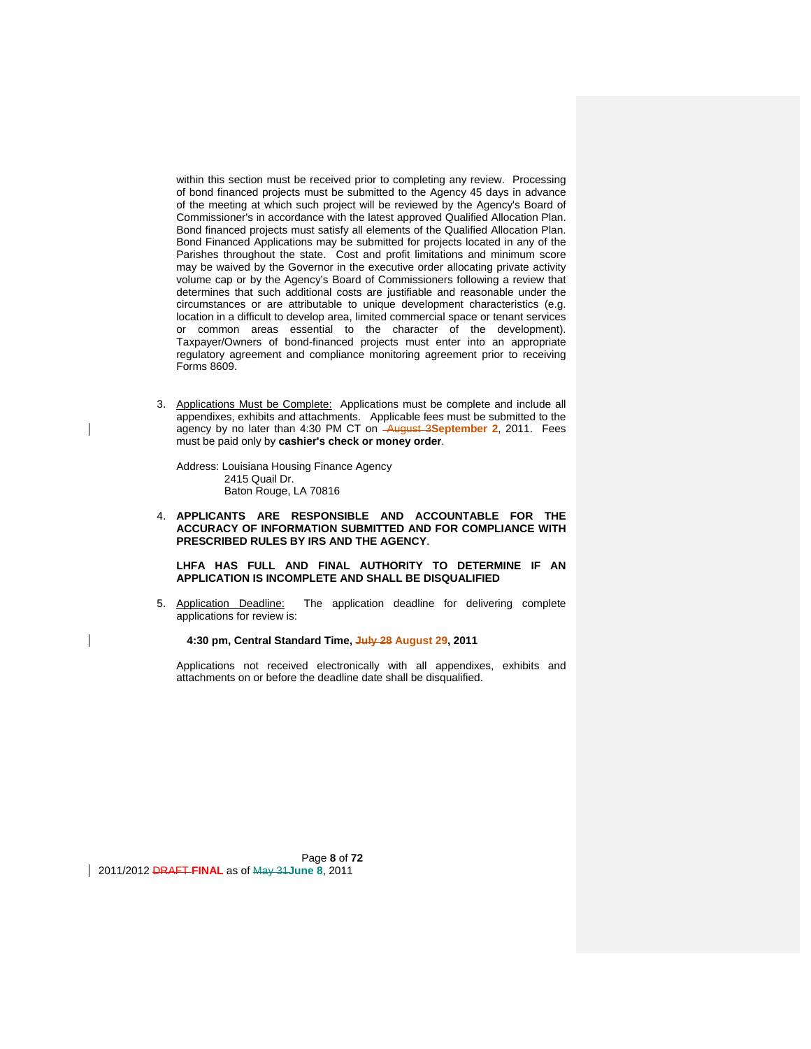within this section must be received prior to completing any review. Processing of bond financed projects must be submitted to the Agency 45 days in advance of the meeting at which such project will be reviewed by the Agency's Board of Commissioner's in accordance with the latest approved Qualified Allocation Plan. Bond financed projects must satisfy all elements of the Qualified Allocation Plan. Bond Financed Applications may be submitted for projects located in any of the Parishes throughout the state. Cost and profit limitations and minimum score may be waived by the Governor in the executive order allocating private activity volume cap or by the Agency's Board of Commissioners following a review that determines that such additional costs are justifiable and reasonable under the circumstances or are attributable to unique development characteristics (e.g. location in a difficult to develop area, limited commercial space or tenant services or common areas essential to the character of the development). Taxpayer/Owners of bond-financed projects must enter into an appropriate regulatory agreement and compliance monitoring agreement prior to receiving Forms 8609.

3. Applications Must be Complete: Applications must be complete and include all appendixes, exhibits and attachments. Applicable fees must be submitted to the agency by no later than 4:30 PM CT on ~~August 3~~**September 2**, 2011. Fees must be paid only by **cashier's check or money order**.

   Address: Louisiana Housing Finance Agency
   2415 Quail Dr.
   Baton Rouge, LA 70816

4. **APPLICANTS ARE RESPONSIBLE AND ACCOUNTABLE FOR THE ACCURACY OF INFORMATION SUBMITTED AND FOR COMPLIANCE WITH PRESCRIBED RULES BY IRS AND THE AGENCY**.

   **LHFA HAS FULL AND FINAL AUTHORITY TO DETERMINE IF AN APPLICATION IS INCOMPLETE AND SHALL BE DISQUALIFIED**

5. Application Deadline: The application deadline for delivering complete applications for review is:

   **4:30 pm, Central Standard Time, ~~July 28~~ August 29, 2011**

   Applications not received electronically with all appendixes, exhibits and attachments on or before the deadline date shall be disqualified.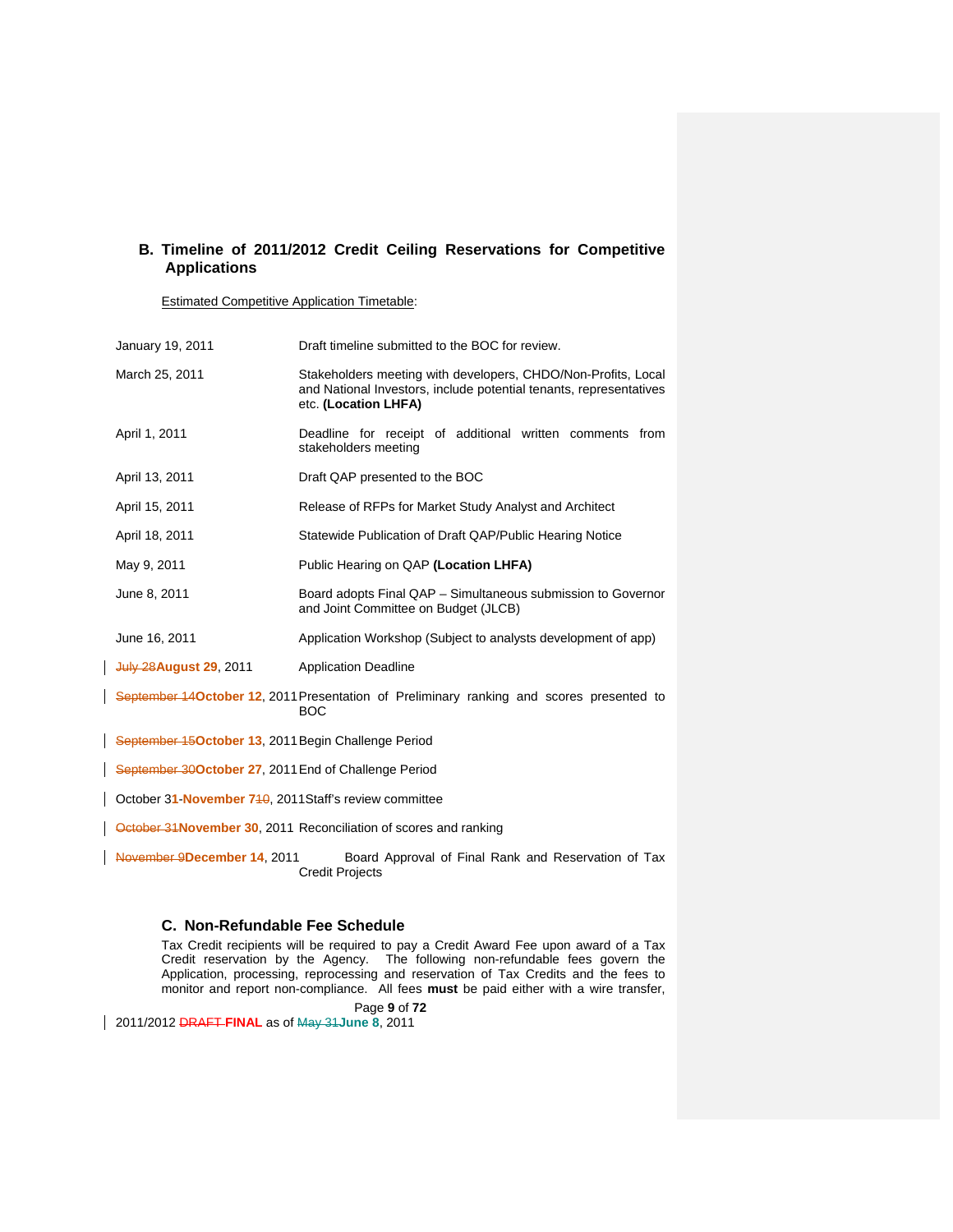## B. Timeline of 2011/2012 Credit Ceiling Reservations for Competitive Applications

Estimated Competitive Application Timetable:

| | |
|---|---|
| January 19, 2011 | Draft timeline submitted to the BOC for review. |
| March 25, 2011 | Stakeholders meeting with developers, CHDO/Non-Profits, Local and National Investors, include potential tenants, representatives etc. **(Location LHFA)** |
| April 1, 2011 | Deadline for receipt of additional written comments from stakeholders meeting |
| April 13, 2011 | Draft QAP presented to the BOC |
| April 15, 2011 | Release of RFPs for Market Study Analyst and Architect |
| April 18, 2011 | Statewide Publication of Draft QAP/Public Hearing Notice |
| May 9, 2011 | Public Hearing on QAP **(Location LHFA)** |
| June 8, 2011 | Board adopts Final QAP – Simultaneous submission to Governor and Joint Committee on Budget (JLCB) |
| June 16, 2011 | Application Workshop (Subject to analysts development of app) |
| ~~July 28~~**August 29**, 2011 | Application Deadline |
| ~~September 14~~**October 12**, 2011 | Presentation of Preliminary ranking and scores presented to BOC |
| ~~September 15~~**October 13**, 2011 | Begin Challenge Period |
| ~~September 30~~**October 27**, 2011 | End of Challenge Period |
| October 3**1-November 7**~~10~~, 2011 | Staff's review committee |
| ~~October 31~~**November 30**, 2011 | Reconciliation of scores and ranking |
| ~~November 9~~**December 14**, 2011 | Board Approval of Final Rank and Reservation of Tax Credit Projects |

### C. Non-Refundable Fee Schedule

Tax Credit recipients will be required to pay a Credit Award Fee upon award of a Tax Credit reservation by the Agency. The following non-refundable fees govern the Application, processing, reprocessing and reservation of Tax Credits and the fees to monitor and report non-compliance. All fees **must** be paid either with a wire transfer,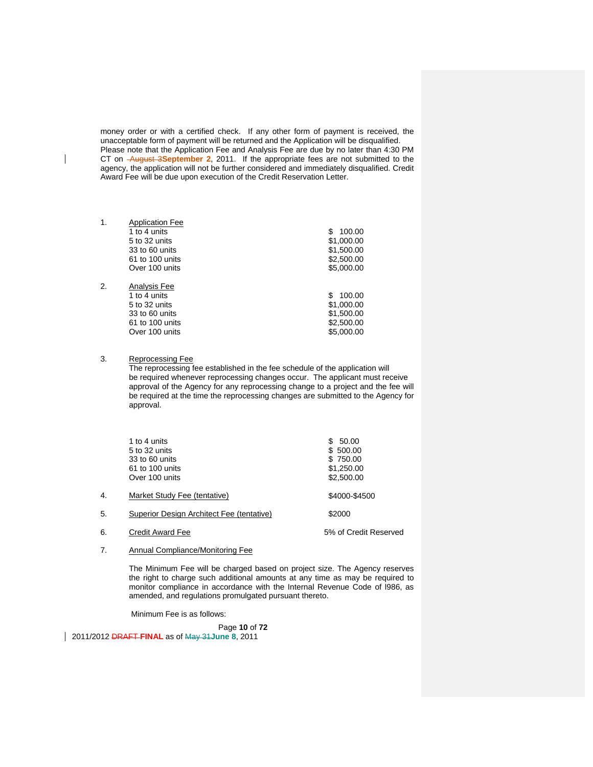money order or with a certified check. If any other form of payment is received, the unacceptable form of payment will be returned and the Application will be disqualified. Please note that the Application Fee and Analysis Fee are due by no later than 4:30 PM CT on ~~August 3~~**September 2**, 2011. If the appropriate fees are not submitted to the agency, the application will not be further considered and immediately disqualified. Credit Award Fee will be due upon execution of the Credit Reservation Letter.

1. Application Fee

| | |
|---|---|
| 1 to 4 units | $ 100.00 |
| 5 to 32 units | $1,000.00 |
| 33 to 60 units | $1,500.00 |
| 61 to 100 units | $2,500.00 |
| Over 100 units | $5,000.00 |

2. Analysis Fee

| | |
|---|---|
| 1 to 4 units | $ 100.00 |
| 5 to 32 units | $1,000.00 |
| 33 to 60 units | $1,500.00 |
| 61 to 100 units | $2,500.00 |
| Over 100 units | $5,000.00 |

3. Reprocessing Fee

   The reprocessing fee established in the fee schedule of the application will be required whenever reprocessing changes occur. The applicant must receive approval of the Agency for any reprocessing change to a project and the fee will be required at the time the reprocessing changes are submitted to the Agency for approval.

| | |
|---|---|
| 1 to 4 units | $ 50.00 |
| 5 to 32 units | $ 500.00 |
| 33 to 60 units | $ 750.00 |
| 61 to 100 units | $1,250.00 |
| Over 100 units | $2,500.00 |

4. Market Study Fee (tentative) — $4000-$4500

5. Superior Design Architect Fee (tentative) — $2000

6. Credit Award Fee — 5% of Credit Reserved

7. Annual Compliance/Monitoring Fee

   The Minimum Fee will be charged based on project size. The Agency reserves the right to charge such additional amounts at any time as may be required to monitor compliance in accordance with the Internal Revenue Code of l986, as amended, and regulations promulgated pursuant thereto.

   Minimum Fee is as follows: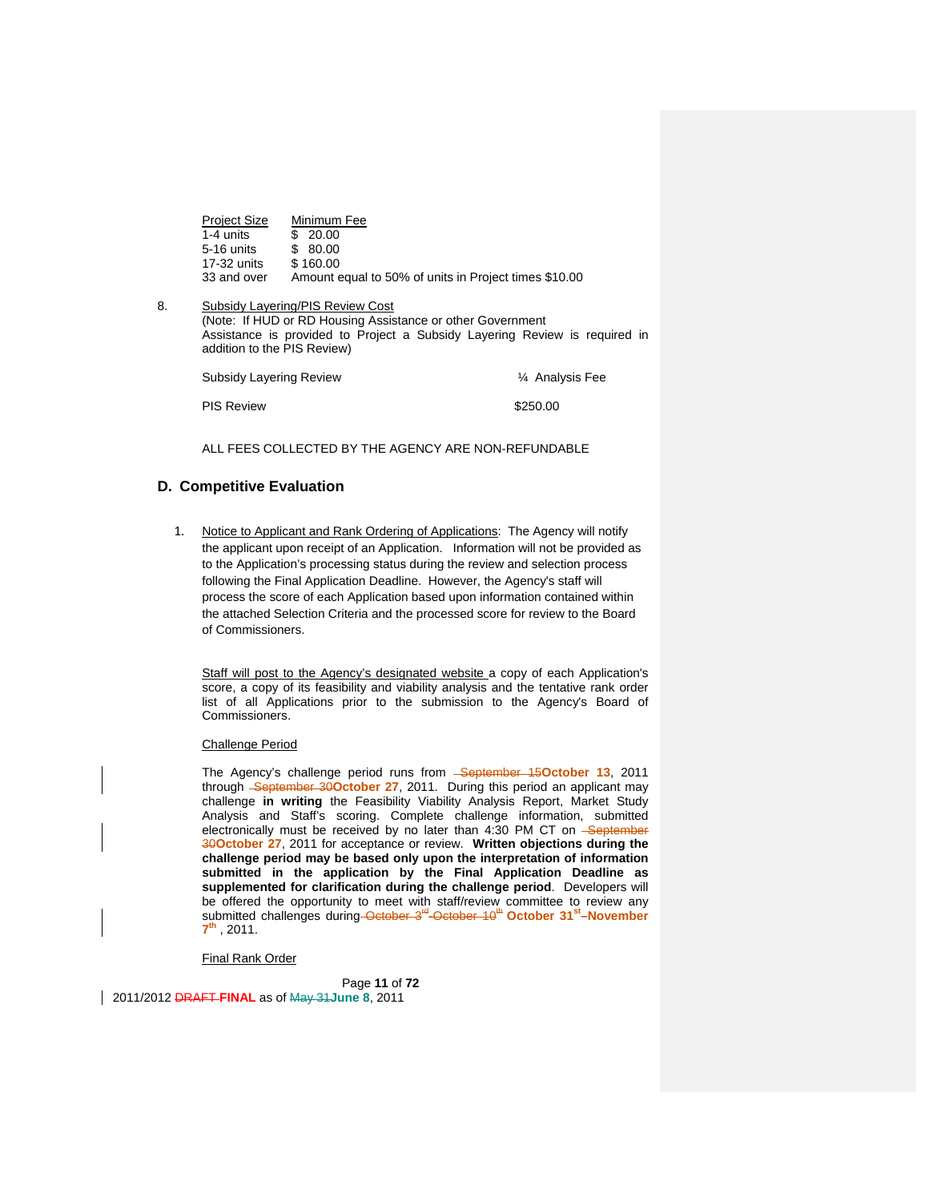| Project Size | Minimum Fee |
|---|---|
| 1-4 units | $ 20.00 |
| 5-16 units | $ 80.00 |
| 17-32 units | $ 160.00 |
| 33 and over | Amount equal to 50% of units in Project times $10.00 |

8. Subsidy Layering/PIS Review Cost
(Note: If HUD or RD Housing Assistance or other Government Assistance is provided to Project a Subsidy Layering Review is required in addition to the PIS Review)

| | |
|---|---|
| Subsidy Layering Review | ¼ Analysis Fee |
| PIS Review | $250.00 |

ALL FEES COLLECTED BY THE AGENCY ARE NON-REFUNDABLE

## D. Competitive Evaluation

1. Notice to Applicant and Rank Ordering of Applications: The Agency will notify the applicant upon receipt of an Application. Information will not be provided as to the Application's processing status during the review and selection process following the Final Application Deadline. However, the Agency's staff will process the score of each Application based upon information contained within the attached Selection Criteria and the processed score for review to the Board of Commissioners.

Staff will post to the Agency's designated website a copy of each Application's score, a copy of its feasibility and viability analysis and the tentative rank order list of all Applications prior to the submission to the Agency's Board of Commissioners.

Challenge Period

The Agency's challenge period runs from ~~September 15~~**October 13**, 2011 through ~~September 30~~**October 27**, 2011. During this period an applicant may challenge **in writing** the Feasibility Viability Analysis Report, Market Study Analysis and Staff's scoring. Complete challenge information, submitted electronically must be received by no later than 4:30 PM CT on ~~September 30~~**October 27**, 2011 for acceptance or review. **Written objections during the challenge period may be based only upon the interpretation of information submitted in the application by the Final Application Deadline as supplemented for clarification during the challenge period**. Developers will be offered the opportunity to meet with staff/review committee to review any submitted challenges during ~~October 3rd~~ ~~October 10th~~ **October 31st–November 7th**, 2011.

Final Rank Order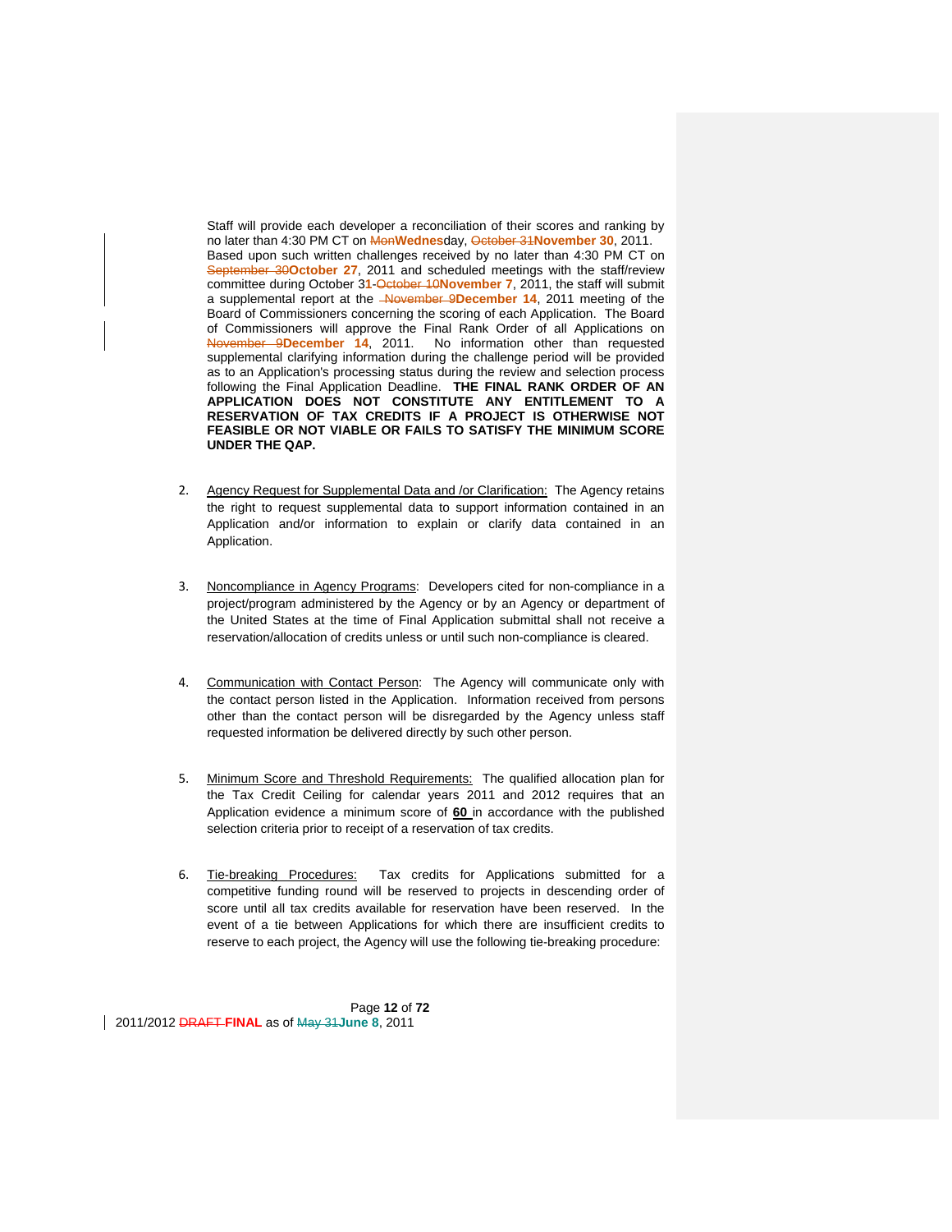Staff will provide each developer a reconciliation of their scores and ranking by no later than 4:30 PM CT on ~~Mon~~**Wednes**day, ~~October 31~~**November 30**, 2011. Based upon such written challenges received by no later than 4:30 PM CT on ~~September 30~~**October 27**, 2011 and scheduled meetings with the staff/review committee during October 3**1**-~~October 10~~**November 7**, 2011, the staff will submit a supplemental report at the ~~November 9~~**December 14**, 2011 meeting of the Board of Commissioners concerning the scoring of each Application. The Board of Commissioners will approve the Final Rank Order of all Applications on ~~November 9~~**December 14**, 2011. No information other than requested supplemental clarifying information during the challenge period will be provided as to an Application's processing status during the review and selection process following the Final Application Deadline. **THE FINAL RANK ORDER OF AN APPLICATION DOES NOT CONSTITUTE ANY ENTITLEMENT TO A RESERVATION OF TAX CREDITS IF A PROJECT IS OTHERWISE NOT FEASIBLE OR NOT VIABLE OR FAILS TO SATISFY THE MINIMUM SCORE UNDER THE QAP.**

2. Agency Request for Supplemental Data and /or Clarification: The Agency retains the right to request supplemental data to support information contained in an Application and/or information to explain or clarify data contained in an Application.

3. Noncompliance in Agency Programs: Developers cited for non-compliance in a project/program administered by the Agency or by an Agency or department of the United States at the time of Final Application submittal shall not receive a reservation/allocation of credits unless or until such non-compliance is cleared.

4. Communication with Contact Person: The Agency will communicate only with the contact person listed in the Application. Information received from persons other than the contact person will be disregarded by the Agency unless staff requested information be delivered directly by such other person.

5. Minimum Score and Threshold Requirements: The qualified allocation plan for the Tax Credit Ceiling for calendar years 2011 and 2012 requires that an Application evidence a minimum score of **60** in accordance with the published selection criteria prior to receipt of a reservation of tax credits.

6. Tie-breaking Procedures: Tax credits for Applications submitted for a competitive funding round will be reserved to projects in descending order of score until all tax credits available for reservation have been reserved. In the event of a tie between Applications for which there are insufficient credits to reserve to each project, the Agency will use the following tie-breaking procedure: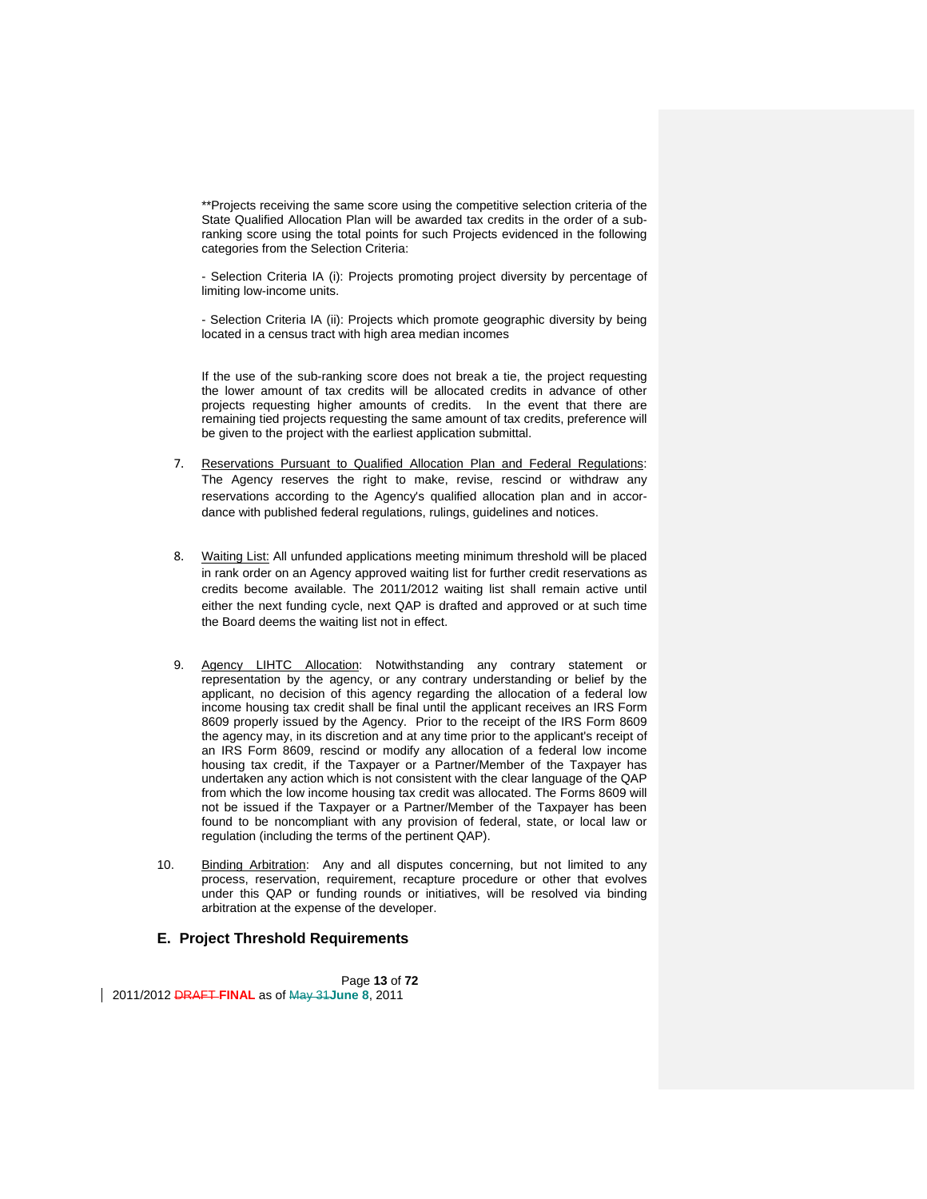**Projects receiving the same score using the competitive selection criteria of the State Qualified Allocation Plan will be awarded tax credits in the order of a sub-ranking score using the total points for such Projects evidenced in the following categories from the Selection Criteria:

- Selection Criteria IA (i): Projects promoting project diversity by percentage of limiting low-income units.

- Selection Criteria IA (ii): Projects which promote geographic diversity by being located in a census tract with high area median incomes

If the use of the sub-ranking score does not break a tie, the project requesting the lower amount of tax credits will be allocated credits in advance of other projects requesting higher amounts of credits. In the event that there are remaining tied projects requesting the same amount of tax credits, preference will be given to the project with the earliest application submittal.

7. Reservations Pursuant to Qualified Allocation Plan and Federal Regulations: The Agency reserves the right to make, revise, rescind or withdraw any reservations according to the Agency's qualified allocation plan and in accordance with published federal regulations, rulings, guidelines and notices.

8. Waiting List: All unfunded applications meeting minimum threshold will be placed in rank order on an Agency approved waiting list for further credit reservations as credits become available. The 2011/2012 waiting list shall remain active until either the next funding cycle, next QAP is drafted and approved or at such time the Board deems the waiting list not in effect.

9. Agency LIHTC Allocation: Notwithstanding any contrary statement or representation by the agency, or any contrary understanding or belief by the applicant, no decision of this agency regarding the allocation of a federal low income housing tax credit shall be final until the applicant receives an IRS Form 8609 properly issued by the Agency. Prior to the receipt of the IRS Form 8609 the agency may, in its discretion and at any time prior to the applicant's receipt of an IRS Form 8609, rescind or modify any allocation of a federal low income housing tax credit, if the Taxpayer or a Partner/Member of the Taxpayer has undertaken any action which is not consistent with the clear language of the QAP from which the low income housing tax credit was allocated. The Forms 8609 will not be issued if the Taxpayer or a Partner/Member of the Taxpayer has been found to be noncompliant with any provision of federal, state, or local law or regulation (including the terms of the pertinent QAP).

10. Binding Arbitration: Any and all disputes concerning, but not limited to any process, reservation, requirement, recapture procedure or other that evolves under this QAP or funding rounds or initiatives, will be resolved via binding arbitration at the expense of the developer.

## E. Project Threshold Requirements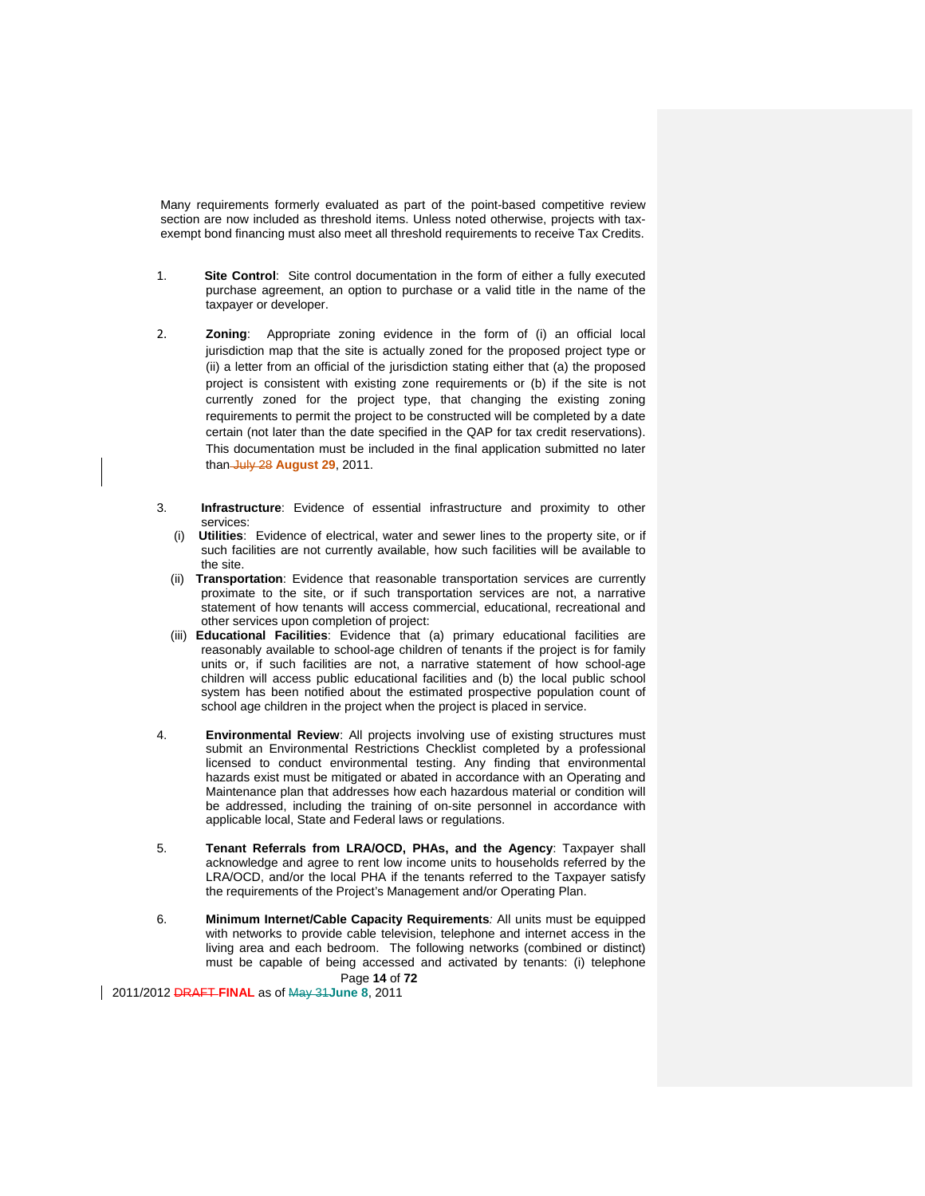Many requirements formerly evaluated as part of the point-based competitive review section are now included as threshold items. Unless noted otherwise, projects with tax-exempt bond financing must also meet all threshold requirements to receive Tax Credits.

1. **Site Control**: Site control documentation in the form of either a fully executed purchase agreement, an option to purchase or a valid title in the name of the taxpayer or developer.

2. **Zoning**: Appropriate zoning evidence in the form of (i) an official local jurisdiction map that the site is actually zoned for the proposed project type or (ii) a letter from an official of the jurisdiction stating either that (a) the proposed project is consistent with existing zone requirements or (b) if the site is not currently zoned for the project type, that changing the existing zoning requirements to permit the project to be constructed will be completed by a date certain (not later than the date specified in the QAP for tax credit reservations). This documentation must be included in the final application submitted no later than ~~July 28~~ **August 29**, 2011.

3. **Infrastructure**: Evidence of essential infrastructure and proximity to other services:
   - (i) **Utilities**: Evidence of electrical, water and sewer lines to the property site, or if such facilities are not currently available, how such facilities will be available to the site.
   - (ii) **Transportation**: Evidence that reasonable transportation services are currently proximate to the site, or if such transportation services are not, a narrative statement of how tenants will access commercial, educational, recreational and other services upon completion of project:
   - (iii) **Educational Facilities**: Evidence that (a) primary educational facilities are reasonably available to school-age children of tenants if the project is for family units or, if such facilities are not, a narrative statement of how school-age children will access public educational facilities and (b) the local public school system has been notified about the estimated prospective population count of school age children in the project when the project is placed in service.

4. **Environmental Review**: All projects involving use of existing structures must submit an Environmental Restrictions Checklist completed by a professional licensed to conduct environmental testing. Any finding that environmental hazards exist must be mitigated or abated in accordance with an Operating and Maintenance plan that addresses how each hazardous material or condition will be addressed, including the training of on-site personnel in accordance with applicable local, State and Federal laws or regulations.

5. **Tenant Referrals from LRA/OCD, PHAs, and the Agency**: Taxpayer shall acknowledge and agree to rent low income units to households referred by the LRA/OCD, and/or the local PHA if the tenants referred to the Taxpayer satisfy the requirements of the Project's Management and/or Operating Plan.

6. **Minimum Internet/Cable Capacity Requirements***:* All units must be equipped with networks to provide cable television, telephone and internet access in the living area and each bedroom. The following networks (combined or distinct) must be capable of being accessed and activated by tenants: (i) telephone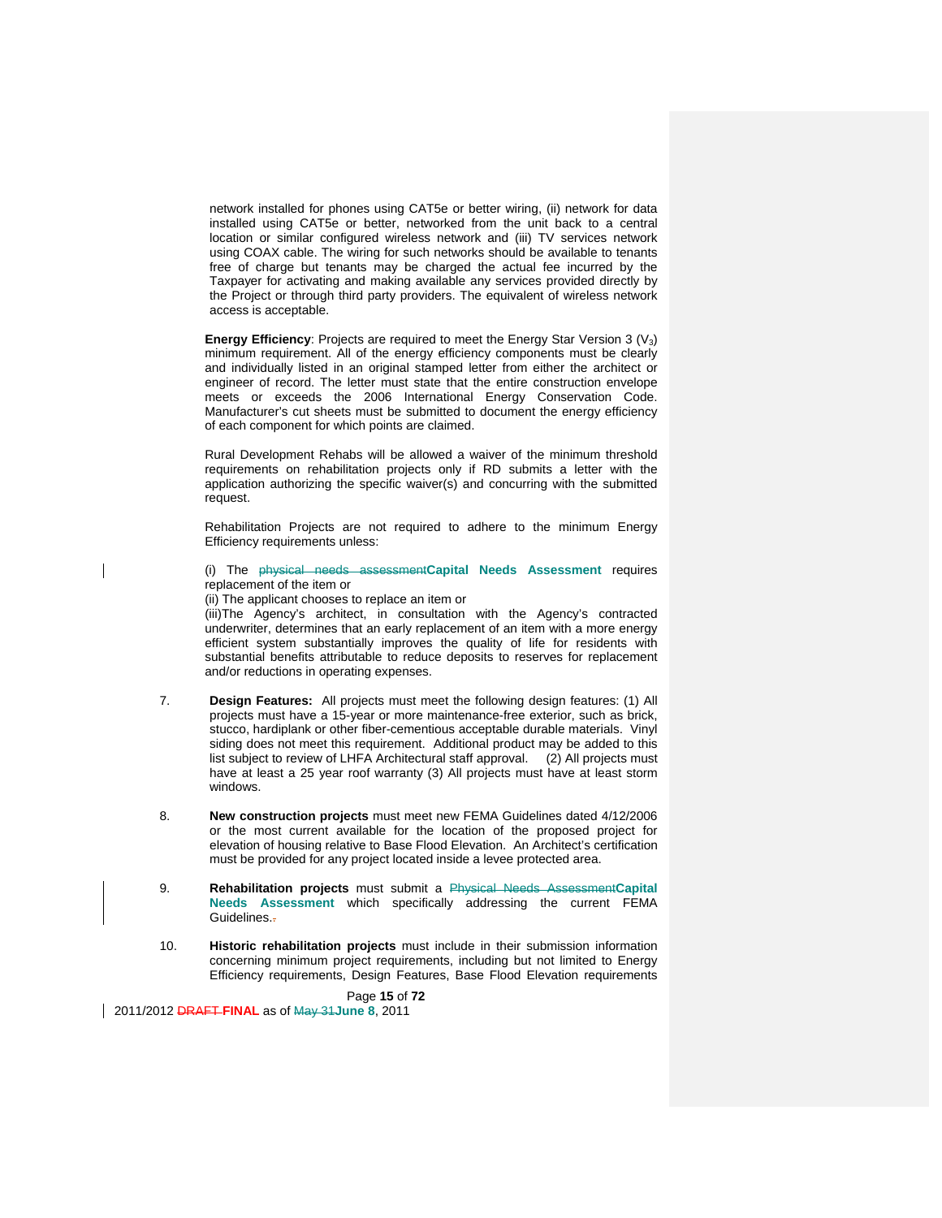network installed for phones using CAT5e or better wiring, (ii) network for data installed using CAT5e or better, networked from the unit back to a central location or similar configured wireless network and (iii) TV services network using COAX cable. The wiring for such networks should be available to tenants free of charge but tenants may be charged the actual fee incurred by the Taxpayer for activating and making available any services provided directly by the Project or through third party providers. The equivalent of wireless network access is acceptable.

**Energy Efficiency**: Projects are required to meet the Energy Star Version 3 ($V_3$) minimum requirement. All of the energy efficiency components must be clearly and individually listed in an original stamped letter from either the architect or engineer of record. The letter must state that the entire construction envelope meets or exceeds the 2006 International Energy Conservation Code. Manufacturer's cut sheets must be submitted to document the energy efficiency of each component for which points are claimed.

Rural Development Rehabs will be allowed a waiver of the minimum threshold requirements on rehabilitation projects only if RD submits a letter with the application authorizing the specific waiver(s) and concurring with the submitted request.

Rehabilitation Projects are not required to adhere to the minimum Energy Efficiency requirements unless:

(i) The ~~physical needs assessment~~**Capital Needs Assessment** requires replacement of the item or
(ii) The applicant chooses to replace an item or
(iii)The Agency's architect, in consultation with the Agency's contracted underwriter, determines that an early replacement of an item with a more energy efficient system substantially improves the quality of life for residents with substantial benefits attributable to reduce deposits to reserves for replacement and/or reductions in operating expenses.

7. **Design Features:** All projects must meet the following design features: (1) All projects must have a 15-year or more maintenance-free exterior, such as brick, stucco, hardiplank or other fiber-cementious acceptable durable materials. Vinyl siding does not meet this requirement. Additional product may be added to this list subject to review of LHFA Architectural staff approval. (2) All projects must have at least a 25 year roof warranty (3) All projects must have at least storm windows.

8. **New construction projects** must meet new FEMA Guidelines dated 4/12/2006 or the most current available for the location of the proposed project for elevation of housing relative to Base Flood Elevation. An Architect's certification must be provided for any project located inside a levee protected area.

9. **Rehabilitation projects** must submit a ~~Physical Needs Assessment~~**Capital Needs Assessment** which specifically addressing the current FEMA Guidelines.

10. **Historic rehabilitation projects** must include in their submission information concerning minimum project requirements, including but not limited to Energy Efficiency requirements, Design Features, Base Flood Elevation requirements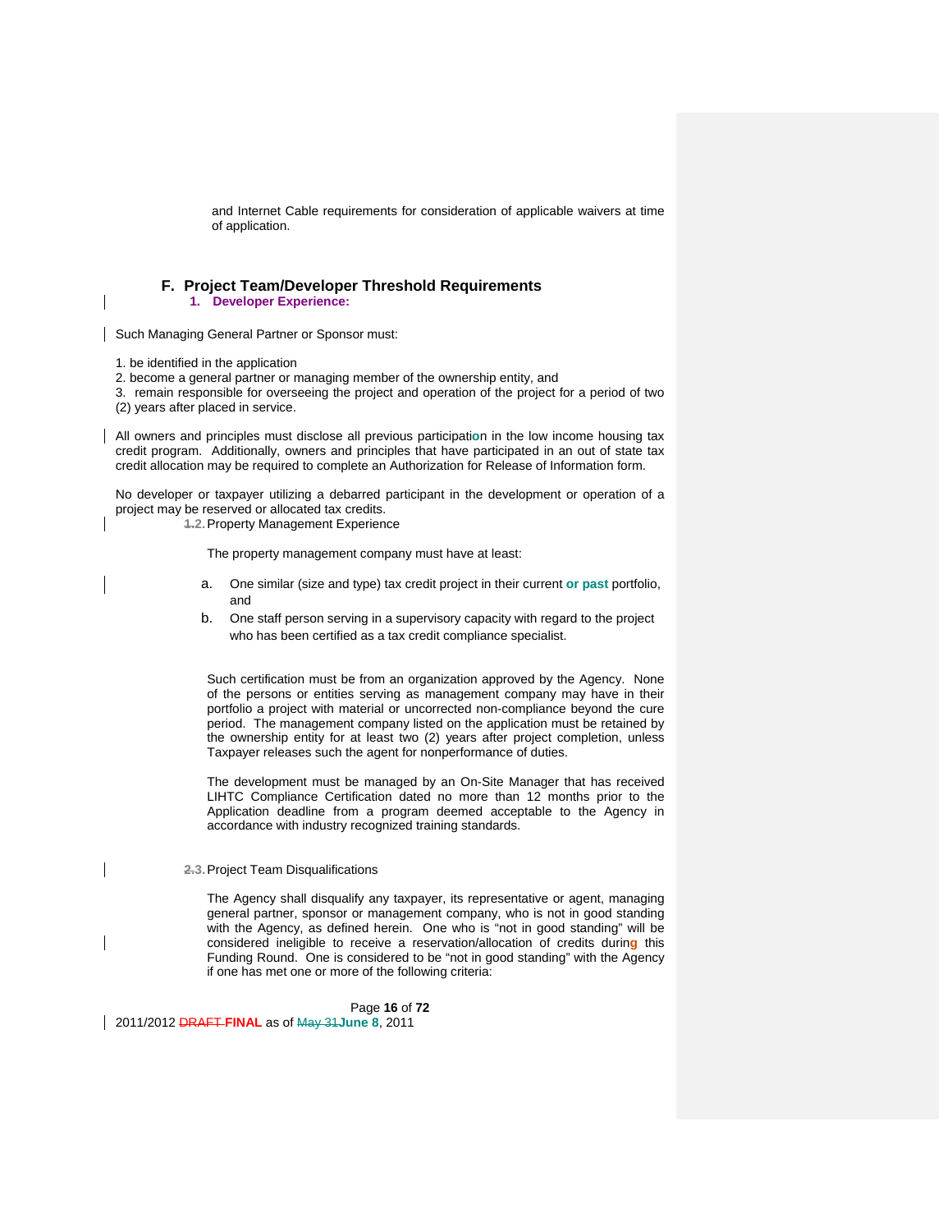and Internet Cable requirements for consideration of applicable waivers at time of application.

## F. Project Team/Developer Threshold Requirements

### 1. Developer Experience:

Such Managing General Partner or Sponsor must:

1. be identified in the application
2. become a general partner or managing member of the ownership entity, and
3. remain responsible for overseeing the project and operation of the project for a period of two (2) years after placed in service.

All owners and principles must disclose all previous participation in the low income housing tax credit program. Additionally, owners and principles that have participated in an out of state tax credit allocation may be required to complete an Authorization for Release of Information form.

No developer or taxpayer utilizing a debarred participant in the development or operation of a project may be reserved or allocated tax credits.

### 2. Property Management Experience

The property management company must have at least:

a. One similar (size and type) tax credit project in their current **or past** portfolio, and
b. One staff person serving in a supervisory capacity with regard to the project who has been certified as a tax credit compliance specialist.

Such certification must be from an organization approved by the Agency. None of the persons or entities serving as management company may have in their portfolio a project with material or uncorrected non-compliance beyond the cure period. The management company listed on the application must be retained by the ownership entity for at least two (2) years after project completion, unless Taxpayer releases such the agent for nonperformance of duties.

The development must be managed by an On-Site Manager that has received LIHTC Compliance Certification dated no more than 12 months prior to the Application deadline from a program deemed acceptable to the Agency in accordance with industry recognized training standards.

### 3. Project Team Disqualifications

The Agency shall disqualify any taxpayer, its representative or agent, managing general partner, sponsor or management company, who is not in good standing with the Agency, as defined herein. One who is "not in good standing" will be considered ineligible to receive a reservation/allocation of credits during this Funding Round. One is considered to be "not in good standing" with the Agency if one has met one or more of the following criteria: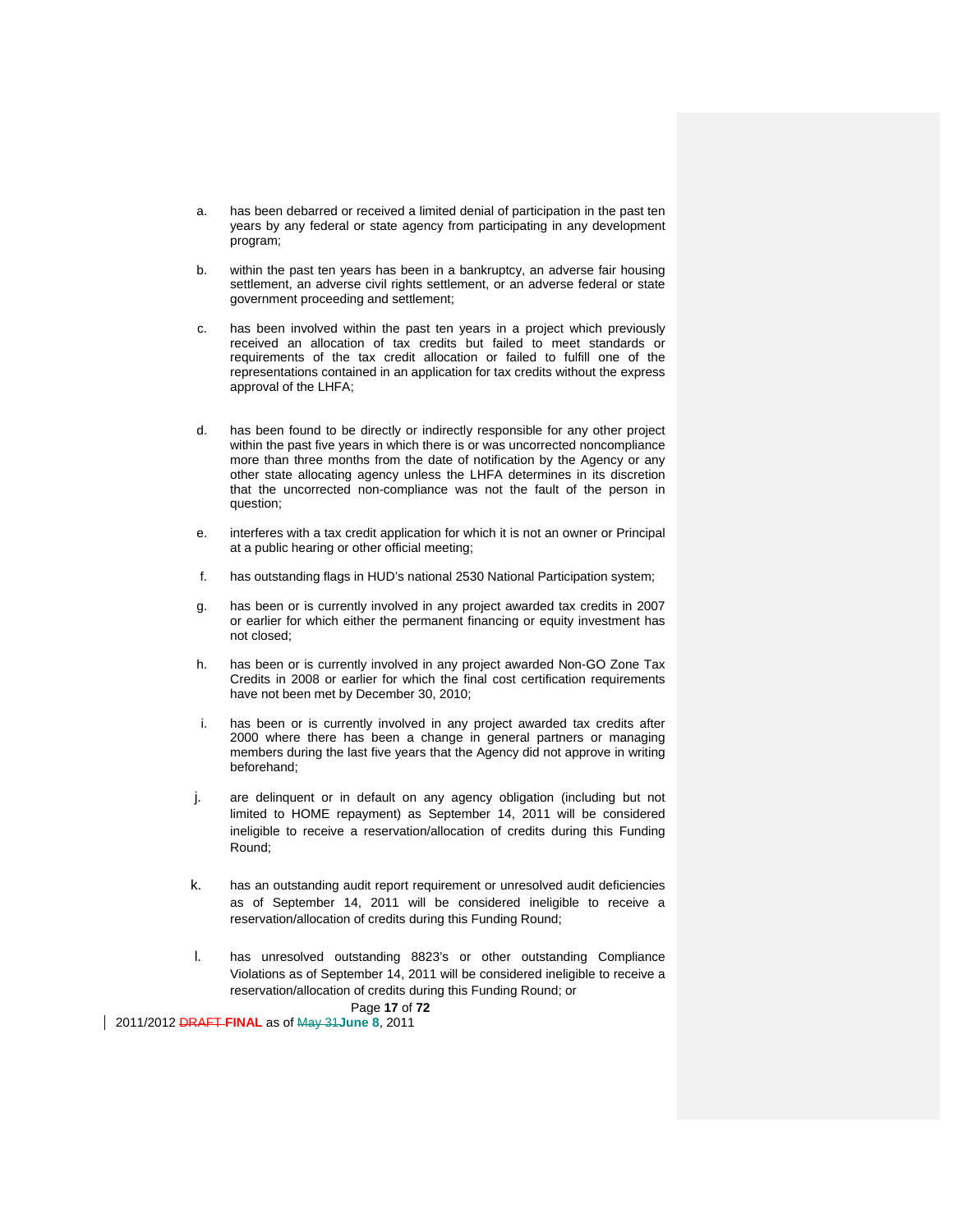a. has been debarred or received a limited denial of participation in the past ten years by any federal or state agency from participating in any development program;

b. within the past ten years has been in a bankruptcy, an adverse fair housing settlement, an adverse civil rights settlement, or an adverse federal or state government proceeding and settlement;

c. has been involved within the past ten years in a project which previously received an allocation of tax credits but failed to meet standards or requirements of the tax credit allocation or failed to fulfill one of the representations contained in an application for tax credits without the express approval of the LHFA;

d. has been found to be directly or indirectly responsible for any other project within the past five years in which there is or was uncorrected noncompliance more than three months from the date of notification by the Agency or any other state allocating agency unless the LHFA determines in its discretion that the uncorrected non-compliance was not the fault of the person in question;

e. interferes with a tax credit application for which it is not an owner or Principal at a public hearing or other official meeting;

f. has outstanding flags in HUD's national 2530 National Participation system;

g. has been or is currently involved in any project awarded tax credits in 2007 or earlier for which either the permanent financing or equity investment has not closed;

h. has been or is currently involved in any project awarded Non-GO Zone Tax Credits in 2008 or earlier for which the final cost certification requirements have not been met by December 30, 2010;

i. has been or is currently involved in any project awarded tax credits after 2000 where there has been a change in general partners or managing members during the last five years that the Agency did not approve in writing beforehand;

j. are delinquent or in default on any agency obligation (including but not limited to HOME repayment) as September 14, 2011 will be considered ineligible to receive a reservation/allocation of credits during this Funding Round;

k. has an outstanding audit report requirement or unresolved audit deficiencies as of September 14, 2011 will be considered ineligible to receive a reservation/allocation of credits during this Funding Round;

l. has unresolved outstanding 8823's or other outstanding Compliance Violations as of September 14, 2011 will be considered ineligible to receive a reservation/allocation of credits during this Funding Round; or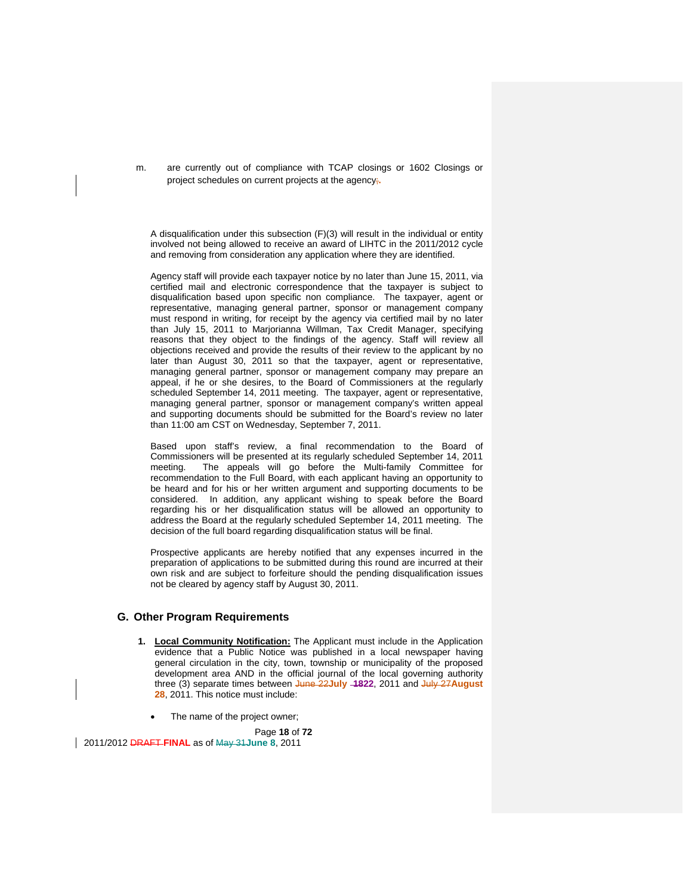m. are currently out of compliance with TCAP closings or 1602 Closings or project schedules on current projects at the agency~~;~~.

A disqualification under this subsection (F)(3) will result in the individual or entity involved not being allowed to receive an award of LIHTC in the 2011/2012 cycle and removing from consideration any application where they are identified.

Agency staff will provide each taxpayer notice by no later than June 15, 2011, via certified mail and electronic correspondence that the taxpayer is subject to disqualification based upon specific non compliance. The taxpayer, agent or representative, managing general partner, sponsor or management company must respond in writing, for receipt by the agency via certified mail by no later than July 15, 2011 to Marjorianna Willman, Tax Credit Manager, specifying reasons that they object to the findings of the agency. Staff will review all objections received and provide the results of their review to the applicant by no later than August 30, 2011 so that the taxpayer, agent or representative, managing general partner, sponsor or management company may prepare an appeal, if he or she desires, to the Board of Commissioners at the regularly scheduled September 14, 2011 meeting. The taxpayer, agent or representative, managing general partner, sponsor or management company's written appeal and supporting documents should be submitted for the Board's review no later than 11:00 am CST on Wednesday, September 7, 2011.

Based upon staff's review, a final recommendation to the Board of Commissioners will be presented at its regularly scheduled September 14, 2011 meeting. The appeals will go before the Multi-family Committee for recommendation to the Full Board, with each applicant having an opportunity to be heard and for his or her written argument and supporting documents to be considered. In addition, any applicant wishing to speak before the Board regarding his or her disqualification status will be allowed an opportunity to address the Board at the regularly scheduled September 14, 2011 meeting. The decision of the full board regarding disqualification status will be final.

Prospective applicants are hereby notified that any expenses incurred in the preparation of applications to be submitted during this round are incurred at their own risk and are subject to forfeiture should the pending disqualification issues not be cleared by agency staff by August 30, 2011.

## G. Other Program Requirements

1. **Local Community Notification:** The Applicant must include in the Application evidence that a Public Notice was published in a local newspaper having general circulation in the city, town, township or municipality of the proposed development area AND in the official journal of the local governing authority three (3) separate times between ~~June 22~~**July** ~~18~~**22**, 2011 and ~~July 27~~**August 28**, 2011. This notice must include:

- The name of the project owner;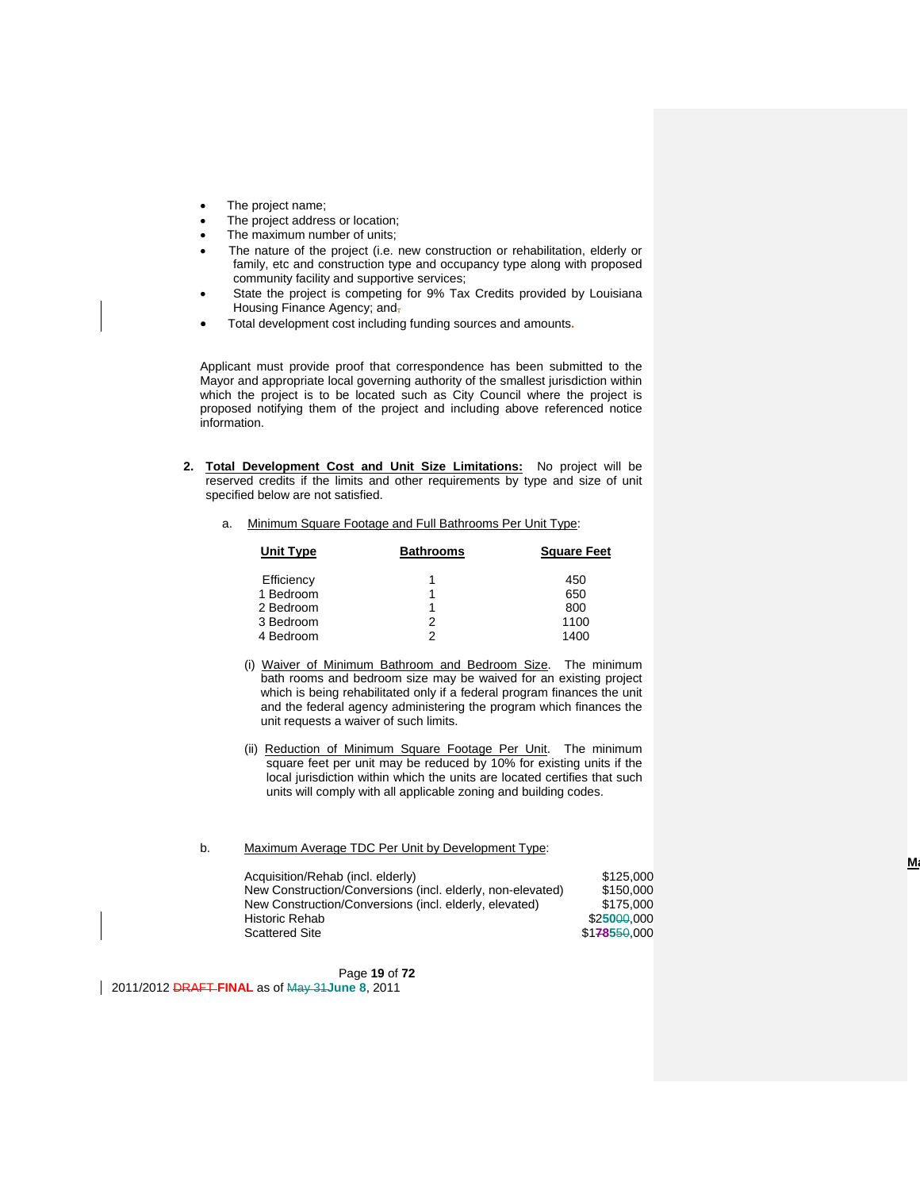- The project name;
- The project address or location;
- The maximum number of units;
- The nature of the project (i.e. new construction or rehabilitation, elderly or family, etc and construction type and occupancy type along with proposed community facility and supportive services;
- State the project is competing for 9% Tax Credits provided by Louisiana Housing Finance Agency; and.
- Total development cost including funding sources and amounts.

Applicant must provide proof that correspondence has been submitted to the Mayor and appropriate local governing authority of the smallest jurisdiction within which the project is to be located such as City Council where the project is proposed notifying them of the project and including above referenced notice information.

**2. Total Development Cost and Unit Size Limitations:** No project will be reserved credits if the limits and other requirements by type and size of unit specified below are not satisfied.

a. Minimum Square Footage and Full Bathrooms Per Unit Type:

| Unit Type | Bathrooms | Square Feet |
|---|---|---|
| Efficiency | 1 | 450 |
| 1 Bedroom | 1 | 650 |
| 2 Bedroom | 1 | 800 |
| 3 Bedroom | 2 | 1100 |
| 4 Bedroom | 2 | 1400 |

(i) Waiver of Minimum Bathroom and Bedroom Size. The minimum bath rooms and bedroom size may be waived for an existing project which is being rehabilitated only if a federal program finances the unit and the federal agency administering the program which finances the unit requests a waiver of such limits.

(ii) Reduction of Minimum Square Footage Per Unit. The minimum square feet per unit may be reduced by 10% for existing units if the local jurisdiction within which the units are located certifies that such units will comply with all applicable zoning and building codes.

b. Maximum Average TDC Per Unit by Development Type:

| | |
|---|---|
| Acquisition/Rehab (incl. elderly) | $125,000 |
| New Construction/Conversions (incl. elderly, non-elevated) | $150,000 |
| New Construction/Conversions (incl. elderly, elevated) | $175,000 |
| Historic Rehab | $25000,000 |
| Scattered Site | $178550,000 |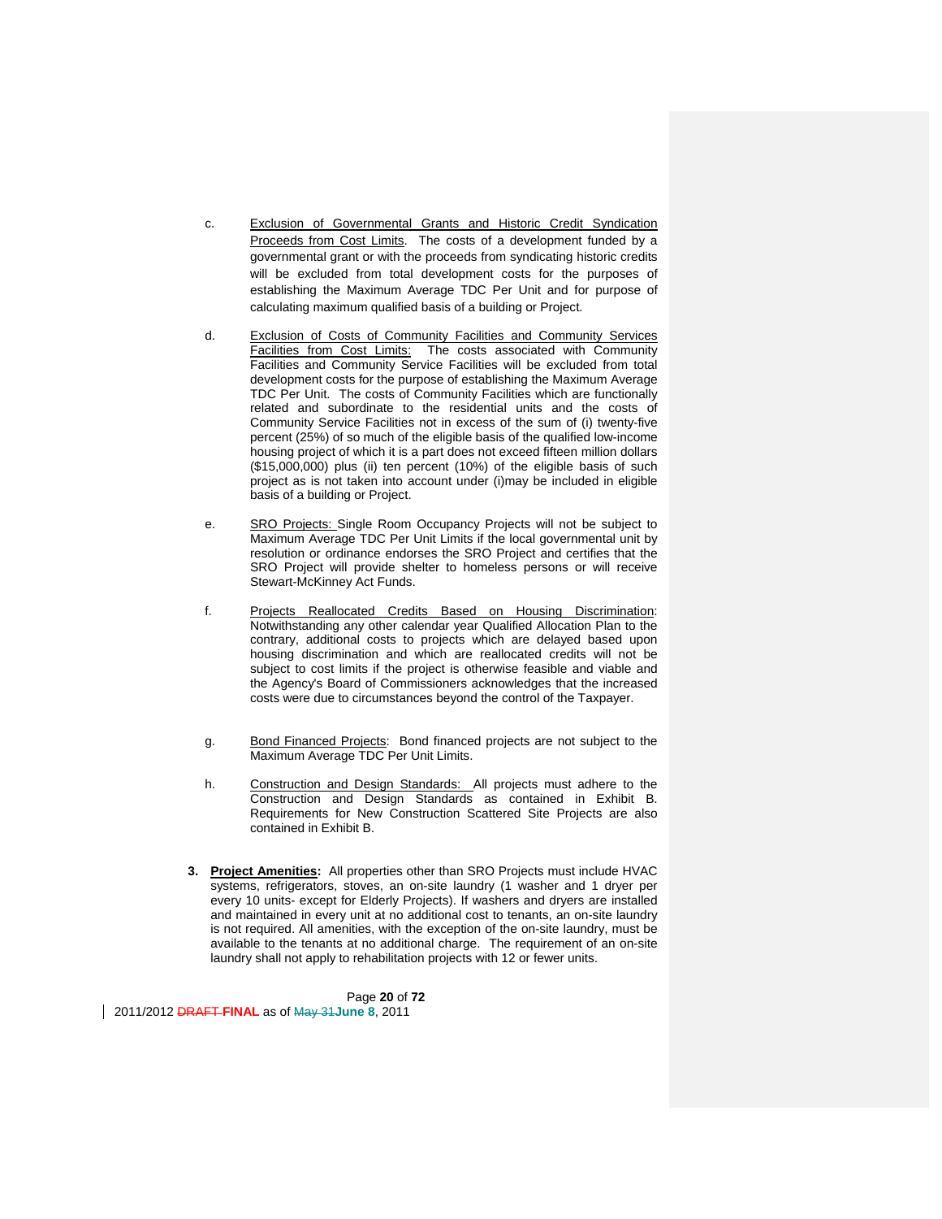c. Exclusion of Governmental Grants and Historic Credit Syndication Proceeds from Cost Limits. The costs of a development funded by a governmental grant or with the proceeds from syndicating historic credits will be excluded from total development costs for the purposes of establishing the Maximum Average TDC Per Unit and for purpose of calculating maximum qualified basis of a building or Project.

d. Exclusion of Costs of Community Facilities and Community Services Facilities from Cost Limits: The costs associated with Community Facilities and Community Service Facilities will be excluded from total development costs for the purpose of establishing the Maximum Average TDC Per Unit. The costs of Community Facilities which are functionally related and subordinate to the residential units and the costs of Community Service Facilities not in excess of the sum of (i) twenty-five percent (25%) of so much of the eligible basis of the qualified low-income housing project of which it is a part does not exceed fifteen million dollars ($15,000,000) plus (ii) ten percent (10%) of the eligible basis of such project as is not taken into account under (i)may be included in eligible basis of a building or Project.

e. SRO Projects: Single Room Occupancy Projects will not be subject to Maximum Average TDC Per Unit Limits if the local governmental unit by resolution or ordinance endorses the SRO Project and certifies that the SRO Project will provide shelter to homeless persons or will receive Stewart-McKinney Act Funds.

f. Projects Reallocated Credits Based on Housing Discrimination: Notwithstanding any other calendar year Qualified Allocation Plan to the contrary, additional costs to projects which are delayed based upon housing discrimination and which are reallocated credits will not be subject to cost limits if the project is otherwise feasible and viable and the Agency's Board of Commissioners acknowledges that the increased costs were due to circumstances beyond the control of the Taxpayer.

g. Bond Financed Projects: Bond financed projects are not subject to the Maximum Average TDC Per Unit Limits.

h. Construction and Design Standards: All projects must adhere to the Construction and Design Standards as contained in Exhibit B. Requirements for New Construction Scattered Site Projects are also contained in Exhibit B.

3. **Project Amenities:** All properties other than SRO Projects must include HVAC systems, refrigerators, stoves, an on-site laundry (1 washer and 1 dryer per every 10 units- except for Elderly Projects). If washers and dryers are installed and maintained in every unit at no additional cost to tenants, an on-site laundry is not required. All amenities, with the exception of the on-site laundry, must be available to the tenants at no additional charge. The requirement of an on-site laundry shall not apply to rehabilitation projects with 12 or fewer units.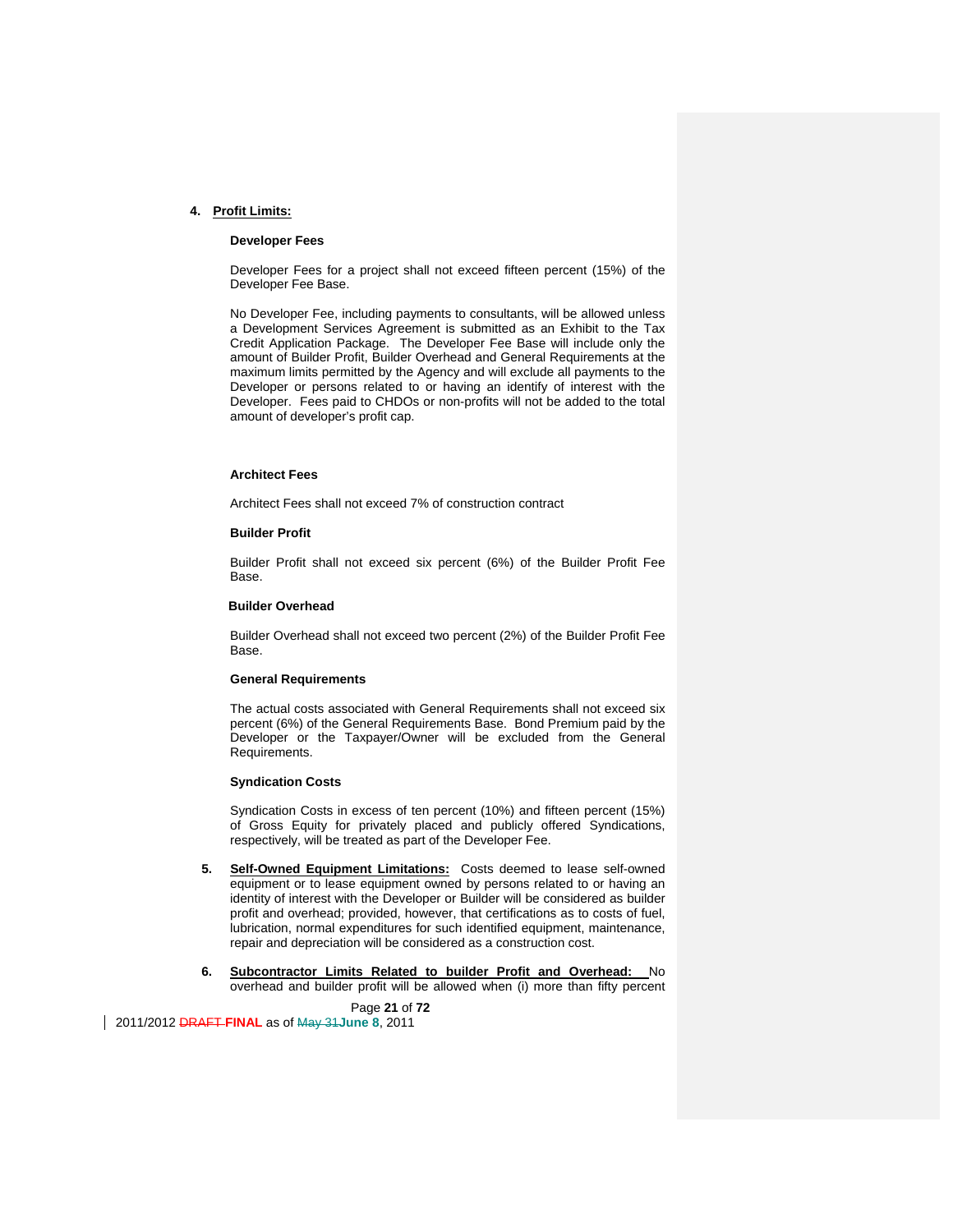4. **Profit Limits:**

**Developer Fees**

Developer Fees for a project shall not exceed fifteen percent (15%) of the Developer Fee Base.

No Developer Fee, including payments to consultants, will be allowed unless a Development Services Agreement is submitted as an Exhibit to the Tax Credit Application Package. The Developer Fee Base will include only the amount of Builder Profit, Builder Overhead and General Requirements at the maximum limits permitted by the Agency and will exclude all payments to the Developer or persons related to or having an identify of interest with the Developer. Fees paid to CHDOs or non-profits will not be added to the total amount of developer's profit cap.

**Architect Fees**

Architect Fees shall not exceed 7% of construction contract

**Builder Profit**

Builder Profit shall not exceed six percent (6%) of the Builder Profit Fee Base.

**Builder Overhead**

Builder Overhead shall not exceed two percent (2%) of the Builder Profit Fee Base.

**General Requirements**

The actual costs associated with General Requirements shall not exceed six percent (6%) of the General Requirements Base. Bond Premium paid by the Developer or the Taxpayer/Owner will be excluded from the General Requirements.

**Syndication Costs**

Syndication Costs in excess of ten percent (10%) and fifteen percent (15%) of Gross Equity for privately placed and publicly offered Syndications, respectively, will be treated as part of the Developer Fee.

5. **Self-Owned Equipment Limitations:** Costs deemed to lease self-owned equipment or to lease equipment owned by persons related to or having an identity of interest with the Developer or Builder will be considered as builder profit and overhead; provided, however, that certifications as to costs of fuel, lubrication, normal expenditures for such identified equipment, maintenance, repair and depreciation will be considered as a construction cost.

6. **Subcontractor Limits Related to builder Profit and Overhead:** No overhead and builder profit will be allowed when (i) more than fifty percent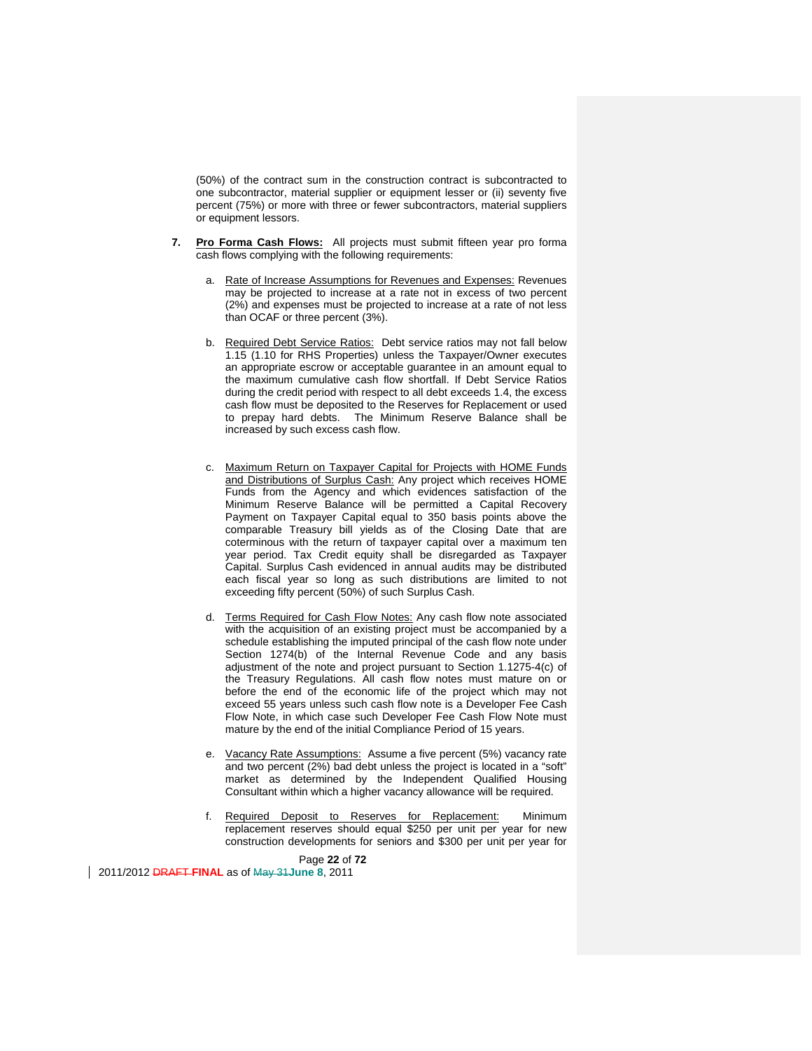(50%) of the contract sum in the construction contract is subcontracted to one subcontractor, material supplier or equipment lesser or (ii) seventy five percent (75%) or more with three or fewer subcontractors, material suppliers or equipment lessors.

**7. Pro Forma Cash Flows:** All projects must submit fifteen year pro forma cash flows complying with the following requirements:

a. Rate of Increase Assumptions for Revenues and Expenses: Revenues may be projected to increase at a rate not in excess of two percent (2%) and expenses must be projected to increase at a rate of not less than OCAF or three percent (3%).

b. Required Debt Service Ratios: Debt service ratios may not fall below 1.15 (1.10 for RHS Properties) unless the Taxpayer/Owner executes an appropriate escrow or acceptable guarantee in an amount equal to the maximum cumulative cash flow shortfall. If Debt Service Ratios during the credit period with respect to all debt exceeds 1.4, the excess cash flow must be deposited to the Reserves for Replacement or used to prepay hard debts. The Minimum Reserve Balance shall be increased by such excess cash flow.

c. Maximum Return on Taxpayer Capital for Projects with HOME Funds and Distributions of Surplus Cash: Any project which receives HOME Funds from the Agency and which evidences satisfaction of the Minimum Reserve Balance will be permitted a Capital Recovery Payment on Taxpayer Capital equal to 350 basis points above the comparable Treasury bill yields as of the Closing Date that are coterminous with the return of taxpayer capital over a maximum ten year period. Tax Credit equity shall be disregarded as Taxpayer Capital. Surplus Cash evidenced in annual audits may be distributed each fiscal year so long as such distributions are limited to not exceeding fifty percent (50%) of such Surplus Cash.

d. Terms Required for Cash Flow Notes: Any cash flow note associated with the acquisition of an existing project must be accompanied by a schedule establishing the imputed principal of the cash flow note under Section 1274(b) of the Internal Revenue Code and any basis adjustment of the note and project pursuant to Section 1.1275-4(c) of the Treasury Regulations. All cash flow notes must mature on or before the end of the economic life of the project which may not exceed 55 years unless such cash flow note is a Developer Fee Cash Flow Note, in which case such Developer Fee Cash Flow Note must mature by the end of the initial Compliance Period of 15 years.

e. Vacancy Rate Assumptions: Assume a five percent (5%) vacancy rate and two percent (2%) bad debt unless the project is located in a "soft" market as determined by the Independent Qualified Housing Consultant within which a higher vacancy allowance will be required.

f. Required Deposit to Reserves for Replacement: Minimum replacement reserves should equal $250 per unit per year for new construction developments for seniors and $300 per unit per year for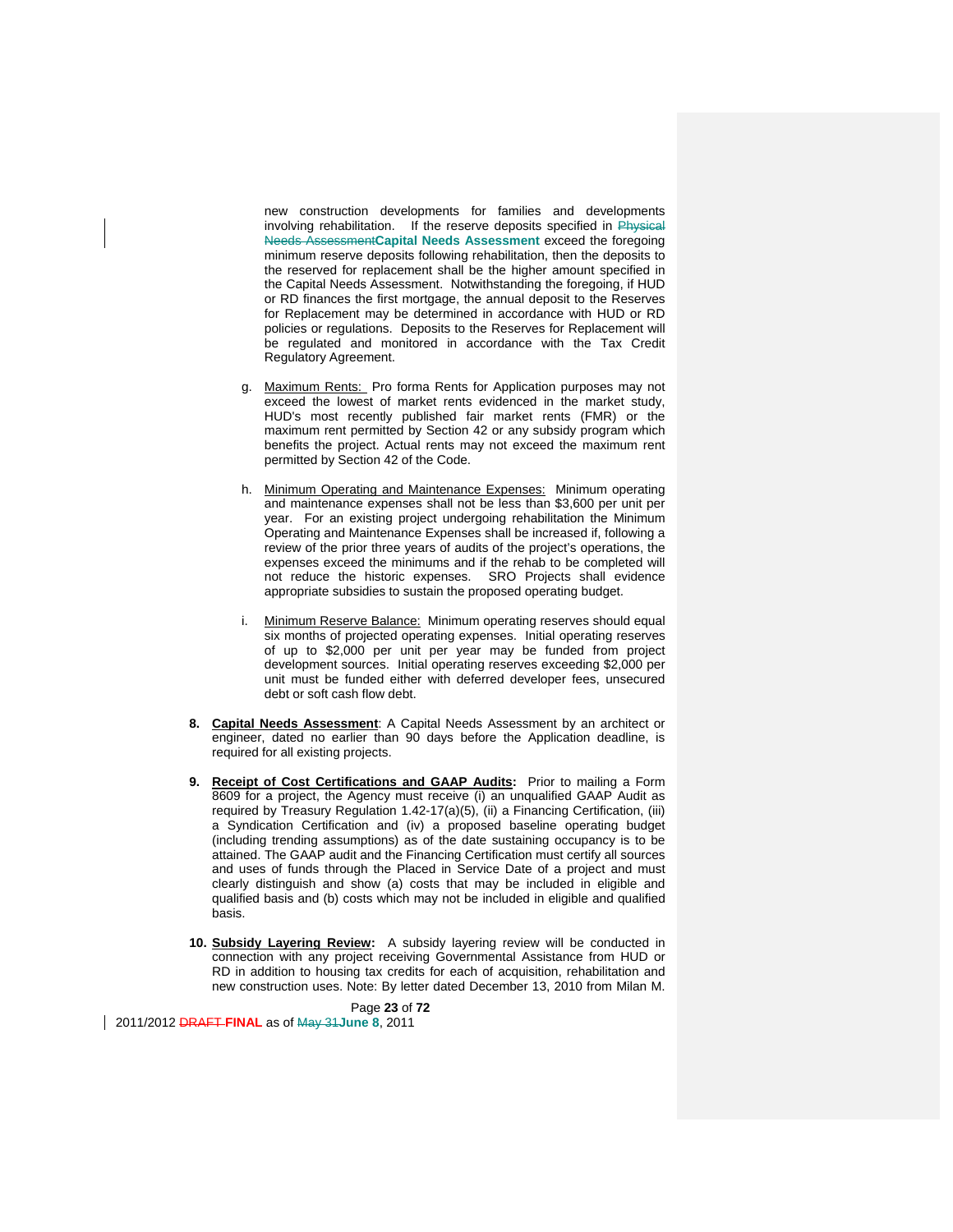new construction developments for families and developments involving rehabilitation. If the reserve deposits specified in ~~Physical Needs Assessment~~**Capital Needs Assessment** exceed the foregoing minimum reserve deposits following rehabilitation, then the deposits to the reserved for replacement shall be the higher amount specified in the Capital Needs Assessment. Notwithstanding the foregoing, if HUD or RD finances the first mortgage, the annual deposit to the Reserves for Replacement may be determined in accordance with HUD or RD policies or regulations. Deposits to the Reserves for Replacement will be regulated and monitored in accordance with the Tax Credit Regulatory Agreement.

g. Maximum Rents: Pro forma Rents for Application purposes may not exceed the lowest of market rents evidenced in the market study, HUD's most recently published fair market rents (FMR) or the maximum rent permitted by Section 42 or any subsidy program which benefits the project. Actual rents may not exceed the maximum rent permitted by Section 42 of the Code.

h. Minimum Operating and Maintenance Expenses: Minimum operating and maintenance expenses shall not be less than $3,600 per unit per year. For an existing project undergoing rehabilitation the Minimum Operating and Maintenance Expenses shall be increased if, following a review of the prior three years of audits of the project's operations, the expenses exceed the minimums and if the rehab to be completed will not reduce the historic expenses. SRO Projects shall evidence appropriate subsidies to sustain the proposed operating budget.

i. Minimum Reserve Balance: Minimum operating reserves should equal six months of projected operating expenses. Initial operating reserves of up to $2,000 per unit per year may be funded from project development sources. Initial operating reserves exceeding $2,000 per unit must be funded either with deferred developer fees, unsecured debt or soft cash flow debt.

8. **Capital Needs Assessment**: A Capital Needs Assessment by an architect or engineer, dated no earlier than 90 days before the Application deadline, is required for all existing projects.

9. **Receipt of Cost Certifications and GAAP Audits:** Prior to mailing a Form 8609 for a project, the Agency must receive (i) an unqualified GAAP Audit as required by Treasury Regulation 1.42-17(a)(5), (ii) a Financing Certification, (iii) a Syndication Certification and (iv) a proposed baseline operating budget (including trending assumptions) as of the date sustaining occupancy is to be attained. The GAAP audit and the Financing Certification must certify all sources and uses of funds through the Placed in Service Date of a project and must clearly distinguish and show (a) costs that may be included in eligible and qualified basis and (b) costs which may not be included in eligible and qualified basis.

10. **Subsidy Layering Review:** A subsidy layering review will be conducted in connection with any project receiving Governmental Assistance from HUD or RD in addition to housing tax credits for each of acquisition, rehabilitation and new construction uses. Note: By letter dated December 13, 2010 from Milan M.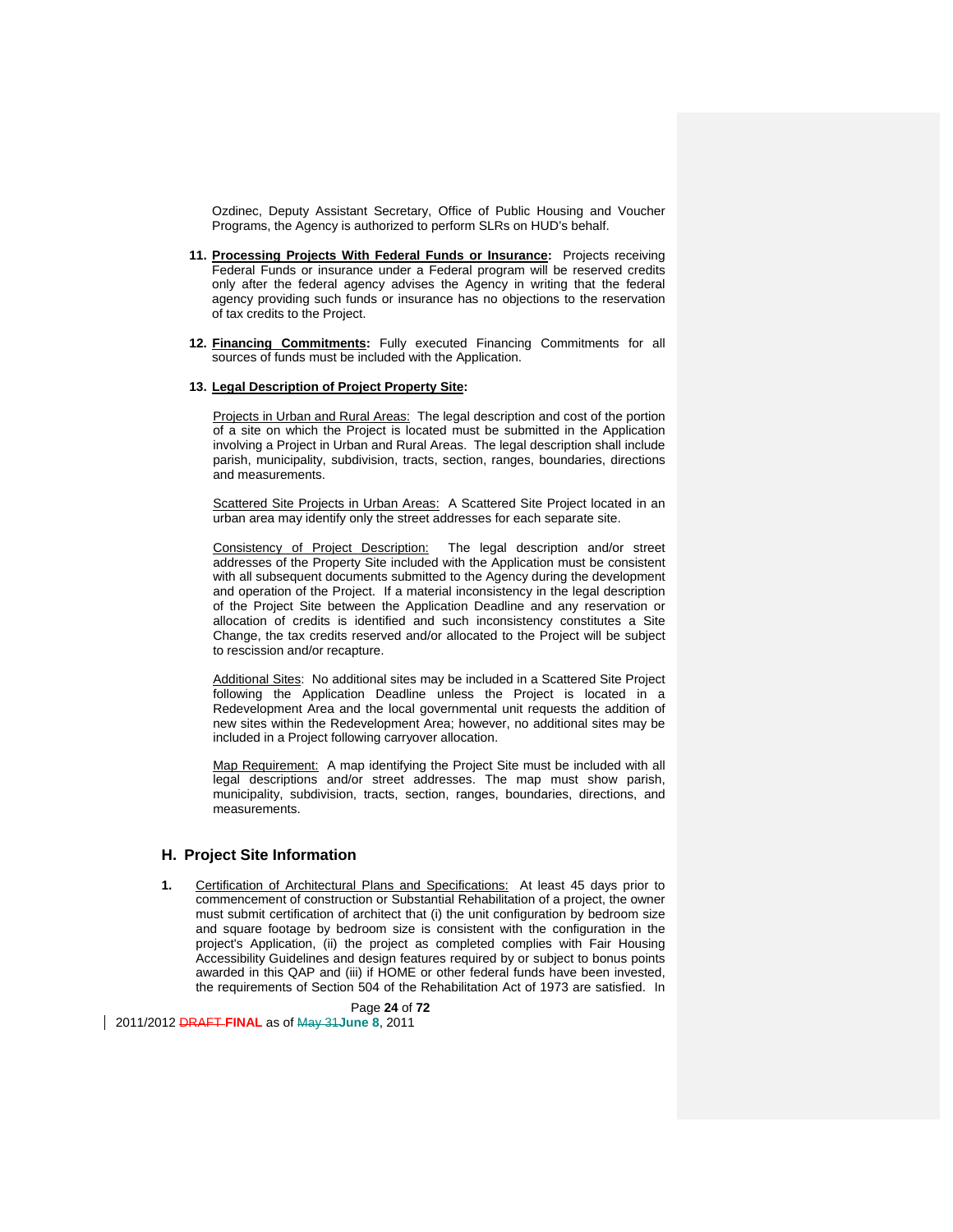Ozdinec, Deputy Assistant Secretary, Office of Public Housing and Voucher Programs, the Agency is authorized to perform SLRs on HUD's behalf.

11. **Processing Projects With Federal Funds or Insurance:** Projects receiving Federal Funds or insurance under a Federal program will be reserved credits only after the federal agency advises the Agency in writing that the federal agency providing such funds or insurance has no objections to the reservation of tax credits to the Project.

12. **Financing Commitments:** Fully executed Financing Commitments for all sources of funds must be included with the Application.

13. **Legal Description of Project Property Site:**

    Projects in Urban and Rural Areas: The legal description and cost of the portion of a site on which the Project is located must be submitted in the Application involving a Project in Urban and Rural Areas. The legal description shall include parish, municipality, subdivision, tracts, section, ranges, boundaries, directions and measurements.

    Scattered Site Projects in Urban Areas: A Scattered Site Project located in an urban area may identify only the street addresses for each separate site.

    Consistency of Project Description: The legal description and/or street addresses of the Property Site included with the Application must be consistent with all subsequent documents submitted to the Agency during the development and operation of the Project. If a material inconsistency in the legal description of the Project Site between the Application Deadline and any reservation or allocation of credits is identified and such inconsistency constitutes a Site Change, the tax credits reserved and/or allocated to the Project will be subject to rescission and/or recapture.

    Additional Sites: No additional sites may be included in a Scattered Site Project following the Application Deadline unless the Project is located in a Redevelopment Area and the local governmental unit requests the addition of new sites within the Redevelopment Area; however, no additional sites may be included in a Project following carryover allocation.

    Map Requirement: A map identifying the Project Site must be included with all legal descriptions and/or street addresses. The map must show parish, municipality, subdivision, tracts, section, ranges, boundaries, directions, and measurements.

## H. Project Site Information

1. Certification of Architectural Plans and Specifications: At least 45 days prior to commencement of construction or Substantial Rehabilitation of a project, the owner must submit certification of architect that (i) the unit configuration by bedroom size and square footage by bedroom size is consistent with the configuration in the project's Application, (ii) the project as completed complies with Fair Housing Accessibility Guidelines and design features required by or subject to bonus points awarded in this QAP and (iii) if HOME or other federal funds have been invested, the requirements of Section 504 of the Rehabilitation Act of 1973 are satisfied. In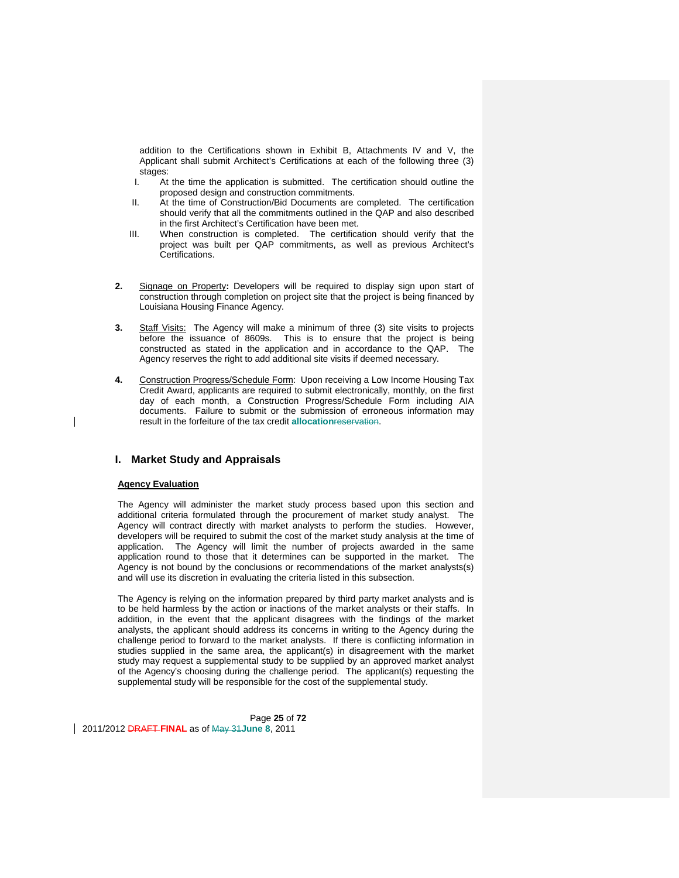addition to the Certifications shown in Exhibit B, Attachments IV and V, the Applicant shall submit Architect's Certifications at each of the following three (3) stages:

I. At the time the application is submitted. The certification should outline the proposed design and construction commitments.

II. At the time of Construction/Bid Documents are completed. The certification should verify that all the commitments outlined in the QAP and also described in the first Architect's Certification have been met.

III. When construction is completed. The certification should verify that the project was built per QAP commitments, as well as previous Architect's Certifications.

**2.** Signage on Property**:** Developers will be required to display sign upon start of construction through completion on project site that the project is being financed by Louisiana Housing Finance Agency.

**3.** Staff Visits: The Agency will make a minimum of three (3) site visits to projects before the issuance of 8609s. This is to ensure that the project is being constructed as stated in the application and in accordance to the QAP. The Agency reserves the right to add additional site visits if deemed necessary.

**4.** Construction Progress/Schedule Form: Upon receiving a Low Income Housing Tax Credit Award, applicants are required to submit electronically, monthly, on the first day of each month, a Construction Progress/Schedule Form including AIA documents. Failure to submit or the submission of erroneous information may result in the forfeiture of the tax credit **allocation**~~reservation~~.

## I. Market Study and Appraisals

**Agency Evaluation**

The Agency will administer the market study process based upon this section and additional criteria formulated through the procurement of market study analyst. The Agency will contract directly with market analysts to perform the studies. However, developers will be required to submit the cost of the market study analysis at the time of application. The Agency will limit the number of projects awarded in the same application round to those that it determines can be supported in the market. The Agency is not bound by the conclusions or recommendations of the market analysts(s) and will use its discretion in evaluating the criteria listed in this subsection.

The Agency is relying on the information prepared by third party market analysts and is to be held harmless by the action or inactions of the market analysts or their staffs. In addition, in the event that the applicant disagrees with the findings of the market analysts, the applicant should address its concerns in writing to the Agency during the challenge period to forward to the market analysts. If there is conflicting information in studies supplied in the same area, the applicant(s) in disagreement with the market study may request a supplemental study to be supplied by an approved market analyst of the Agency's choosing during the challenge period. The applicant(s) requesting the supplemental study will be responsible for the cost of the supplemental study.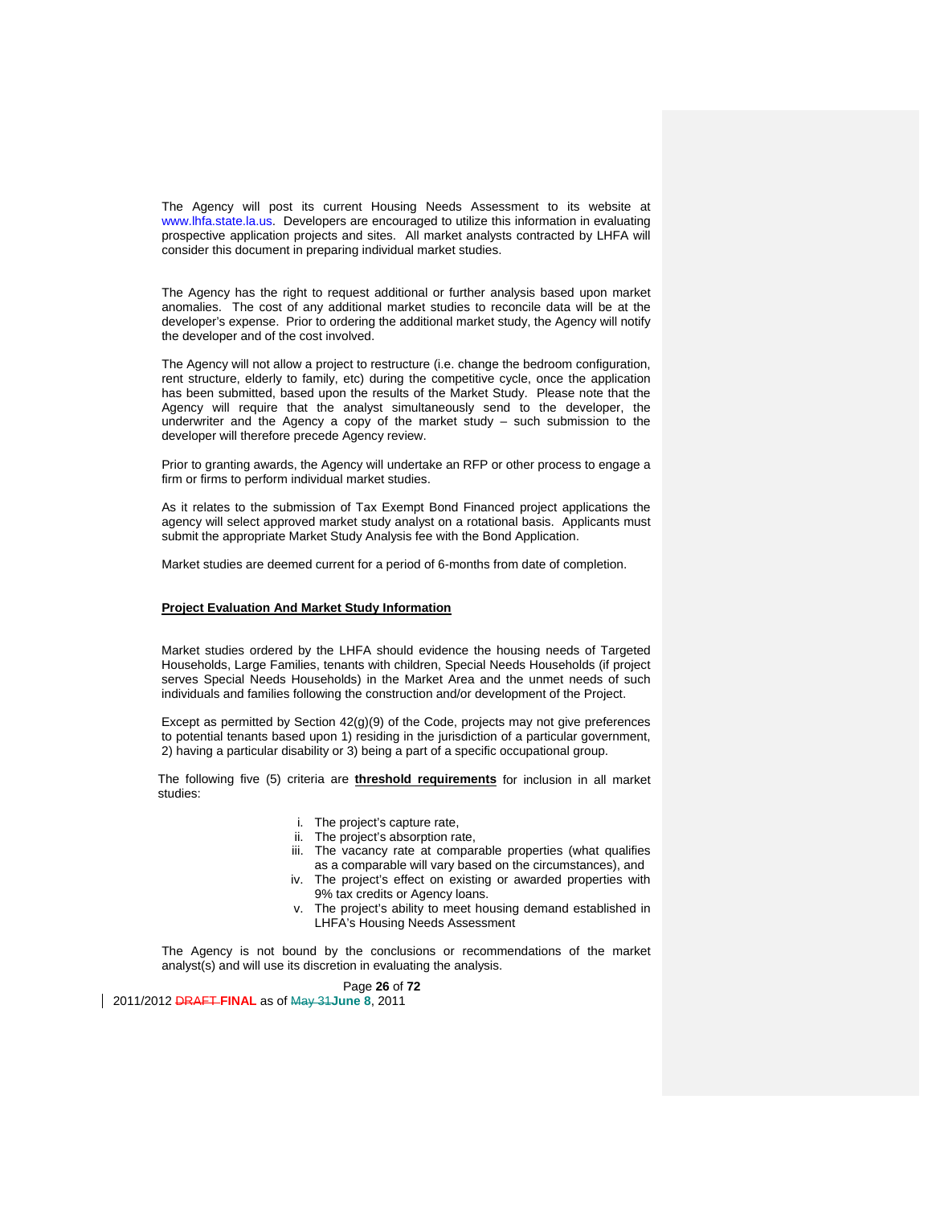The Agency will post its current Housing Needs Assessment to its website at www.lhfa.state.la.us. Developers are encouraged to utilize this information in evaluating prospective application projects and sites. All market analysts contracted by LHFA will consider this document in preparing individual market studies.

The Agency has the right to request additional or further analysis based upon market anomalies. The cost of any additional market studies to reconcile data will be at the developer's expense. Prior to ordering the additional market study, the Agency will notify the developer and of the cost involved.

The Agency will not allow a project to restructure (i.e. change the bedroom configuration, rent structure, elderly to family, etc) during the competitive cycle, once the application has been submitted, based upon the results of the Market Study. Please note that the Agency will require that the analyst simultaneously send to the developer, the underwriter and the Agency a copy of the market study – such submission to the developer will therefore precede Agency review.

Prior to granting awards, the Agency will undertake an RFP or other process to engage a firm or firms to perform individual market studies.

As it relates to the submission of Tax Exempt Bond Financed project applications the agency will select approved market study analyst on a rotational basis. Applicants must submit the appropriate Market Study Analysis fee with the Bond Application.

Market studies are deemed current for a period of 6-months from date of completion.

**Project Evaluation And Market Study Information**

Market studies ordered by the LHFA should evidence the housing needs of Targeted Households, Large Families, tenants with children, Special Needs Households (if project serves Special Needs Households) in the Market Area and the unmet needs of such individuals and families following the construction and/or development of the Project.

Except as permitted by Section 42(g)(9) of the Code, projects may not give preferences to potential tenants based upon 1) residing in the jurisdiction of a particular government, 2) having a particular disability or 3) being a part of a specific occupational group.

The following five (5) criteria are **threshold requirements** for inclusion in all market studies:

i. The project's capture rate,
ii. The project's absorption rate,
iii. The vacancy rate at comparable properties (what qualifies as a comparable will vary based on the circumstances), and
iv. The project's effect on existing or awarded properties with 9% tax credits or Agency loans.
v. The project's ability to meet housing demand established in LHFA's Housing Needs Assessment

The Agency is not bound by the conclusions or recommendations of the market analyst(s) and will use its discretion in evaluating the analysis.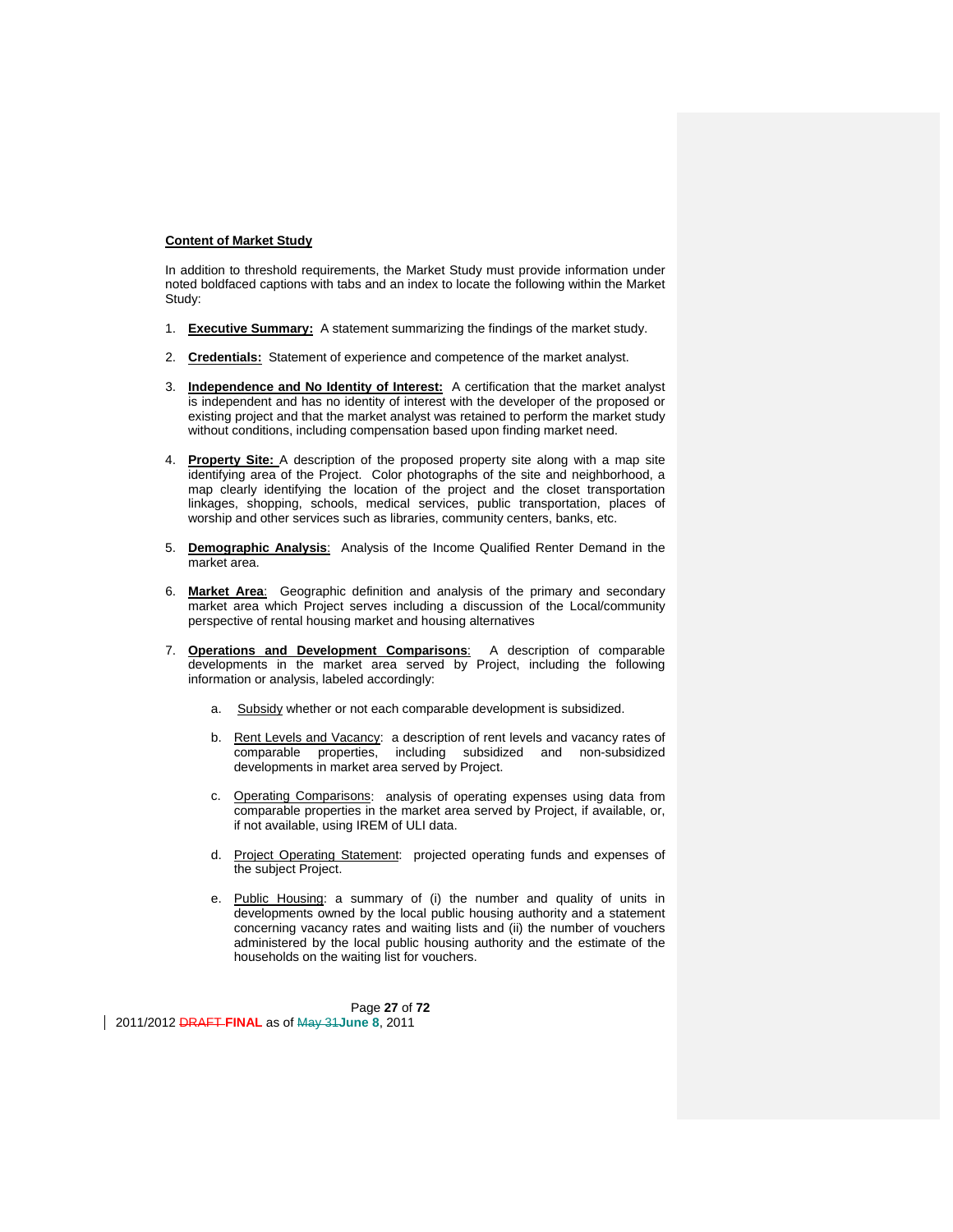**<u>Content of Market Study</u>**

In addition to threshold requirements, the Market Study must provide information under noted boldfaced captions with tabs and an index to locate the following within the Market Study:

1. **<u>Executive Summary:</u>** A statement summarizing the findings of the market study.

2. **<u>Credentials:</u>** Statement of experience and competence of the market analyst.

3. **<u>Independence and No Identity of Interest:</u>** A certification that the market analyst is independent and has no identity of interest with the developer of the proposed or existing project and that the market analyst was retained to perform the market study without conditions, including compensation based upon finding market need.

4. **<u>Property Site:</u>** A description of the proposed property site along with a map site identifying area of the Project. Color photographs of the site and neighborhood, a map clearly identifying the location of the project and the closet transportation linkages, shopping, schools, medical services, public transportation, places of worship and other services such as libraries, community centers, banks, etc.

5. **<u>Demographic Analysis</u>**: Analysis of the Income Qualified Renter Demand in the market area.

6. **<u>Market Area</u>**: Geographic definition and analysis of the primary and secondary market area which Project serves including a discussion of the Local/community perspective of rental housing market and housing alternatives

7. **<u>Operations and Development Comparisons</u>**: A description of comparable developments in the market area served by Project, including the following information or analysis, labeled accordingly:

    a. <u>Subsidy</u> whether or not each comparable development is subsidized.

    b. <u>Rent Levels and Vacancy</u>: a description of rent levels and vacancy rates of comparable properties, including subsidized and non-subsidized developments in market area served by Project.

    c. <u>Operating Comparisons</u>: analysis of operating expenses using data from comparable properties in the market area served by Project, if available, or, if not available, using IREM of ULI data.

    d. <u>Project Operating Statement</u>: projected operating funds and expenses of the subject Project.

    e. <u>Public Housing</u>: a summary of (i) the number and quality of units in developments owned by the local public housing authority and a statement concerning vacancy rates and waiting lists and (ii) the number of vouchers administered by the local public housing authority and the estimate of the households on the waiting list for vouchers.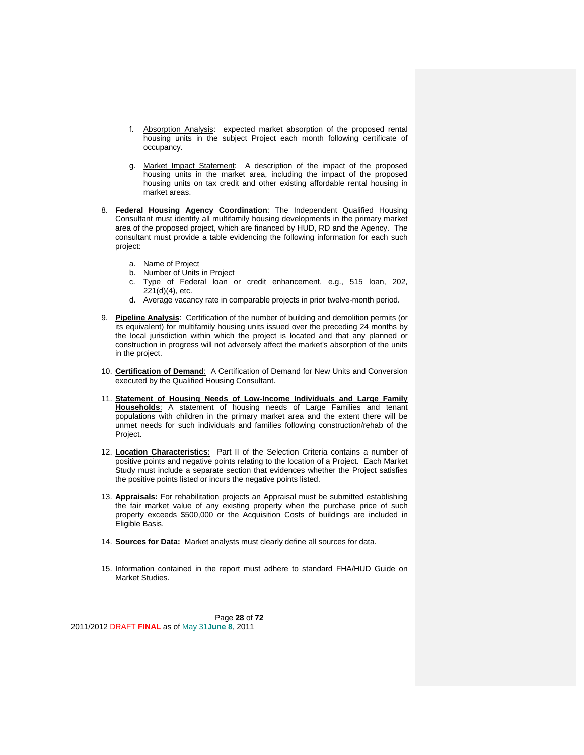f. Absorption Analysis: expected market absorption of the proposed rental housing units in the subject Project each month following certificate of occupancy.

g. Market Impact Statement: A description of the impact of the proposed housing units in the market area, including the impact of the proposed housing units on tax credit and other existing affordable rental housing in market areas.

8. **Federal Housing Agency Coordination**: The Independent Qualified Housing Consultant must identify all multifamily housing developments in the primary market area of the proposed project, which are financed by HUD, RD and the Agency. The consultant must provide a table evidencing the following information for each such project:

   a. Name of Project
   b. Number of Units in Project
   c. Type of Federal loan or credit enhancement, e.g., 515 loan, 202, 221(d)(4), etc.
   d. Average vacancy rate in comparable projects in prior twelve-month period.

9. **Pipeline Analysis**: Certification of the number of building and demolition permits (or its equivalent) for multifamily housing units issued over the preceding 24 months by the local jurisdiction within which the project is located and that any planned or construction in progress will not adversely affect the market's absorption of the units in the project.

10. **Certification of Demand**: A Certification of Demand for New Units and Conversion executed by the Qualified Housing Consultant.

11. **Statement of Housing Needs of Low-Income Individuals and Large Family Households**: A statement of housing needs of Large Families and tenant populations with children in the primary market area and the extent there will be unmet needs for such individuals and families following construction/rehab of the Project.

12. **Location Characteristics:** Part II of the Selection Criteria contains a number of positive points and negative points relating to the location of a Project. Each Market Study must include a separate section that evidences whether the Project satisfies the positive points listed or incurs the negative points listed.

13. **Appraisals:** For rehabilitation projects an Appraisal must be submitted establishing the fair market value of any existing property when the purchase price of such property exceeds $500,000 or the Acquisition Costs of buildings are included in Eligible Basis.

14. **Sources for Data:** Market analysts must clearly define all sources for data.

15. Information contained in the report must adhere to standard FHA/HUD Guide on Market Studies.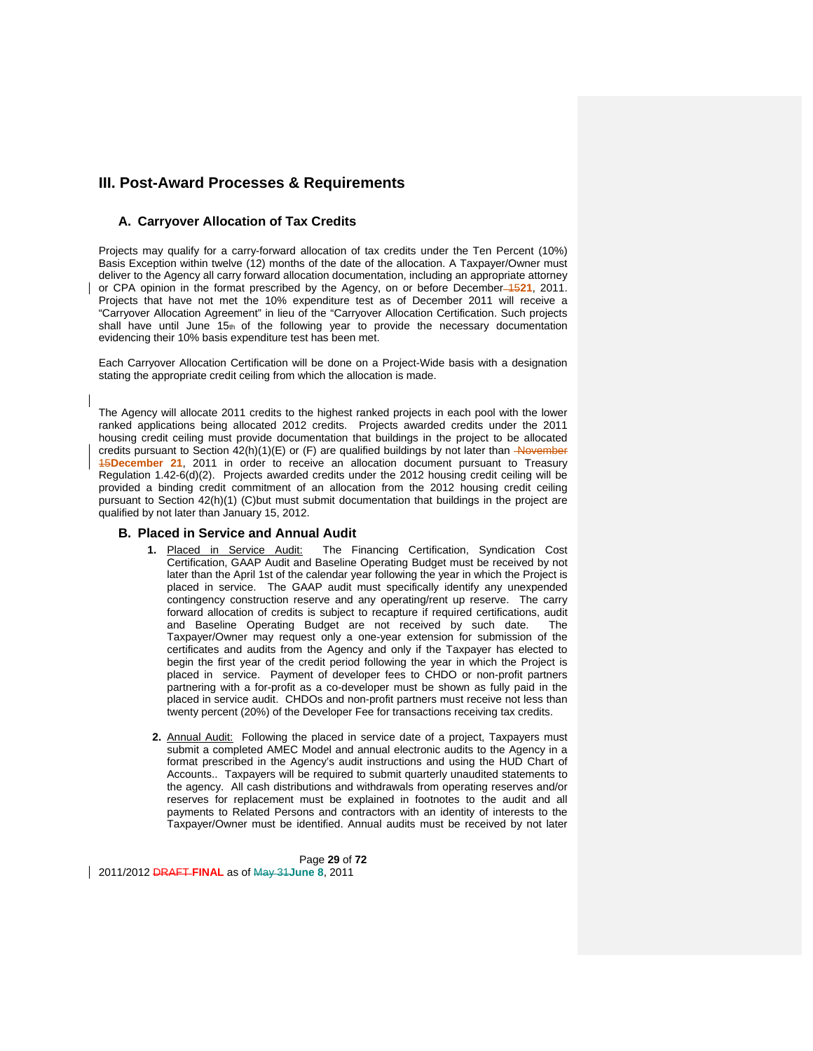## III. Post-Award Processes & Requirements

### A. Carryover Allocation of Tax Credits

Projects may qualify for a carry-forward allocation of tax credits under the Ten Percent (10%) Basis Exception within twelve (12) months of the date of the allocation. A Taxpayer/Owner must deliver to the Agency all carry forward allocation documentation, including an appropriate attorney or CPA opinion in the format prescribed by the Agency, on or before December ~~15~~**21**, 2011. Projects that have not met the 10% expenditure test as of December 2011 will receive a "Carryover Allocation Agreement" in lieu of the "Carryover Allocation Certification. Such projects shall have until June 15th of the following year to provide the necessary documentation evidencing their 10% basis expenditure test has been met.

Each Carryover Allocation Certification will be done on a Project-Wide basis with a designation stating the appropriate credit ceiling from which the allocation is made.

The Agency will allocate 2011 credits to the highest ranked projects in each pool with the lower ranked applications being allocated 2012 credits. Projects awarded credits under the 2011 housing credit ceiling must provide documentation that buildings in the project to be allocated credits pursuant to Section 42(h)(1)(E) or (F) are qualified buildings by not later than ~~November 15~~**December 21**, 2011 in order to receive an allocation document pursuant to Treasury Regulation 1.42-6(d)(2). Projects awarded credits under the 2012 housing credit ceiling will be provided a binding credit commitment of an allocation from the 2012 housing credit ceiling pursuant to Section 42(h)(1) (C)but must submit documentation that buildings in the project are qualified by not later than January 15, 2012.

### B. Placed in Service and Annual Audit

1. Placed in Service Audit: The Financing Certification, Syndication Cost Certification, GAAP Audit and Baseline Operating Budget must be received by not later than the April 1st of the calendar year following the year in which the Project is placed in service. The GAAP audit must specifically identify any unexpended contingency construction reserve and any operating/rent up reserve. The carry forward allocation of credits is subject to recapture if required certifications, audit and Baseline Operating Budget are not received by such date. The Taxpayer/Owner may request only a one-year extension for submission of the certificates and audits from the Agency and only if the Taxpayer has elected to begin the first year of the credit period following the year in which the Project is placed in service. Payment of developer fees to CHDO or non-profit partners partnering with a for-profit as a co-developer must be shown as fully paid in the placed in service audit. CHDOs and non-profit partners must receive not less than twenty percent (20%) of the Developer Fee for transactions receiving tax credits.

2. Annual Audit: Following the placed in service date of a project, Taxpayers must submit a completed AMEC Model and annual electronic audits to the Agency in a format prescribed in the Agency's audit instructions and using the HUD Chart of Accounts.. Taxpayers will be required to submit quarterly unaudited statements to the agency. All cash distributions and withdrawals from operating reserves and/or reserves for replacement must be explained in footnotes to the audit and all payments to Related Persons and contractors with an identity of interests to the Taxpayer/Owner must be identified. Annual audits must be received by not later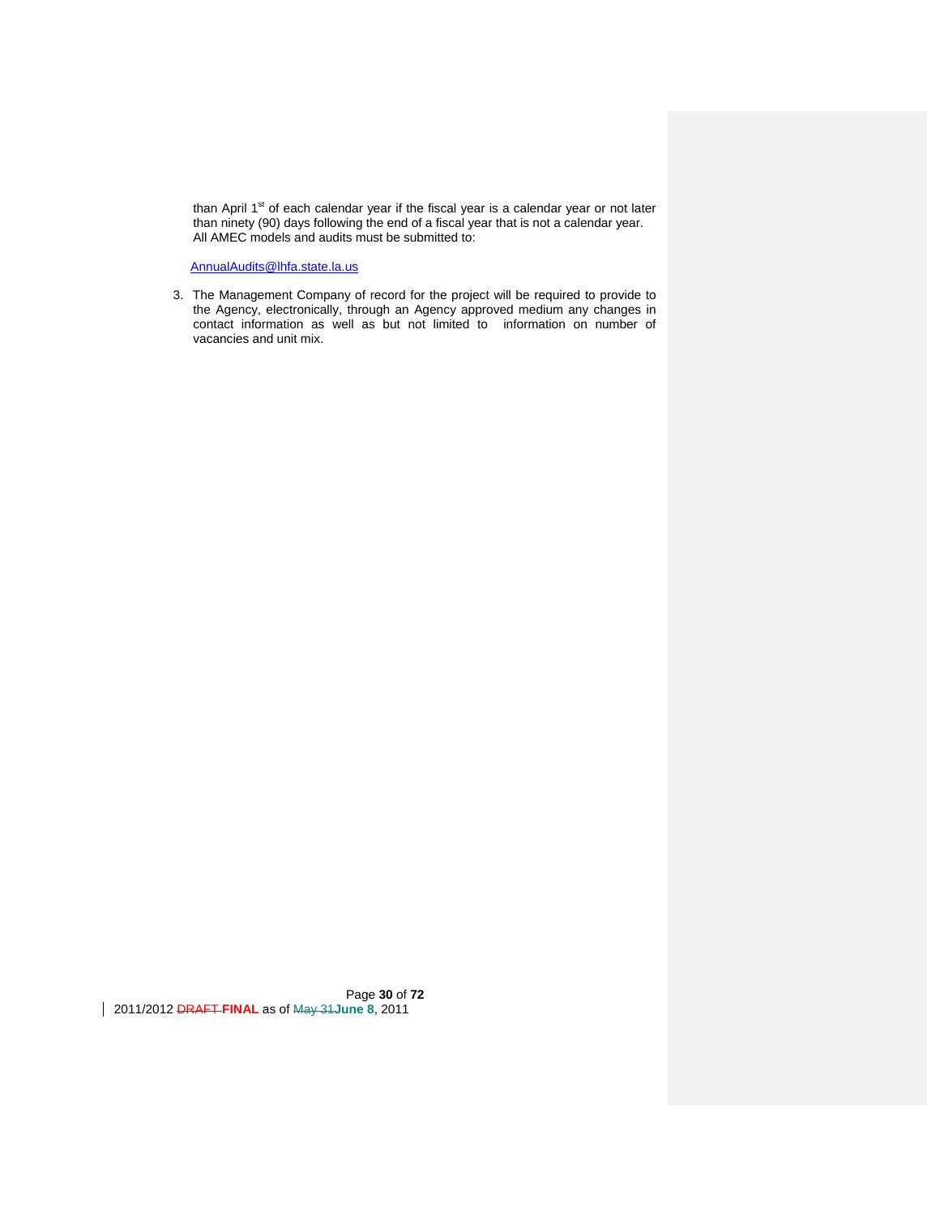than April 1st of each calendar year if the fiscal year is a calendar year or not later than ninety (90) days following the end of a fiscal year that is not a calendar year. All AMEC models and audits must be submitted to:

AnnualAudits@lhfa.state.la.us

3. The Management Company of record for the project will be required to provide to the Agency, electronically, through an Agency approved medium any changes in contact information as well as but not limited to information on number of vacancies and unit mix.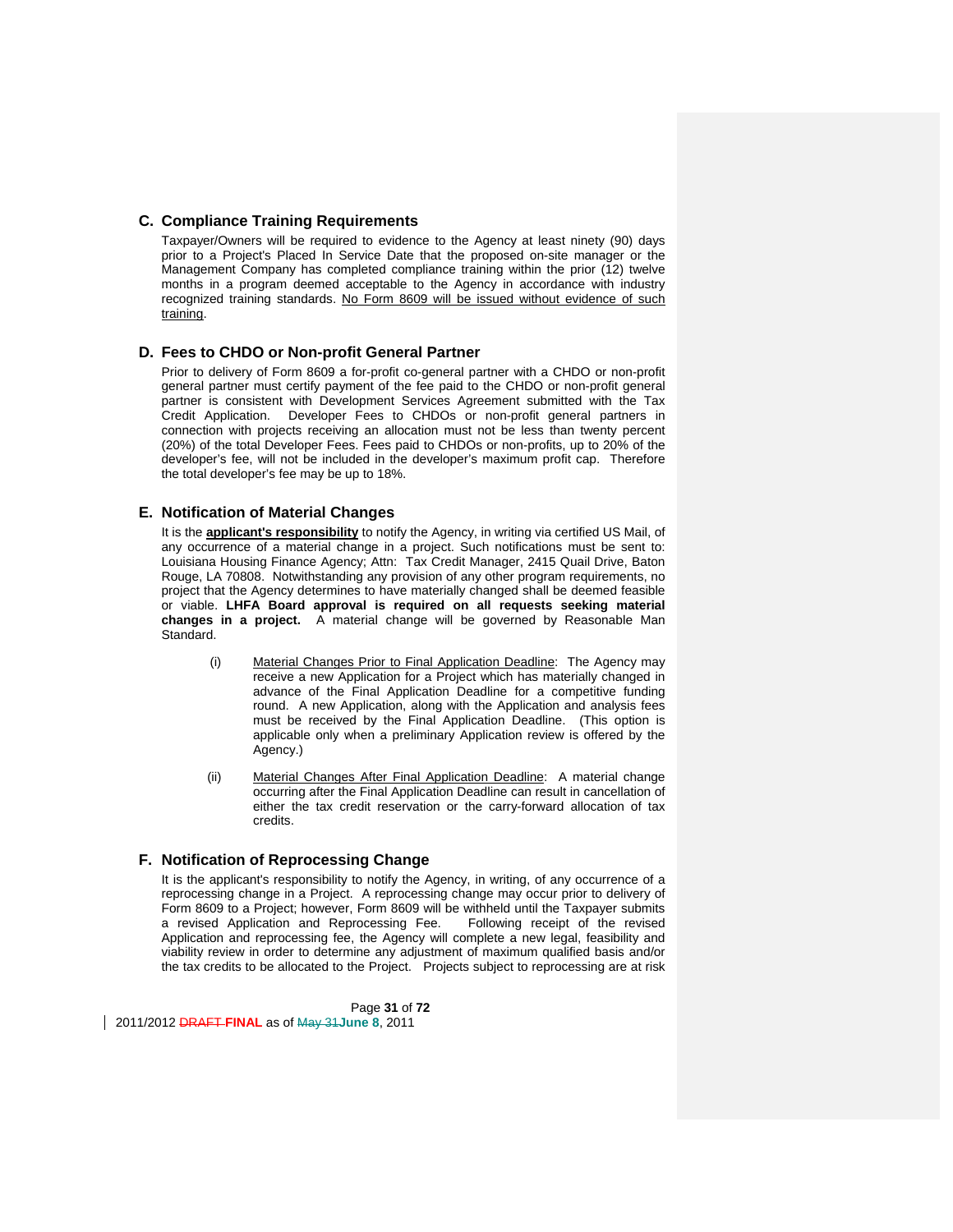## C. Compliance Training Requirements

Taxpayer/Owners will be required to evidence to the Agency at least ninety (90) days prior to a Project's Placed In Service Date that the proposed on-site manager or the Management Company has completed compliance training within the prior (12) twelve months in a program deemed acceptable to the Agency in accordance with industry recognized training standards. <u>No Form 8609 will be issued without evidence of such training</u>.

## D. Fees to CHDO or Non-profit General Partner

Prior to delivery of Form 8609 a for-profit co-general partner with a CHDO or non-profit general partner must certify payment of the fee paid to the CHDO or non-profit general partner is consistent with Development Services Agreement submitted with the Tax Credit Application. Developer Fees to CHDOs or non-profit general partners in connection with projects receiving an allocation must not be less than twenty percent (20%) of the total Developer Fees. Fees paid to CHDOs or non-profits, up to 20% of the developer's fee, will not be included in the developer's maximum profit cap. Therefore the total developer's fee may be up to 18%.

## E. Notification of Material Changes

It is the **<u>applicant's responsibility</u>** to notify the Agency, in writing via certified US Mail, of any occurrence of a material change in a project. Such notifications must be sent to: Louisiana Housing Finance Agency; Attn: Tax Credit Manager, 2415 Quail Drive, Baton Rouge, LA 70808. Notwithstanding any provision of any other program requirements, no project that the Agency determines to have materially changed shall be deemed feasible or viable. **LHFA Board approval is required on all requests seeking material changes in a project.** A material change will be governed by Reasonable Man Standard.

(i) <u>Material Changes Prior to Final Application Deadline</u>: The Agency may receive a new Application for a Project which has materially changed in advance of the Final Application Deadline for a competitive funding round. A new Application, along with the Application and analysis fees must be received by the Final Application Deadline. (This option is applicable only when a preliminary Application review is offered by the Agency.)

(ii) <u>Material Changes After Final Application Deadline</u>: A material change occurring after the Final Application Deadline can result in cancellation of either the tax credit reservation or the carry-forward allocation of tax credits.

## F. Notification of Reprocessing Change

It is the applicant's responsibility to notify the Agency, in writing, of any occurrence of a reprocessing change in a Project. A reprocessing change may occur prior to delivery of Form 8609 to a Project; however, Form 8609 will be withheld until the Taxpayer submits a revised Application and Reprocessing Fee. Following receipt of the revised Application and reprocessing fee, the Agency will complete a new legal, feasibility and viability review in order to determine any adjustment of maximum qualified basis and/or the tax credits to be allocated to the Project. Projects subject to reprocessing are at risk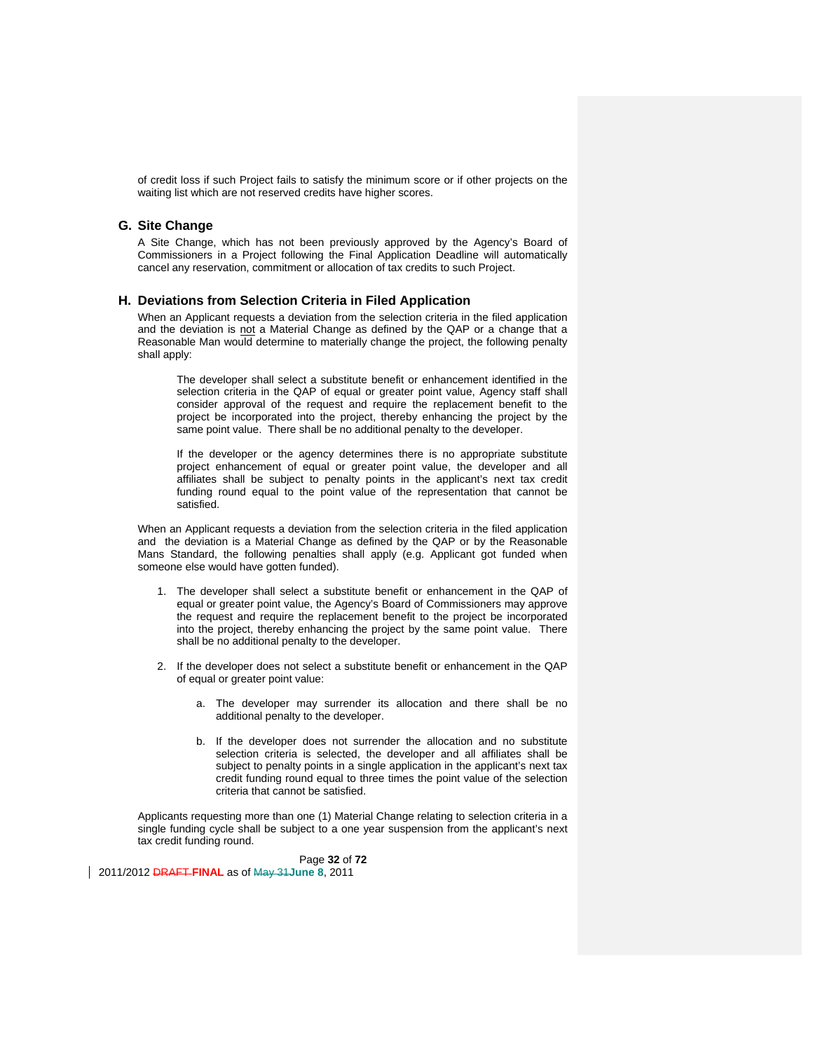of credit loss if such Project fails to satisfy the minimum score or if other projects on the waiting list which are not reserved credits have higher scores.

## G. Site Change

A Site Change, which has not been previously approved by the Agency's Board of Commissioners in a Project following the Final Application Deadline will automatically cancel any reservation, commitment or allocation of tax credits to such Project.

## H. Deviations from Selection Criteria in Filed Application

When an Applicant requests a deviation from the selection criteria in the filed application and the deviation is not a Material Change as defined by the QAP or a change that a Reasonable Man would determine to materially change the project, the following penalty shall apply:

> The developer shall select a substitute benefit or enhancement identified in the selection criteria in the QAP of equal or greater point value, Agency staff shall consider approval of the request and require the replacement benefit to the project be incorporated into the project, thereby enhancing the project by the same point value. There shall be no additional penalty to the developer.
>
> If the developer or the agency determines there is no appropriate substitute project enhancement of equal or greater point value, the developer and all affiliates shall be subject to penalty points in the applicant's next tax credit funding round equal to the point value of the representation that cannot be satisfied.

When an Applicant requests a deviation from the selection criteria in the filed application and the deviation is a Material Change as defined by the QAP or by the Reasonable Mans Standard, the following penalties shall apply (e.g. Applicant got funded when someone else would have gotten funded).

1. The developer shall select a substitute benefit or enhancement in the QAP of equal or greater point value, the Agency's Board of Commissioners may approve the request and require the replacement benefit to the project be incorporated into the project, thereby enhancing the project by the same point value. There shall be no additional penalty to the developer.

2. If the developer does not select a substitute benefit or enhancement in the QAP of equal or greater point value:

   a. The developer may surrender its allocation and there shall be no additional penalty to the developer.

   b. If the developer does not surrender the allocation and no substitute selection criteria is selected, the developer and all affiliates shall be subject to penalty points in a single application in the applicant's next tax credit funding round equal to three times the point value of the selection criteria that cannot be satisfied.

Applicants requesting more than one (1) Material Change relating to selection criteria in a single funding cycle shall be subject to a one year suspension from the applicant's next tax credit funding round.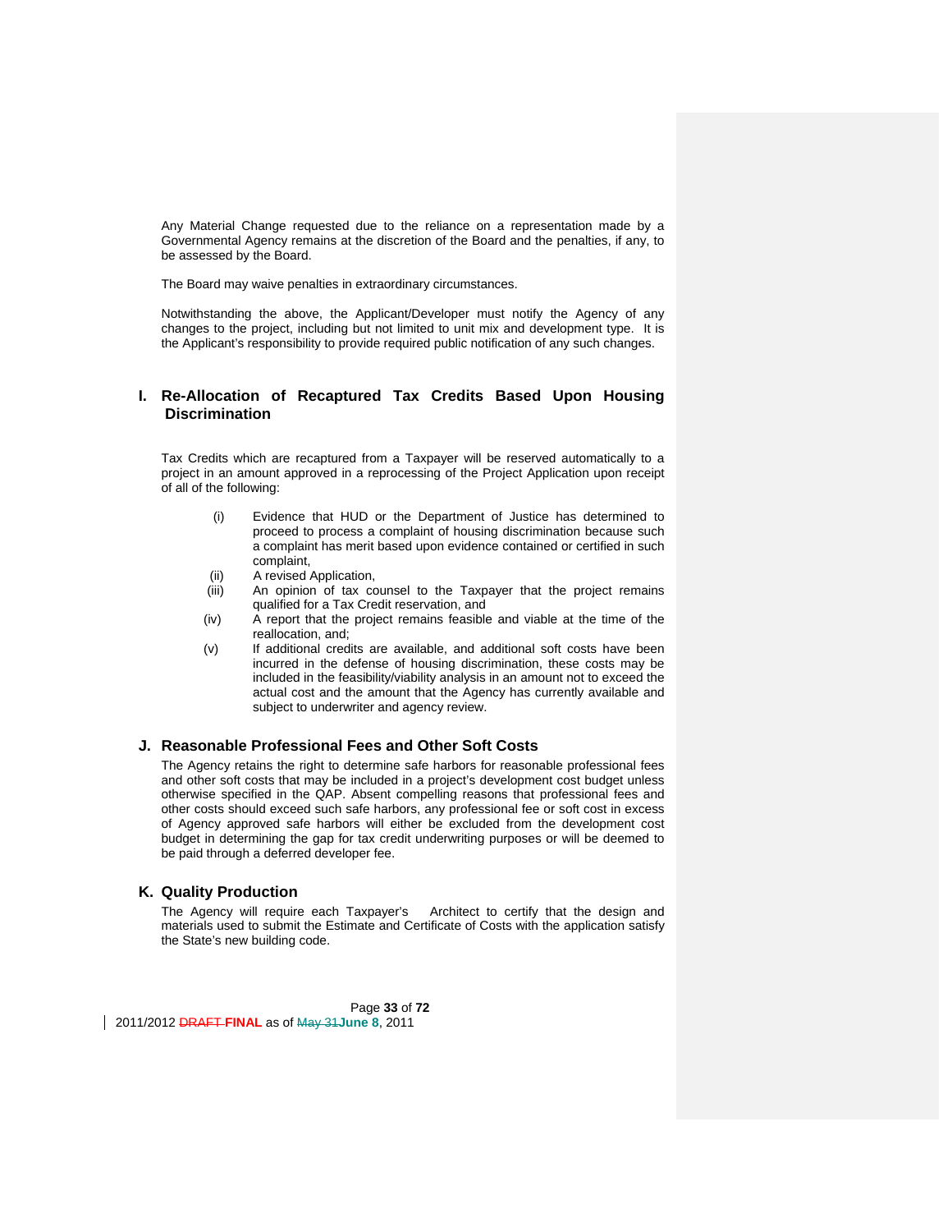Any Material Change requested due to the reliance on a representation made by a Governmental Agency remains at the discretion of the Board and the penalties, if any, to be assessed by the Board.

The Board may waive penalties in extraordinary circumstances.

Notwithstanding the above, the Applicant/Developer must notify the Agency of any changes to the project, including but not limited to unit mix and development type. It is the Applicant's responsibility to provide required public notification of any such changes.

## I. Re-Allocation of Recaptured Tax Credits Based Upon Housing Discrimination

Tax Credits which are recaptured from a Taxpayer will be reserved automatically to a project in an amount approved in a reprocessing of the Project Application upon receipt of all of the following:

- (i) Evidence that HUD or the Department of Justice has determined to proceed to process a complaint of housing discrimination because such a complaint has merit based upon evidence contained or certified in such complaint,
- (ii) A revised Application,
- (iii) An opinion of tax counsel to the Taxpayer that the project remains qualified for a Tax Credit reservation, and
- (iv) A report that the project remains feasible and viable at the time of the reallocation, and;
- (v) If additional credits are available, and additional soft costs have been incurred in the defense of housing discrimination, these costs may be included in the feasibility/viability analysis in an amount not to exceed the actual cost and the amount that the Agency has currently available and subject to underwriter and agency review.

## J. Reasonable Professional Fees and Other Soft Costs

The Agency retains the right to determine safe harbors for reasonable professional fees and other soft costs that may be included in a project's development cost budget unless otherwise specified in the QAP. Absent compelling reasons that professional fees and other costs should exceed such safe harbors, any professional fee or soft cost in excess of Agency approved safe harbors will either be excluded from the development cost budget in determining the gap for tax credit underwriting purposes or will be deemed to be paid through a deferred developer fee.

## K. Quality Production

The Agency will require each Taxpayer's Architect to certify that the design and materials used to submit the Estimate and Certificate of Costs with the application satisfy the State's new building code.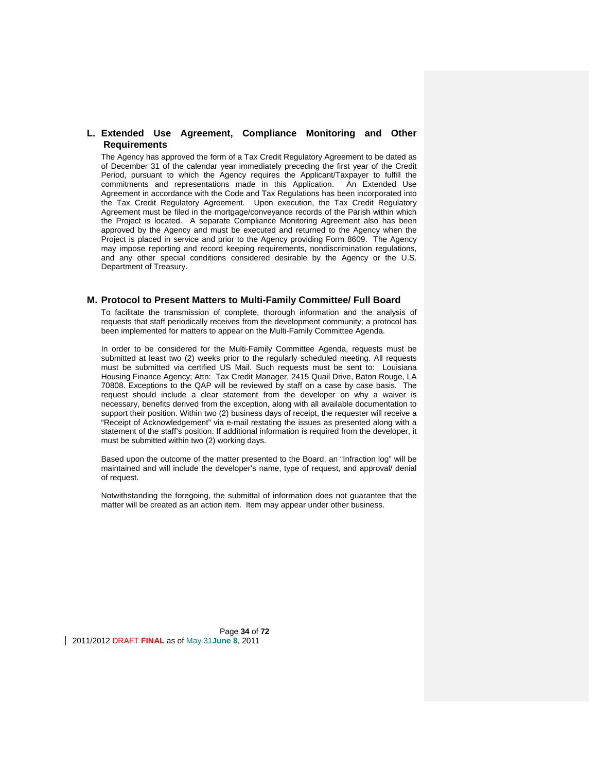## L. Extended Use Agreement, Compliance Monitoring and Other Requirements

The Agency has approved the form of a Tax Credit Regulatory Agreement to be dated as of December 31 of the calendar year immediately preceding the first year of the Credit Period, pursuant to which the Agency requires the Applicant/Taxpayer to fulfill the commitments and representations made in this Application. An Extended Use Agreement in accordance with the Code and Tax Regulations has been incorporated into the Tax Credit Regulatory Agreement. Upon execution, the Tax Credit Regulatory Agreement must be filed in the mortgage/conveyance records of the Parish within which the Project is located. A separate Compliance Monitoring Agreement also has been approved by the Agency and must be executed and returned to the Agency when the Project is placed in service and prior to the Agency providing Form 8609. The Agency may impose reporting and record keeping requirements, nondiscrimination regulations, and any other special conditions considered desirable by the Agency or the U.S. Department of Treasury.

## M. Protocol to Present Matters to Multi-Family Committee/ Full Board

To facilitate the transmission of complete, thorough information and the analysis of requests that staff periodically receives from the development community; a protocol has been implemented for matters to appear on the Multi-Family Committee Agenda.

In order to be considered for the Multi-Family Committee Agenda, requests must be submitted at least two (2) weeks prior to the regularly scheduled meeting. All requests must be submitted via certified US Mail. Such requests must be sent to: Louisiana Housing Finance Agency; Attn: Tax Credit Manager, 2415 Quail Drive, Baton Rouge, LA 70808. Exceptions to the QAP will be reviewed by staff on a case by case basis. The request should include a clear statement from the developer on why a waiver is necessary, benefits derived from the exception, along with all available documentation to support their position. Within two (2) business days of receipt, the requester will receive a "Receipt of Acknowledgement" via e-mail restating the issues as presented along with a statement of the staff's position. If additional information is required from the developer, it must be submitted within two (2) working days.

Based upon the outcome of the matter presented to the Board, an "Infraction log" will be maintained and will include the developer's name, type of request, and approval/ denial of request.

Notwithstanding the foregoing, the submittal of information does not guarantee that the matter will be created as an action item. Item may appear under other business.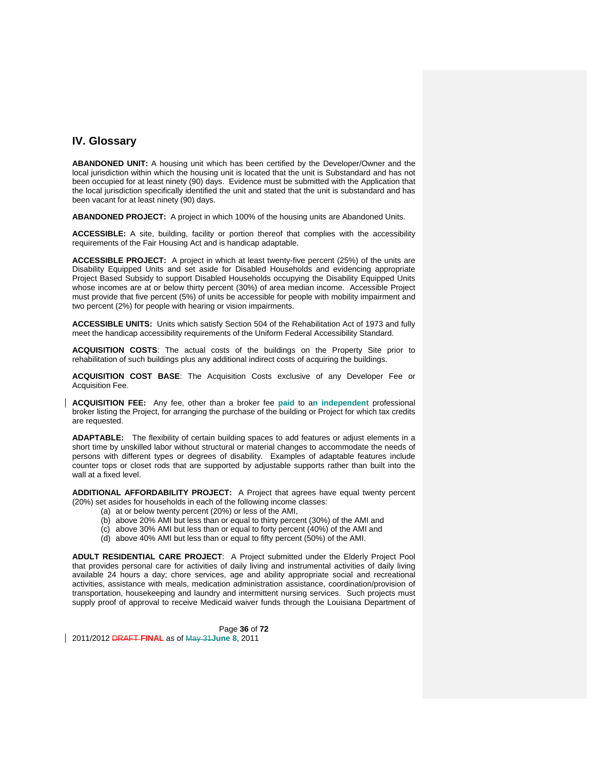## IV. Glossary

**ABANDONED UNIT:** A housing unit which has been certified by the Developer/Owner and the local jurisdiction within which the housing unit is located that the unit is Substandard and has not been occupied for at least ninety (90) days. Evidence must be submitted with the Application that the local jurisdiction specifically identified the unit and stated that the unit is substandard and has been vacant for at least ninety (90) days.

**ABANDONED PROJECT:** A project in which 100% of the housing units are Abandoned Units.

**ACCESSIBLE:** A site, building, facility or portion thereof that complies with the accessibility requirements of the Fair Housing Act and is handicap adaptable.

**ACCESSIBLE PROJECT:** A project in which at least twenty-five percent (25%) of the units are Disability Equipped Units and set aside for Disabled Households and evidencing appropriate Project Based Subsidy to support Disabled Households occupying the Disability Equipped Units whose incomes are at or below thirty percent (30%) of area median income. Accessible Project must provide that five percent (5%) of units be accessible for people with mobility impairment and two percent (2%) for people with hearing or vision impairments.

**ACCESSIBLE UNITS:** Units which satisfy Section 504 of the Rehabilitation Act of 1973 and fully meet the handicap accessibility requirements of the Uniform Federal Accessibility Standard.

**ACQUISITION COSTS**: The actual costs of the buildings on the Property Site prior to rehabilitation of such buildings plus any additional indirect costs of acquiring the buildings.

**ACQUISITION COST BASE**: The Acquisition Costs exclusive of any Developer Fee or Acquisition Fee.

**ACQUISITION FEE:** Any fee, other than a broker fee **paid** to a**n independent** professional broker listing the Project, for arranging the purchase of the building or Project for which tax credits are requested.

**ADAPTABLE:** The flexibility of certain building spaces to add features or adjust elements in a short time by unskilled labor without structural or material changes to accommodate the needs of persons with different types or degrees of disability. Examples of adaptable features include counter tops or closet rods that are supported by adjustable supports rather than built into the wall at a fixed level.

**ADDITIONAL AFFORDABILITY PROJECT:** A Project that agrees have equal twenty percent (20%) set asides for households in each of the following income classes:

(a) at or below twenty percent (20%) or less of the AMI,
(b) above 20% AMI but less than or equal to thirty percent (30%) of the AMI and
(c) above 30% AMI but less than or equal to forty percent (40%) of the AMI and
(d) above 40% AMI but less than or equal to fifty percent (50%) of the AMI.

**ADULT RESIDENTIAL CARE PROJECT**: A Project submitted under the Elderly Project Pool that provides personal care for activities of daily living and instrumental activities of daily living available 24 hours a day; chore services, age and ability appropriate social and recreational activities, assistance with meals, medication administration assistance, coordination/provision of transportation, housekeeping and laundry and intermittent nursing services. Such projects must supply proof of approval to receive Medicaid waiver funds through the Louisiana Department of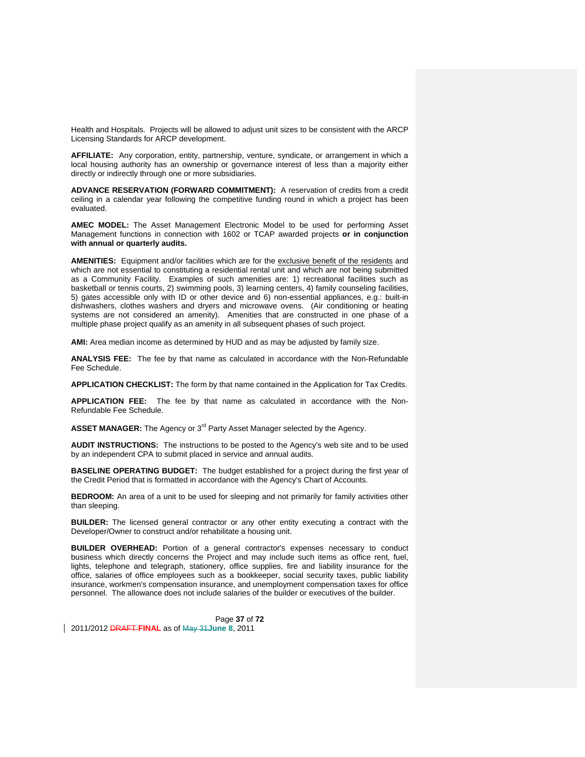Health and Hospitals. Projects will be allowed to adjust unit sizes to be consistent with the ARCP Licensing Standards for ARCP development.

**AFFILIATE:** Any corporation, entity, partnership, venture, syndicate, or arrangement in which a local housing authority has an ownership or governance interest of less than a majority either directly or indirectly through one or more subsidiaries.

**ADVANCE RESERVATION (FORWARD COMMITMENT):** A reservation of credits from a credit ceiling in a calendar year following the competitive funding round in which a project has been evaluated.

**AMEC MODEL:** The Asset Management Electronic Model to be used for performing Asset Management functions in connection with 1602 or TCAP awarded projects **or in conjunction with annual or quarterly audits.**

**AMENITIES:** Equipment and/or facilities which are for the exclusive benefit of the residents and which are not essential to constituting a residential rental unit and which are not being submitted as a Community Facility. Examples of such amenities are: 1) recreational facilities such as basketball or tennis courts, 2) swimming pools, 3) learning centers, 4) family counseling facilities, 5) gates accessible only with ID or other device and 6) non-essential appliances, e.g.: built-in dishwashers, clothes washers and dryers and microwave ovens. (Air conditioning or heating systems are not considered an amenity). Amenities that are constructed in one phase of a multiple phase project qualify as an amenity in all subsequent phases of such project.

**AMI:** Area median income as determined by HUD and as may be adjusted by family size.

**ANALYSIS FEE:** The fee by that name as calculated in accordance with the Non-Refundable Fee Schedule.

**APPLICATION CHECKLIST:** The form by that name contained in the Application for Tax Credits.

**APPLICATION FEE:** The fee by that name as calculated in accordance with the Non-Refundable Fee Schedule.

**ASSET MANAGER:** The Agency or 3rd Party Asset Manager selected by the Agency.

**AUDIT INSTRUCTIONS:** The instructions to be posted to the Agency's web site and to be used by an independent CPA to submit placed in service and annual audits.

**BASELINE OPERATING BUDGET:** The budget established for a project during the first year of the Credit Period that is formatted in accordance with the Agency's Chart of Accounts.

**BEDROOM:** An area of a unit to be used for sleeping and not primarily for family activities other than sleeping.

**BUILDER:** The licensed general contractor or any other entity executing a contract with the Developer/Owner to construct and/or rehabilitate a housing unit.

**BUILDER OVERHEAD:** Portion of a general contractor's expenses necessary to conduct business which directly concerns the Project and may include such items as office rent, fuel, lights, telephone and telegraph, stationery, office supplies, fire and liability insurance for the office, salaries of office employees such as a bookkeeper, social security taxes, public liability insurance, workmen's compensation insurance, and unemployment compensation taxes for office personnel. The allowance does not include salaries of the builder or executives of the builder.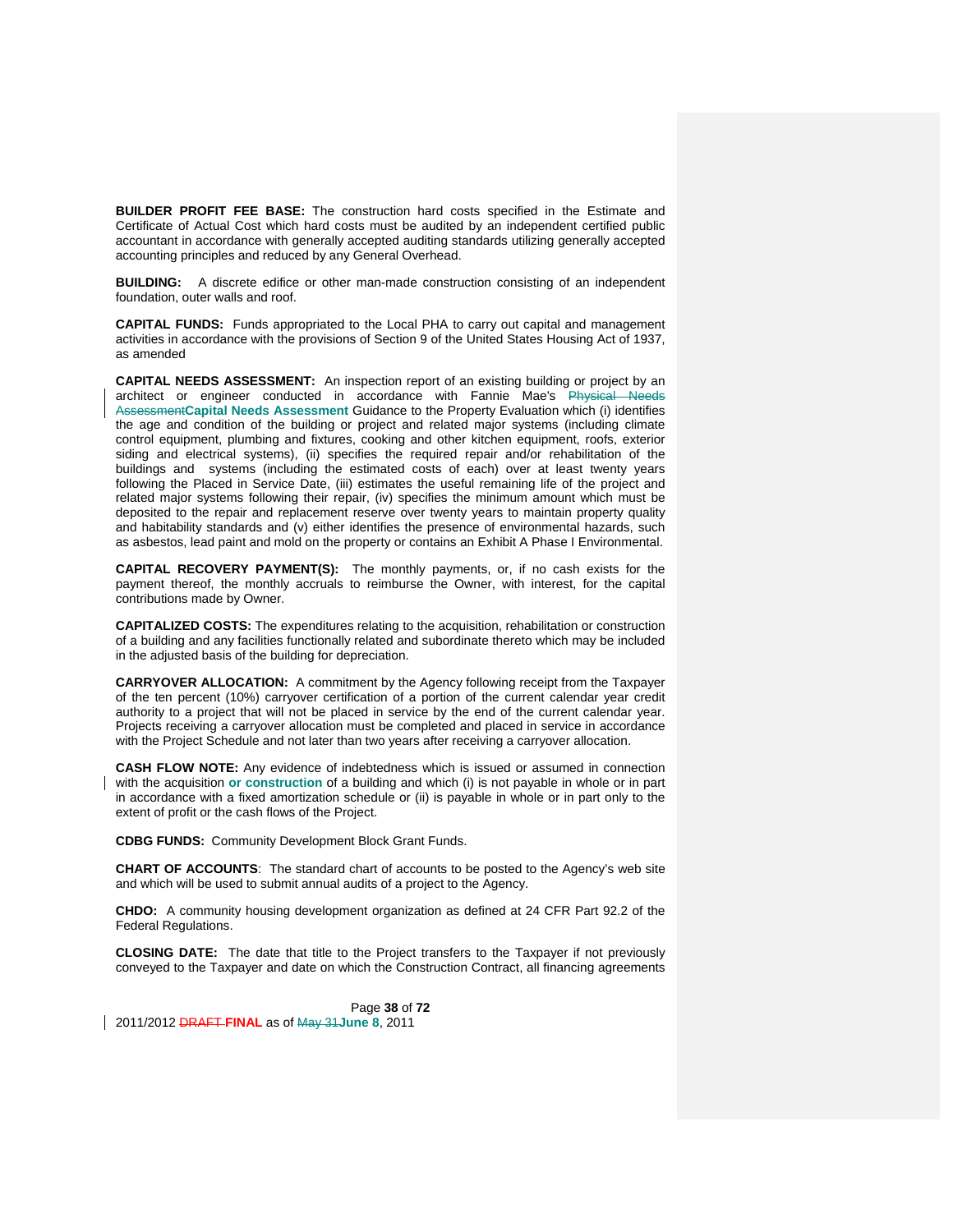**BUILDER PROFIT FEE BASE:** The construction hard costs specified in the Estimate and Certificate of Actual Cost which hard costs must be audited by an independent certified public accountant in accordance with generally accepted auditing standards utilizing generally accepted accounting principles and reduced by any General Overhead.

**BUILDING:** A discrete edifice or other man-made construction consisting of an independent foundation, outer walls and roof.

**CAPITAL FUNDS:** Funds appropriated to the Local PHA to carry out capital and management activities in accordance with the provisions of Section 9 of the United States Housing Act of 1937, as amended

**CAPITAL NEEDS ASSESSMENT:** An inspection report of an existing building or project by an architect or engineer conducted in accordance with Fannie Mae's ~~Physical Needs Assessment~~**Capital Needs Assessment** Guidance to the Property Evaluation which (i) identifies the age and condition of the building or project and related major systems (including climate control equipment, plumbing and fixtures, cooking and other kitchen equipment, roofs, exterior siding and electrical systems), (ii) specifies the required repair and/or rehabilitation of the buildings and systems (including the estimated costs of each) over at least twenty years following the Placed in Service Date, (iii) estimates the useful remaining life of the project and related major systems following their repair, (iv) specifies the minimum amount which must be deposited to the repair and replacement reserve over twenty years to maintain property quality and habitability standards and (v) either identifies the presence of environmental hazards, such as asbestos, lead paint and mold on the property or contains an Exhibit A Phase I Environmental.

**CAPITAL RECOVERY PAYMENT(S):** The monthly payments, or, if no cash exists for the payment thereof, the monthly accruals to reimburse the Owner, with interest, for the capital contributions made by Owner.

**CAPITALIZED COSTS:** The expenditures relating to the acquisition, rehabilitation or construction of a building and any facilities functionally related and subordinate thereto which may be included in the adjusted basis of the building for depreciation.

**CARRYOVER ALLOCATION:** A commitment by the Agency following receipt from the Taxpayer of the ten percent (10%) carryover certification of a portion of the current calendar year credit authority to a project that will not be placed in service by the end of the current calendar year. Projects receiving a carryover allocation must be completed and placed in service in accordance with the Project Schedule and not later than two years after receiving a carryover allocation.

**CASH FLOW NOTE:** Any evidence of indebtedness which is issued or assumed in connection with the acquisition **or construction** of a building and which (i) is not payable in whole or in part in accordance with a fixed amortization schedule or (ii) is payable in whole or in part only to the extent of profit or the cash flows of the Project.

**CDBG FUNDS:** Community Development Block Grant Funds.

**CHART OF ACCOUNTS**: The standard chart of accounts to be posted to the Agency's web site and which will be used to submit annual audits of a project to the Agency.

**CHDO:** A community housing development organization as defined at 24 CFR Part 92.2 of the Federal Regulations.

**CLOSING DATE:** The date that title to the Project transfers to the Taxpayer if not previously conveyed to the Taxpayer and date on which the Construction Contract, all financing agreements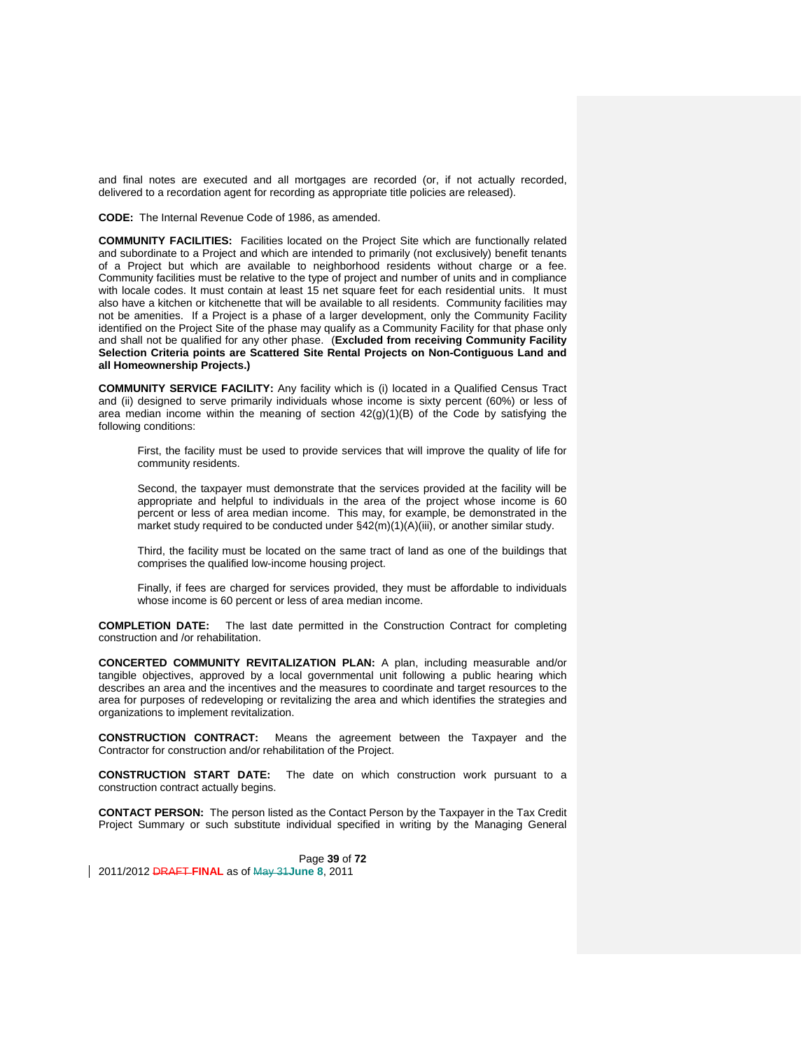and final notes are executed and all mortgages are recorded (or, if not actually recorded, delivered to a recordation agent for recording as appropriate title policies are released).

**CODE:** The Internal Revenue Code of 1986, as amended.

**COMMUNITY FACILITIES:** Facilities located on the Project Site which are functionally related and subordinate to a Project and which are intended to primarily (not exclusively) benefit tenants of a Project but which are available to neighborhood residents without charge or a fee. Community facilities must be relative to the type of project and number of units and in compliance with locale codes. It must contain at least 15 net square feet for each residential units. It must also have a kitchen or kitchenette that will be available to all residents. Community facilities may not be amenities. If a Project is a phase of a larger development, only the Community Facility identified on the Project Site of the phase may qualify as a Community Facility for that phase only and shall not be qualified for any other phase. (**Excluded from receiving Community Facility Selection Criteria points are Scattered Site Rental Projects on Non-Contiguous Land and all Homeownership Projects.)**

**COMMUNITY SERVICE FACILITY:** Any facility which is (i) located in a Qualified Census Tract and (ii) designed to serve primarily individuals whose income is sixty percent (60%) or less of area median income within the meaning of section 42(g)(1)(B) of the Code by satisfying the following conditions:

> First, the facility must be used to provide services that will improve the quality of life for community residents.
>
> Second, the taxpayer must demonstrate that the services provided at the facility will be appropriate and helpful to individuals in the area of the project whose income is 60 percent or less of area median income. This may, for example, be demonstrated in the market study required to be conducted under §42(m)(1)(A)(iii), or another similar study.
>
> Third, the facility must be located on the same tract of land as one of the buildings that comprises the qualified low-income housing project.
>
> Finally, if fees are charged for services provided, they must be affordable to individuals whose income is 60 percent or less of area median income.

**COMPLETION DATE:** The last date permitted in the Construction Contract for completing construction and /or rehabilitation.

**CONCERTED COMMUNITY REVITALIZATION PLAN:** A plan, including measurable and/or tangible objectives, approved by a local governmental unit following a public hearing which describes an area and the incentives and the measures to coordinate and target resources to the area for purposes of redeveloping or revitalizing the area and which identifies the strategies and organizations to implement revitalization.

**CONSTRUCTION CONTRACT:** Means the agreement between the Taxpayer and the Contractor for construction and/or rehabilitation of the Project.

**CONSTRUCTION START DATE:** The date on which construction work pursuant to a construction contract actually begins.

**CONTACT PERSON:** The person listed as the Contact Person by the Taxpayer in the Tax Credit Project Summary or such substitute individual specified in writing by the Managing General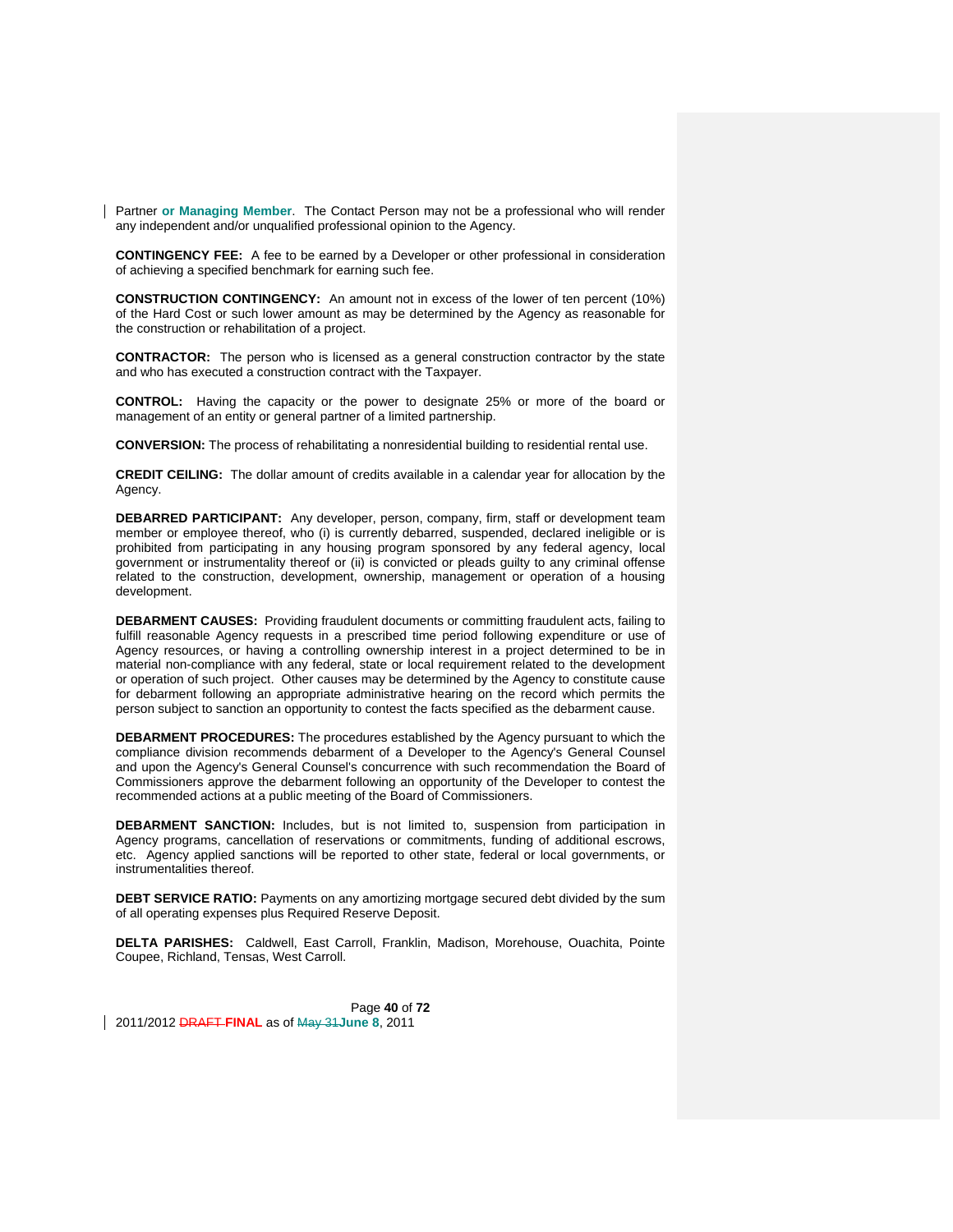Partner **or Managing Member**. The Contact Person may not be a professional who will render any independent and/or unqualified professional opinion to the Agency.

**CONTINGENCY FEE:** A fee to be earned by a Developer or other professional in consideration of achieving a specified benchmark for earning such fee.

**CONSTRUCTION CONTINGENCY:** An amount not in excess of the lower of ten percent (10%) of the Hard Cost or such lower amount as may be determined by the Agency as reasonable for the construction or rehabilitation of a project.

**CONTRACTOR:** The person who is licensed as a general construction contractor by the state and who has executed a construction contract with the Taxpayer.

**CONTROL:** Having the capacity or the power to designate 25% or more of the board or management of an entity or general partner of a limited partnership.

**CONVERSION:** The process of rehabilitating a nonresidential building to residential rental use.

**CREDIT CEILING:** The dollar amount of credits available in a calendar year for allocation by the Agency.

**DEBARRED PARTICIPANT:** Any developer, person, company, firm, staff or development team member or employee thereof, who (i) is currently debarred, suspended, declared ineligible or is prohibited from participating in any housing program sponsored by any federal agency, local government or instrumentality thereof or (ii) is convicted or pleads guilty to any criminal offense related to the construction, development, ownership, management or operation of a housing development.

**DEBARMENT CAUSES:** Providing fraudulent documents or committing fraudulent acts, failing to fulfill reasonable Agency requests in a prescribed time period following expenditure or use of Agency resources, or having a controlling ownership interest in a project determined to be in material non-compliance with any federal, state or local requirement related to the development or operation of such project. Other causes may be determined by the Agency to constitute cause for debarment following an appropriate administrative hearing on the record which permits the person subject to sanction an opportunity to contest the facts specified as the debarment cause.

**DEBARMENT PROCEDURES:** The procedures established by the Agency pursuant to which the compliance division recommends debarment of a Developer to the Agency's General Counsel and upon the Agency's General Counsel's concurrence with such recommendation the Board of Commissioners approve the debarment following an opportunity of the Developer to contest the recommended actions at a public meeting of the Board of Commissioners.

**DEBARMENT SANCTION:** Includes, but is not limited to, suspension from participation in Agency programs, cancellation of reservations or commitments, funding of additional escrows, etc. Agency applied sanctions will be reported to other state, federal or local governments, or instrumentalities thereof.

**DEBT SERVICE RATIO:** Payments on any amortizing mortgage secured debt divided by the sum of all operating expenses plus Required Reserve Deposit.

**DELTA PARISHES:** Caldwell, East Carroll, Franklin, Madison, Morehouse, Ouachita, Pointe Coupee, Richland, Tensas, West Carroll.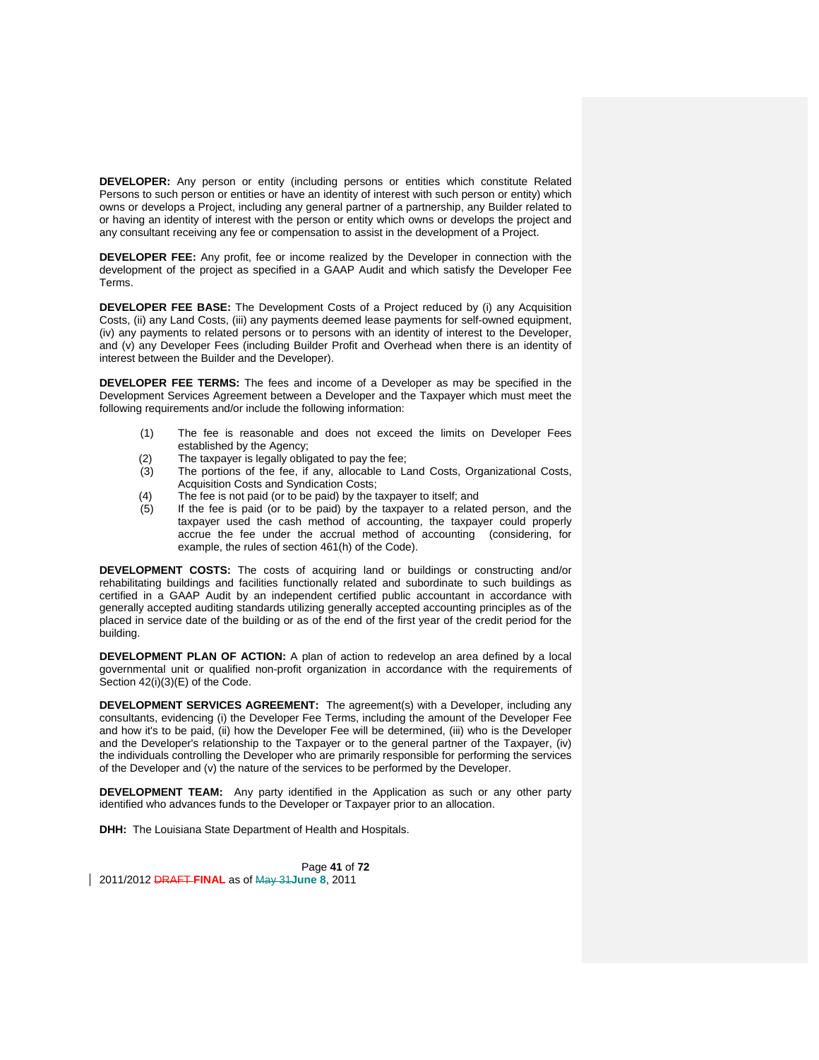**DEVELOPER:** Any person or entity (including persons or entities which constitute Related Persons to such person or entities or have an identity of interest with such person or entity) which owns or develops a Project, including any general partner of a partnership, any Builder related to or having an identity of interest with the person or entity which owns or develops the project and any consultant receiving any fee or compensation to assist in the development of a Project.

**DEVELOPER FEE:** Any profit, fee or income realized by the Developer in connection with the development of the project as specified in a GAAP Audit and which satisfy the Developer Fee Terms.

**DEVELOPER FEE BASE:** The Development Costs of a Project reduced by (i) any Acquisition Costs, (ii) any Land Costs, (iii) any payments deemed lease payments for self-owned equipment, (iv) any payments to related persons or to persons with an identity of interest to the Developer, and (v) any Developer Fees (including Builder Profit and Overhead when there is an identity of interest between the Builder and the Developer).

**DEVELOPER FEE TERMS:** The fees and income of a Developer as may be specified in the Development Services Agreement between a Developer and the Taxpayer which must meet the following requirements and/or include the following information:

(1) The fee is reasonable and does not exceed the limits on Developer Fees established by the Agency;
(2) The taxpayer is legally obligated to pay the fee;
(3) The portions of the fee, if any, allocable to Land Costs, Organizational Costs, Acquisition Costs and Syndication Costs;
(4) The fee is not paid (or to be paid) by the taxpayer to itself; and
(5) If the fee is paid (or to be paid) by the taxpayer to a related person, and the taxpayer used the cash method of accounting, the taxpayer could properly accrue the fee under the accrual method of accounting (considering, for example, the rules of section 461(h) of the Code).

**DEVELOPMENT COSTS:** The costs of acquiring land or buildings or constructing and/or rehabilitating buildings and facilities functionally related and subordinate to such buildings as certified in a GAAP Audit by an independent certified public accountant in accordance with generally accepted auditing standards utilizing generally accepted accounting principles as of the placed in service date of the building or as of the end of the first year of the credit period for the building.

**DEVELOPMENT PLAN OF ACTION:** A plan of action to redevelop an area defined by a local governmental unit or qualified non-profit organization in accordance with the requirements of Section 42(i)(3)(E) of the Code.

**DEVELOPMENT SERVICES AGREEMENT:** The agreement(s) with a Developer, including any consultants, evidencing (i) the Developer Fee Terms, including the amount of the Developer Fee and how it's to be paid, (ii) how the Developer Fee will be determined, (iii) who is the Developer and the Developer's relationship to the Taxpayer or to the general partner of the Taxpayer, (iv) the individuals controlling the Developer who are primarily responsible for performing the services of the Developer and (v) the nature of the services to be performed by the Developer.

**DEVELOPMENT TEAM:** Any party identified in the Application as such or any other party identified who advances funds to the Developer or Taxpayer prior to an allocation.

**DHH:** The Louisiana State Department of Health and Hospitals.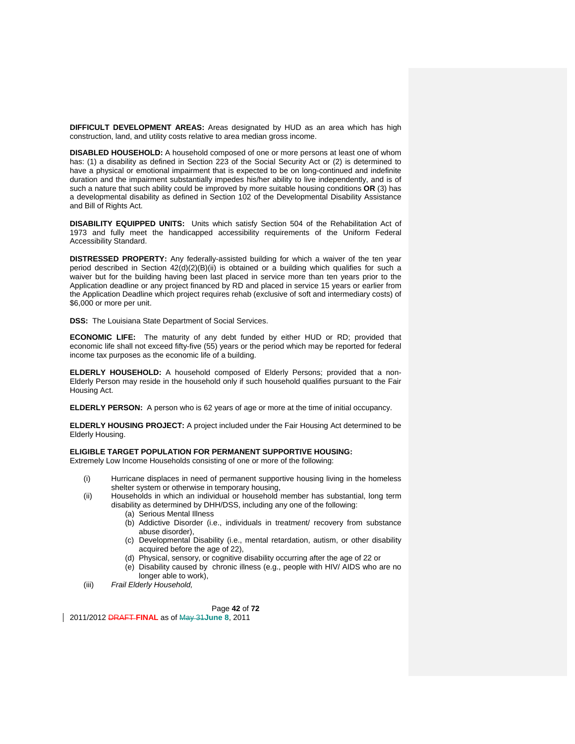**DIFFICULT DEVELOPMENT AREAS:** Areas designated by HUD as an area which has high construction, land, and utility costs relative to area median gross income.

**DISABLED HOUSEHOLD:** A household composed of one or more persons at least one of whom has: (1) a disability as defined in Section 223 of the Social Security Act or (2) is determined to have a physical or emotional impairment that is expected to be on long-continued and indefinite duration and the impairment substantially impedes his/her ability to live independently, and is of such a nature that such ability could be improved by more suitable housing conditions **OR** (3) has a developmental disability as defined in Section 102 of the Developmental Disability Assistance and Bill of Rights Act.

**DISABILITY EQUIPPED UNITS:** Units which satisfy Section 504 of the Rehabilitation Act of 1973 and fully meet the handicapped accessibility requirements of the Uniform Federal Accessibility Standard.

**DISTRESSED PROPERTY:** Any federally-assisted building for which a waiver of the ten year period described in Section 42(d)(2)(B)(ii) is obtained or a building which qualifies for such a waiver but for the building having been last placed in service more than ten years prior to the Application deadline or any project financed by RD and placed in service 15 years or earlier from the Application Deadline which project requires rehab (exclusive of soft and intermediary costs) of $6,000 or more per unit.

**DSS:** The Louisiana State Department of Social Services.

**ECONOMIC LIFE:** The maturity of any debt funded by either HUD or RD; provided that economic life shall not exceed fifty-five (55) years or the period which may be reported for federal income tax purposes as the economic life of a building.

**ELDERLY HOUSEHOLD:** A household composed of Elderly Persons; provided that a non-Elderly Person may reside in the household only if such household qualifies pursuant to the Fair Housing Act.

**ELDERLY PERSON:** A person who is 62 years of age or more at the time of initial occupancy.

**ELDERLY HOUSING PROJECT:** A project included under the Fair Housing Act determined to be Elderly Housing.

**ELIGIBLE TARGET POPULATION FOR PERMANENT SUPPORTIVE HOUSING:**
Extremely Low Income Households consisting of one or more of the following:

(i) Hurricane displaces in need of permanent supportive housing living in the homeless shelter system or otherwise in temporary housing,

(ii) Households in which an individual or household member has substantial, long term disability as determined by DHH/DSS, including any one of the following:
   - (a) Serious Mental Illness
   - (b) Addictive Disorder (i.e., individuals in treatment/ recovery from substance abuse disorder),
   - (c) Developmental Disability (i.e., mental retardation, autism, or other disability acquired before the age of 22),
   - (d) Physical, sensory, or cognitive disability occurring after the age of 22 or
   - (e) Disability caused by chronic illness (e.g., people with HIV/ AIDS who are no longer able to work),

(iii) *Frail Elderly Household,*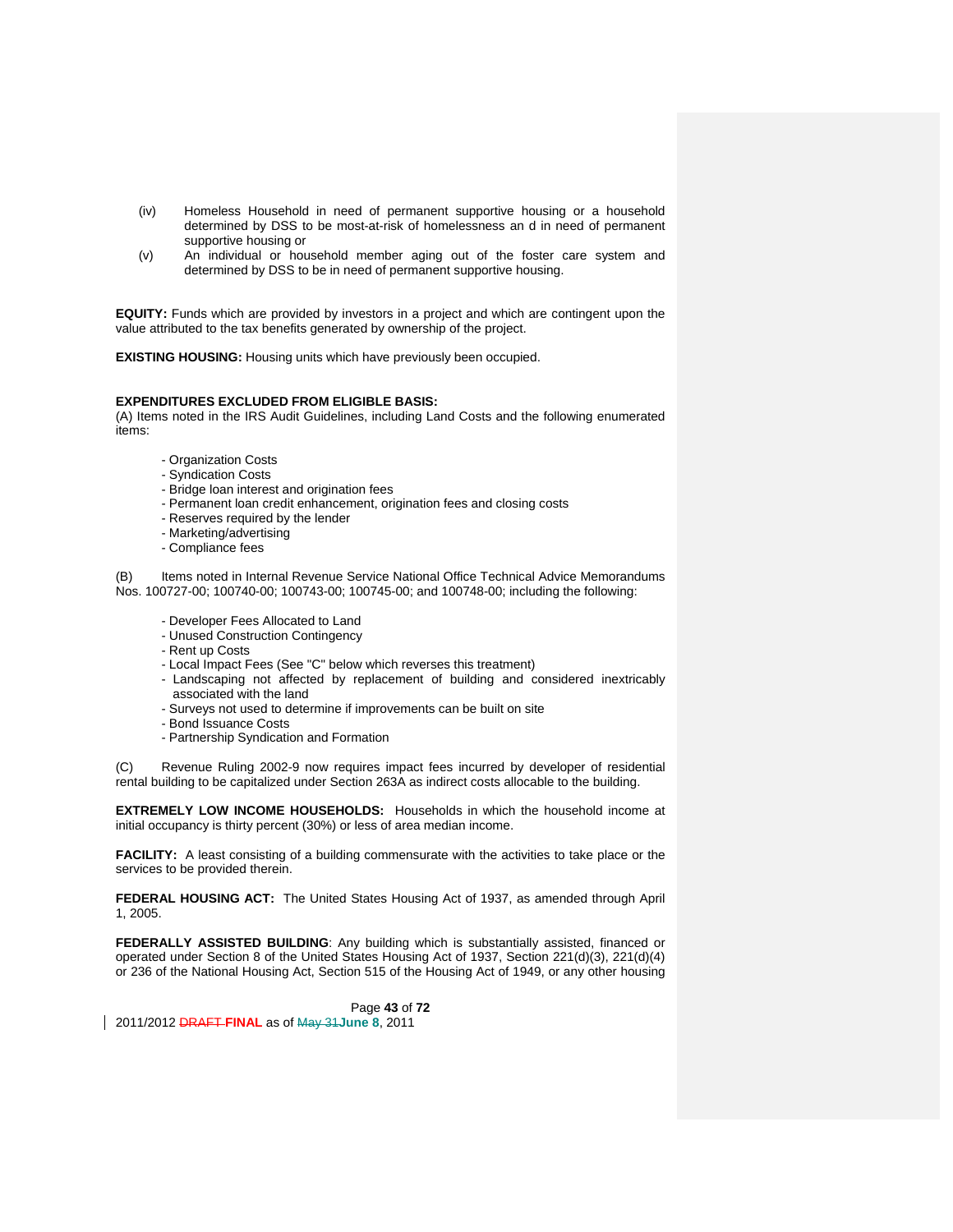(iv) Homeless Household in need of permanent supportive housing or a household determined by DSS to be most-at-risk of homelessness an d in need of permanent supportive housing or

(v) An individual or household member aging out of the foster care system and determined by DSS to be in need of permanent supportive housing.

**EQUITY:** Funds which are provided by investors in a project and which are contingent upon the value attributed to the tax benefits generated by ownership of the project.

**EXISTING HOUSING:** Housing units which have previously been occupied.

**EXPENDITURES EXCLUDED FROM ELIGIBLE BASIS:**
(A) Items noted in the IRS Audit Guidelines, including Land Costs and the following enumerated items:

- Organization Costs
- Syndication Costs
- Bridge loan interest and origination fees
- Permanent loan credit enhancement, origination fees and closing costs
- Reserves required by the lender
- Marketing/advertising
- Compliance fees

(B) Items noted in Internal Revenue Service National Office Technical Advice Memorandums Nos. 100727-00; 100740-00; 100743-00; 100745-00; and 100748-00; including the following:

- Developer Fees Allocated to Land
- Unused Construction Contingency
- Rent up Costs
- Local Impact Fees (See "C" below which reverses this treatment)
- Landscaping not affected by replacement of building and considered inextricably associated with the land
- Surveys not used to determine if improvements can be built on site
- Bond Issuance Costs
- Partnership Syndication and Formation

(C) Revenue Ruling 2002-9 now requires impact fees incurred by developer of residential rental building to be capitalized under Section 263A as indirect costs allocable to the building.

**EXTREMELY LOW INCOME HOUSEHOLDS:** Households in which the household income at initial occupancy is thirty percent (30%) or less of area median income.

**FACILITY:** A least consisting of a building commensurate with the activities to take place or the services to be provided therein.

**FEDERAL HOUSING ACT:** The United States Housing Act of 1937, as amended through April 1, 2005.

**FEDERALLY ASSISTED BUILDING**: Any building which is substantially assisted, financed or operated under Section 8 of the United States Housing Act of 1937, Section 221(d)(3), 221(d)(4) or 236 of the National Housing Act, Section 515 of the Housing Act of 1949, or any other housing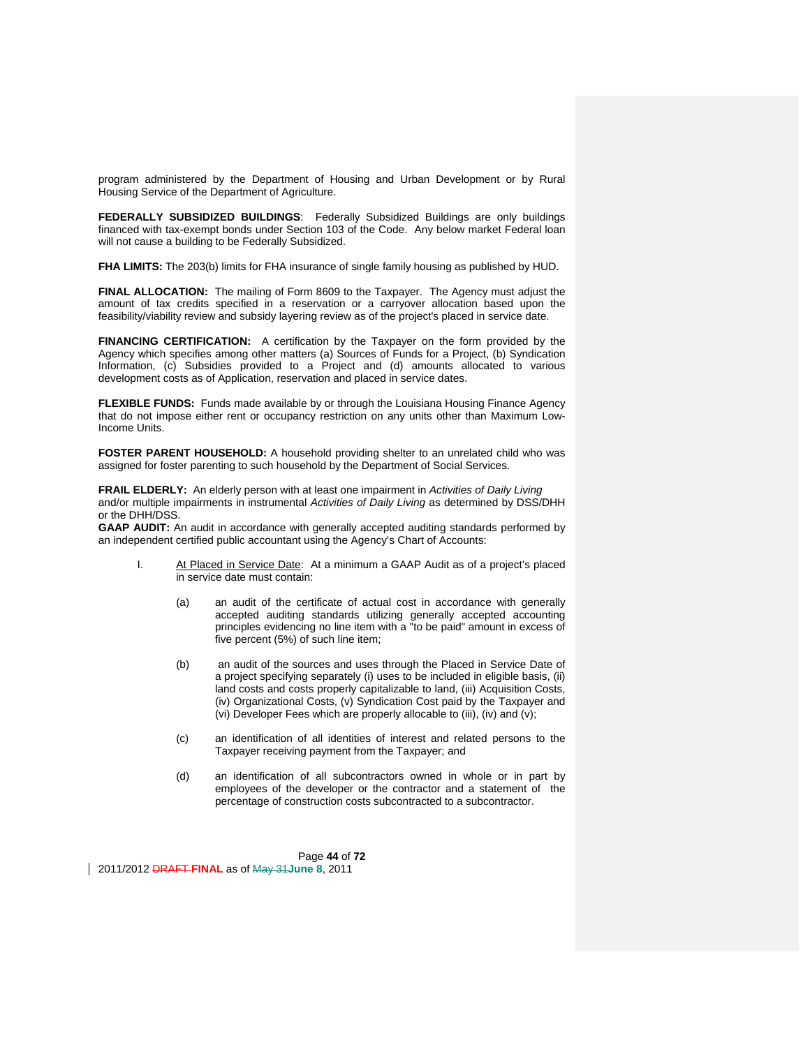program administered by the Department of Housing and Urban Development or by Rural Housing Service of the Department of Agriculture.

**FEDERALLY SUBSIDIZED BUILDINGS**: Federally Subsidized Buildings are only buildings financed with tax-exempt bonds under Section 103 of the Code. Any below market Federal loan will not cause a building to be Federally Subsidized.

**FHA LIMITS:** The 203(b) limits for FHA insurance of single family housing as published by HUD.

**FINAL ALLOCATION:** The mailing of Form 8609 to the Taxpayer. The Agency must adjust the amount of tax credits specified in a reservation or a carryover allocation based upon the feasibility/viability review and subsidy layering review as of the project's placed in service date.

**FINANCING CERTIFICATION:** A certification by the Taxpayer on the form provided by the Agency which specifies among other matters (a) Sources of Funds for a Project, (b) Syndication Information, (c) Subsidies provided to a Project and (d) amounts allocated to various development costs as of Application, reservation and placed in service dates.

**FLEXIBLE FUNDS:** Funds made available by or through the Louisiana Housing Finance Agency that do not impose either rent or occupancy restriction on any units other than Maximum Low-Income Units.

**FOSTER PARENT HOUSEHOLD:** A household providing shelter to an unrelated child who was assigned for foster parenting to such household by the Department of Social Services.

**FRAIL ELDERLY:** An elderly person with at least one impairment in *Activities of Daily Living* and/or multiple impairments in instrumental *Activities of Daily Living* as determined by DSS/DHH or the DHH/DSS.

**GAAP AUDIT:** An audit in accordance with generally accepted auditing standards performed by an independent certified public accountant using the Agency's Chart of Accounts:

I. <u>At Placed in Service Date</u>: At a minimum a GAAP Audit as of a project's placed in service date must contain:

(a) an audit of the certificate of actual cost in accordance with generally accepted auditing standards utilizing generally accepted accounting principles evidencing no line item with a "to be paid" amount in excess of five percent (5%) of such line item;

(b) an audit of the sources and uses through the Placed in Service Date of a project specifying separately (i) uses to be included in eligible basis, (ii) land costs and costs properly capitalizable to land, (iii) Acquisition Costs, (iv) Organizational Costs, (v) Syndication Cost paid by the Taxpayer and (vi) Developer Fees which are properly allocable to (iii), (iv) and (v);

(c) an identification of all identities of interest and related persons to the Taxpayer receiving payment from the Taxpayer; and

(d) an identification of all subcontractors owned in whole or in part by employees of the developer or the contractor and a statement of the percentage of construction costs subcontracted to a subcontractor.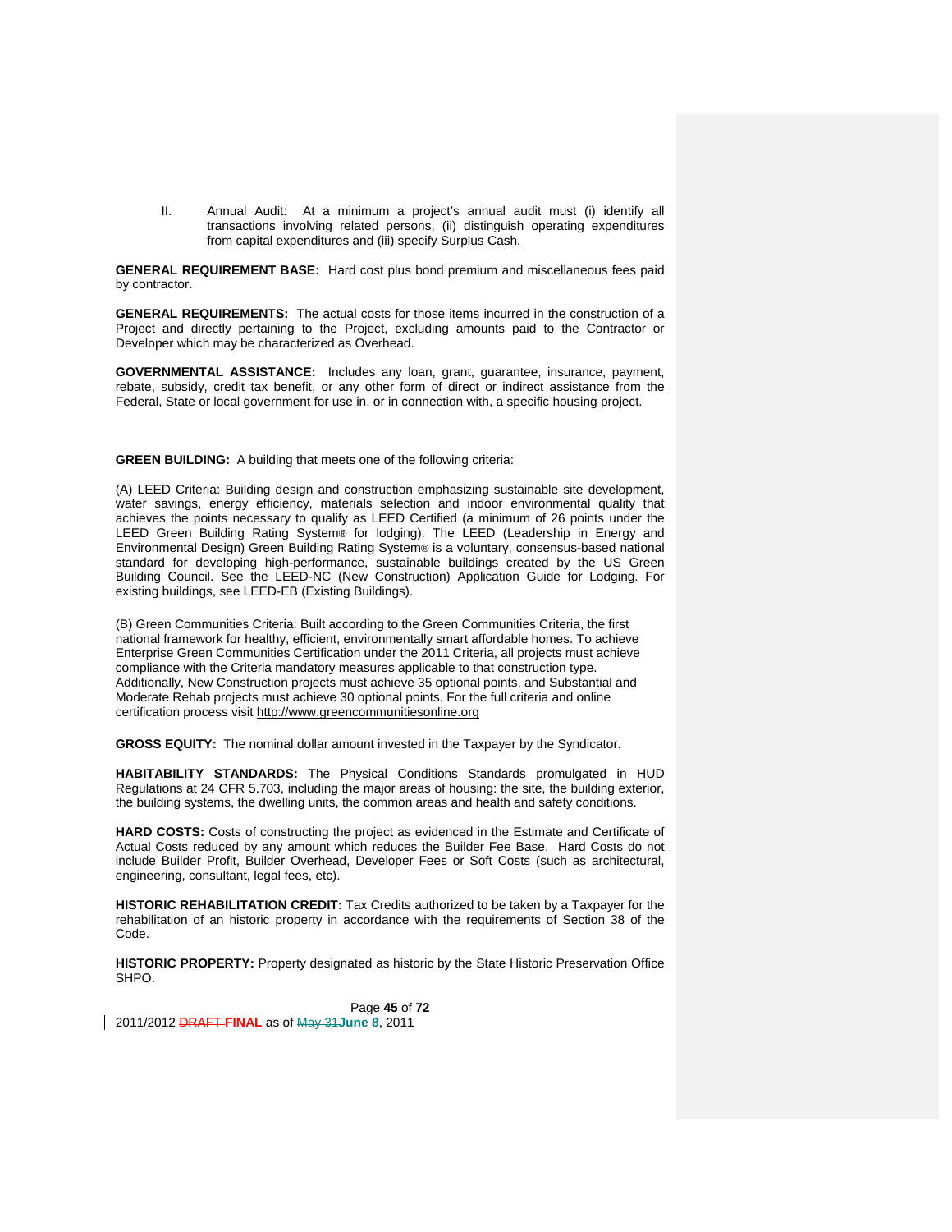II. Annual Audit: At a minimum a project's annual audit must (i) identify all transactions involving related persons, (ii) distinguish operating expenditures from capital expenditures and (iii) specify Surplus Cash.

**GENERAL REQUIREMENT BASE:** Hard cost plus bond premium and miscellaneous fees paid by contractor.

**GENERAL REQUIREMENTS:** The actual costs for those items incurred in the construction of a Project and directly pertaining to the Project, excluding amounts paid to the Contractor or Developer which may be characterized as Overhead.

**GOVERNMENTAL ASSISTANCE:** Includes any loan, grant, guarantee, insurance, payment, rebate, subsidy, credit tax benefit, or any other form of direct or indirect assistance from the Federal, State or local government for use in, or in connection with, a specific housing project.

**GREEN BUILDING:** A building that meets one of the following criteria:

(A) LEED Criteria: Building design and construction emphasizing sustainable site development, water savings, energy efficiency, materials selection and indoor environmental quality that achieves the points necessary to qualify as LEED Certified (a minimum of 26 points under the LEED Green Building Rating System® for lodging). The LEED (Leadership in Energy and Environmental Design) Green Building Rating System® is a voluntary, consensus-based national standard for developing high-performance, sustainable buildings created by the US Green Building Council. See the LEED-NC (New Construction) Application Guide for Lodging. For existing buildings, see LEED-EB (Existing Buildings).

(B) Green Communities Criteria: Built according to the Green Communities Criteria, the first national framework for healthy, efficient, environmentally smart affordable homes. To achieve Enterprise Green Communities Certification under the 2011 Criteria, all projects must achieve compliance with the Criteria mandatory measures applicable to that construction type. Additionally, New Construction projects must achieve 35 optional points, and Substantial and Moderate Rehab projects must achieve 30 optional points. For the full criteria and online certification process visit http://www.greencommunitiesonline.org

**GROSS EQUITY:** The nominal dollar amount invested in the Taxpayer by the Syndicator.

**HABITABILITY STANDARDS:** The Physical Conditions Standards promulgated in HUD Regulations at 24 CFR 5.703, including the major areas of housing: the site, the building exterior, the building systems, the dwelling units, the common areas and health and safety conditions.

**HARD COSTS:** Costs of constructing the project as evidenced in the Estimate and Certificate of Actual Costs reduced by any amount which reduces the Builder Fee Base. Hard Costs do not include Builder Profit, Builder Overhead, Developer Fees or Soft Costs (such as architectural, engineering, consultant, legal fees, etc).

**HISTORIC REHABILITATION CREDIT:** Tax Credits authorized to be taken by a Taxpayer for the rehabilitation of an historic property in accordance with the requirements of Section 38 of the Code.

**HISTORIC PROPERTY:** Property designated as historic by the State Historic Preservation Office SHPO.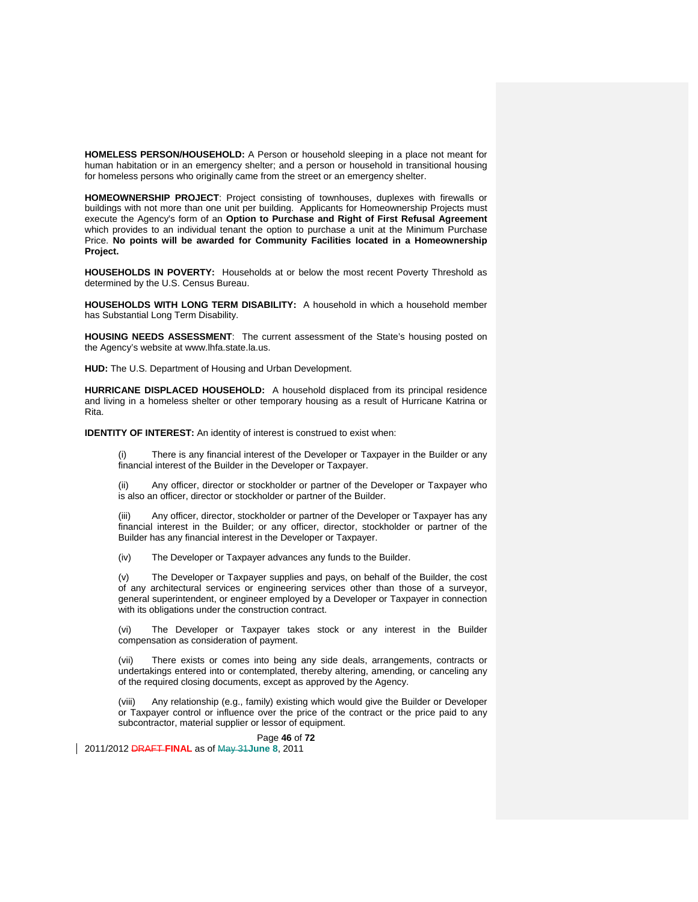**HOMELESS PERSON/HOUSEHOLD:** A Person or household sleeping in a place not meant for human habitation or in an emergency shelter; and a person or household in transitional housing for homeless persons who originally came from the street or an emergency shelter.

**HOMEOWNERSHIP PROJECT**: Project consisting of townhouses, duplexes with firewalls or buildings with not more than one unit per building. Applicants for Homeownership Projects must execute the Agency's form of an **Option to Purchase and Right of First Refusal Agreement** which provides to an individual tenant the option to purchase a unit at the Minimum Purchase Price. **No points will be awarded for Community Facilities located in a Homeownership Project.**

**HOUSEHOLDS IN POVERTY:** Households at or below the most recent Poverty Threshold as determined by the U.S. Census Bureau.

**HOUSEHOLDS WITH LONG TERM DISABILITY:** A household in which a household member has Substantial Long Term Disability.

**HOUSING NEEDS ASSESSMENT**: The current assessment of the State's housing posted on the Agency's website at www.lhfa.state.la.us.

**HUD:** The U.S. Department of Housing and Urban Development.

**HURRICANE DISPLACED HOUSEHOLD:** A household displaced from its principal residence and living in a homeless shelter or other temporary housing as a result of Hurricane Katrina or Rita.

**IDENTITY OF INTEREST:** An identity of interest is construed to exist when:

(i) There is any financial interest of the Developer or Taxpayer in the Builder or any financial interest of the Builder in the Developer or Taxpayer.

(ii) Any officer, director or stockholder or partner of the Developer or Taxpayer who is also an officer, director or stockholder or partner of the Builder.

(iii) Any officer, director, stockholder or partner of the Developer or Taxpayer has any financial interest in the Builder; or any officer, director, stockholder or partner of the Builder has any financial interest in the Developer or Taxpayer.

(iv) The Developer or Taxpayer advances any funds to the Builder.

(v) The Developer or Taxpayer supplies and pays, on behalf of the Builder, the cost of any architectural services or engineering services other than those of a surveyor, general superintendent, or engineer employed by a Developer or Taxpayer in connection with its obligations under the construction contract.

(vi) The Developer or Taxpayer takes stock or any interest in the Builder compensation as consideration of payment.

(vii) There exists or comes into being any side deals, arrangements, contracts or undertakings entered into or contemplated, thereby altering, amending, or canceling any of the required closing documents, except as approved by the Agency.

(viii) Any relationship (e.g., family) existing which would give the Builder or Developer or Taxpayer control or influence over the price of the contract or the price paid to any subcontractor, material supplier or lessor of equipment.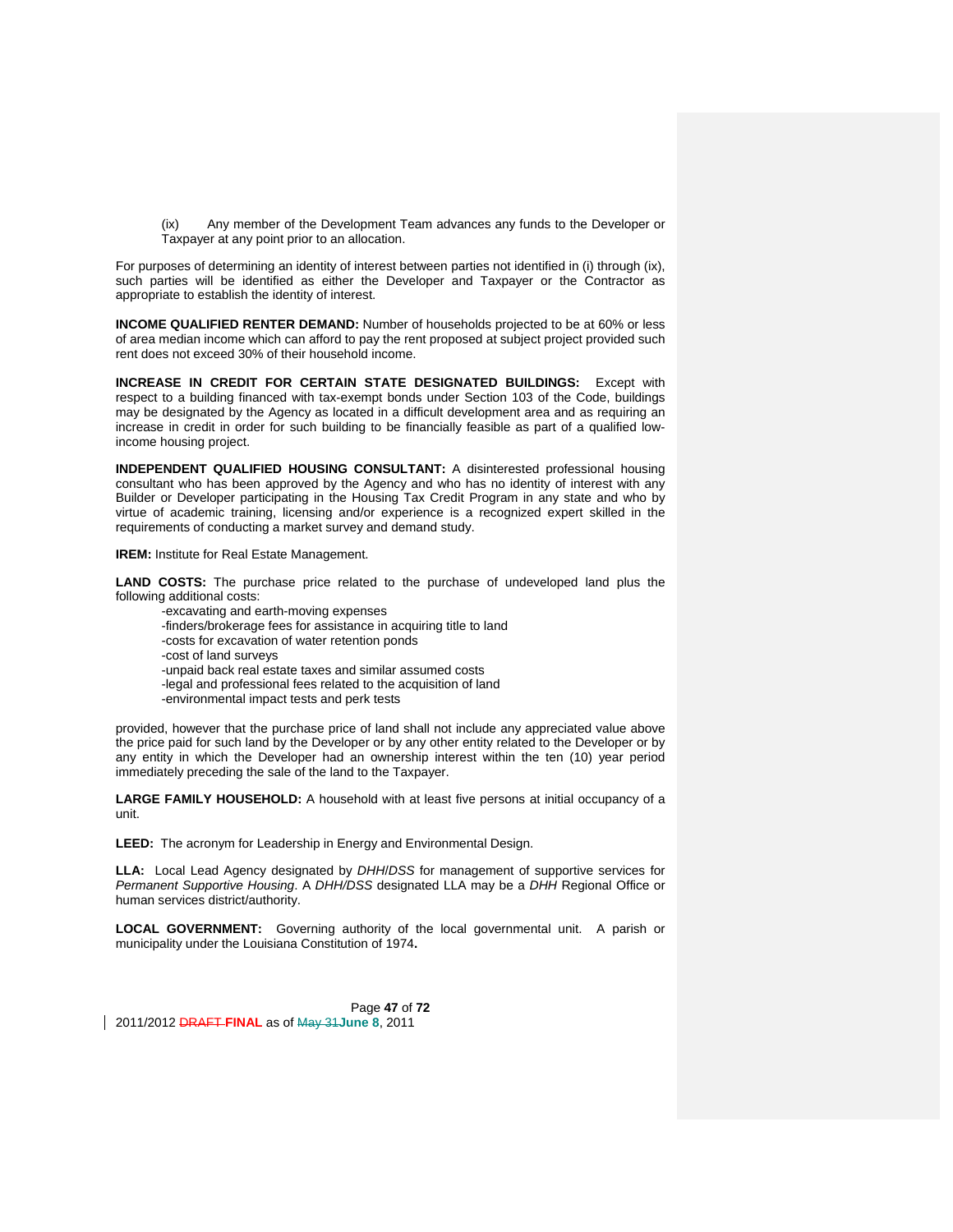(ix) Any member of the Development Team advances any funds to the Developer or Taxpayer at any point prior to an allocation.

For purposes of determining an identity of interest between parties not identified in (i) through (ix), such parties will be identified as either the Developer and Taxpayer or the Contractor as appropriate to establish the identity of interest.

**INCOME QUALIFIED RENTER DEMAND:** Number of households projected to be at 60% or less of area median income which can afford to pay the rent proposed at subject project provided such rent does not exceed 30% of their household income.

**INCREASE IN CREDIT FOR CERTAIN STATE DESIGNATED BUILDINGS:** Except with respect to a building financed with tax-exempt bonds under Section 103 of the Code, buildings may be designated by the Agency as located in a difficult development area and as requiring an increase in credit in order for such building to be financially feasible as part of a qualified low-income housing project.

**INDEPENDENT QUALIFIED HOUSING CONSULTANT:** A disinterested professional housing consultant who has been approved by the Agency and who has no identity of interest with any Builder or Developer participating in the Housing Tax Credit Program in any state and who by virtue of academic training, licensing and/or experience is a recognized expert skilled in the requirements of conducting a market survey and demand study.

**IREM:** Institute for Real Estate Management.

**LAND COSTS:** The purchase price related to the purchase of undeveloped land plus the following additional costs:

- -excavating and earth-moving expenses
- -finders/brokerage fees for assistance in acquiring title to land
- -costs for excavation of water retention ponds
- -cost of land surveys
- -unpaid back real estate taxes and similar assumed costs
- -legal and professional fees related to the acquisition of land
- -environmental impact tests and perk tests

provided, however that the purchase price of land shall not include any appreciated value above the price paid for such land by the Developer or by any other entity related to the Developer or by any entity in which the Developer had an ownership interest within the ten (10) year period immediately preceding the sale of the land to the Taxpayer.

**LARGE FAMILY HOUSEHOLD:** A household with at least five persons at initial occupancy of a unit.

**LEED:** The acronym for Leadership in Energy and Environmental Design.

**LLA:** Local Lead Agency designated by *DHH*/*DSS* for management of supportive services for *Permanent Supportive Housing*. A *DHH/DSS* designated LLA may be a *DHH* Regional Office or human services district/authority.

**LOCAL GOVERNMENT:** Governing authority of the local governmental unit. A parish or municipality under the Louisiana Constitution of 1974**.**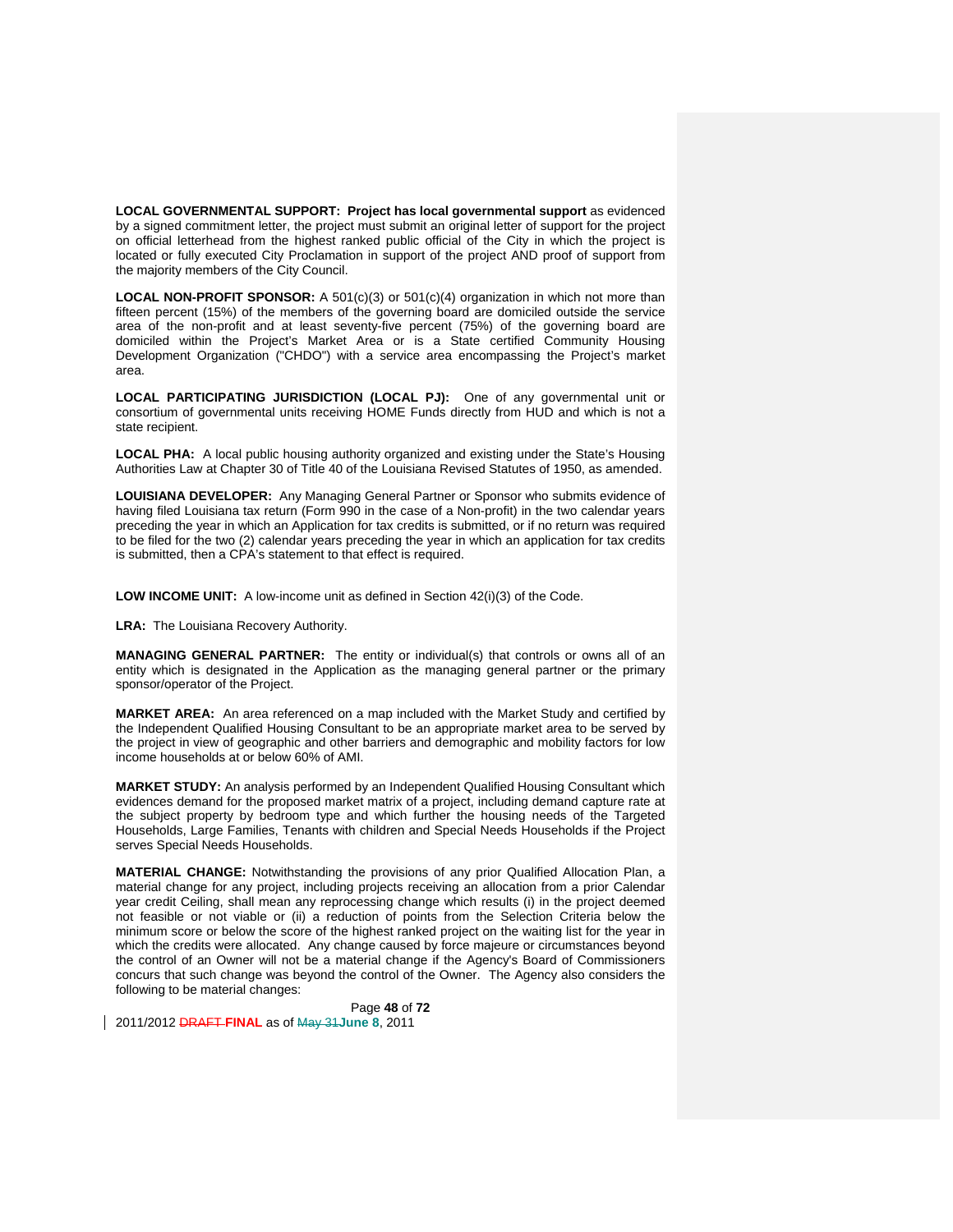**LOCAL GOVERNMENTAL SUPPORT: Project has local governmental support** as evidenced by a signed commitment letter, the project must submit an original letter of support for the project on official letterhead from the highest ranked public official of the City in which the project is located or fully executed City Proclamation in support of the project AND proof of support from the majority members of the City Council.

**LOCAL NON-PROFIT SPONSOR:** A 501(c)(3) or 501(c)(4) organization in which not more than fifteen percent (15%) of the members of the governing board are domiciled outside the service area of the non-profit and at least seventy-five percent (75%) of the governing board are domiciled within the Project's Market Area or is a State certified Community Housing Development Organization ("CHDO") with a service area encompassing the Project's market area.

**LOCAL PARTICIPATING JURISDICTION (LOCAL PJ):** One of any governmental unit or consortium of governmental units receiving HOME Funds directly from HUD and which is not a state recipient.

**LOCAL PHA:** A local public housing authority organized and existing under the State's Housing Authorities Law at Chapter 30 of Title 40 of the Louisiana Revised Statutes of 1950, as amended.

**LOUISIANA DEVELOPER:** Any Managing General Partner or Sponsor who submits evidence of having filed Louisiana tax return (Form 990 in the case of a Non-profit) in the two calendar years preceding the year in which an Application for tax credits is submitted, or if no return was required to be filed for the two (2) calendar years preceding the year in which an application for tax credits is submitted, then a CPA's statement to that effect is required.

**LOW INCOME UNIT:** A low-income unit as defined in Section 42(i)(3) of the Code.

**LRA:** The Louisiana Recovery Authority.

**MANAGING GENERAL PARTNER:** The entity or individual(s) that controls or owns all of an entity which is designated in the Application as the managing general partner or the primary sponsor/operator of the Project.

**MARKET AREA:** An area referenced on a map included with the Market Study and certified by the Independent Qualified Housing Consultant to be an appropriate market area to be served by the project in view of geographic and other barriers and demographic and mobility factors for low income households at or below 60% of AMI.

**MARKET STUDY:** An analysis performed by an Independent Qualified Housing Consultant which evidences demand for the proposed market matrix of a project, including demand capture rate at the subject property by bedroom type and which further the housing needs of the Targeted Households, Large Families, Tenants with children and Special Needs Households if the Project serves Special Needs Households.

**MATERIAL CHANGE:** Notwithstanding the provisions of any prior Qualified Allocation Plan, a material change for any project, including projects receiving an allocation from a prior Calendar year credit Ceiling, shall mean any reprocessing change which results (i) in the project deemed not feasible or not viable or (ii) a reduction of points from the Selection Criteria below the minimum score or below the score of the highest ranked project on the waiting list for the year in which the credits were allocated. Any change caused by force majeure or circumstances beyond the control of an Owner will not be a material change if the Agency's Board of Commissioners concurs that such change was beyond the control of the Owner. The Agency also considers the following to be material changes: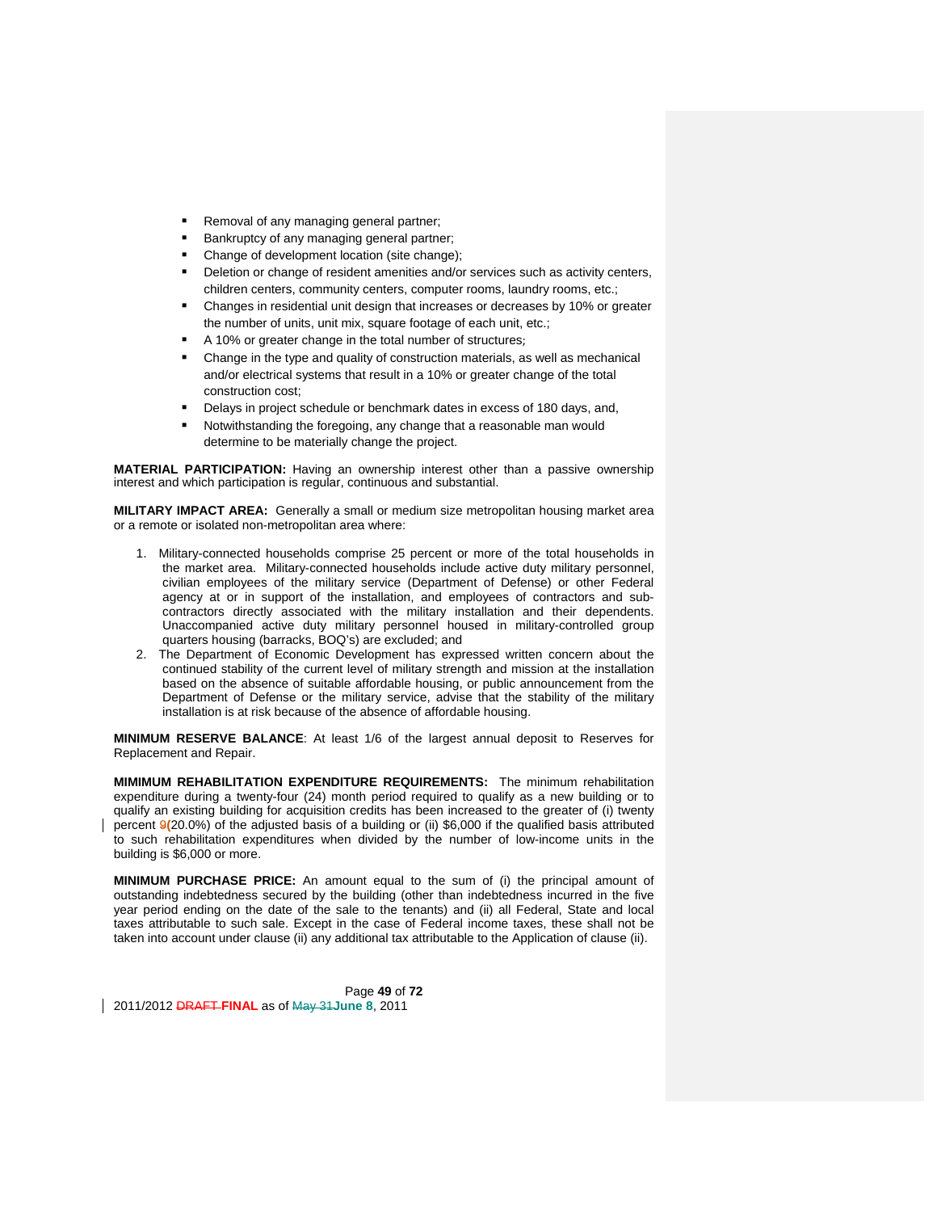- Removal of any managing general partner;
- Bankruptcy of any managing general partner;
- Change of development location (site change);
- Deletion or change of resident amenities and/or services such as activity centers, children centers, community centers, computer rooms, laundry rooms, etc.;
- Changes in residential unit design that increases or decreases by 10% or greater the number of units, unit mix, square footage of each unit, etc.;
- A 10% or greater change in the total number of structures;
- Change in the type and quality of construction materials, as well as mechanical and/or electrical systems that result in a 10% or greater change of the total construction cost;
- Delays in project schedule or benchmark dates in excess of 180 days, and,
- Notwithstanding the foregoing, any change that a reasonable man would determine to be materially change the project.

**MATERIAL PARTICIPATION:** Having an ownership interest other than a passive ownership interest and which participation is regular, continuous and substantial.

**MILITARY IMPACT AREA:** Generally a small or medium size metropolitan housing market area or a remote or isolated non-metropolitan area where:

1. Military-connected households comprise 25 percent or more of the total households in the market area. Military-connected households include active duty military personnel, civilian employees of the military service (Department of Defense) or other Federal agency at or in support of the installation, and employees of contractors and sub-contractors directly associated with the military installation and their dependents. Unaccompanied active duty military personnel housed in military-controlled group quarters housing (barracks, BOQ's) are excluded; and
2. The Department of Economic Development has expressed written concern about the continued stability of the current level of military strength and mission at the installation based on the absence of suitable affordable housing, or public announcement from the Department of Defense or the military service, advise that the stability of the military installation is at risk because of the absence of affordable housing.

**MINIMUM RESERVE BALANCE**: At least 1/6 of the largest annual deposit to Reserves for Replacement and Repair.

**MIMIMUM REHABILITATION EXPENDITURE REQUIREMENTS:** The minimum rehabilitation expenditure during a twenty-four (24) month period required to qualify as a new building or to qualify an existing building for acquisition credits has been increased to the greater of (i) twenty percent ~~9~~(20.0%) of the adjusted basis of a building or (ii) $6,000 if the qualified basis attributed to such rehabilitation expenditures when divided by the number of low-income units in the building is $6,000 or more.

**MINIMUM PURCHASE PRICE:** An amount equal to the sum of (i) the principal amount of outstanding indebtedness secured by the building (other than indebtedness incurred in the five year period ending on the date of the sale to the tenants) and (ii) all Federal, State and local taxes attributable to such sale. Except in the case of Federal income taxes, these shall not be taken into account under clause (ii) any additional tax attributable to the Application of clause (ii).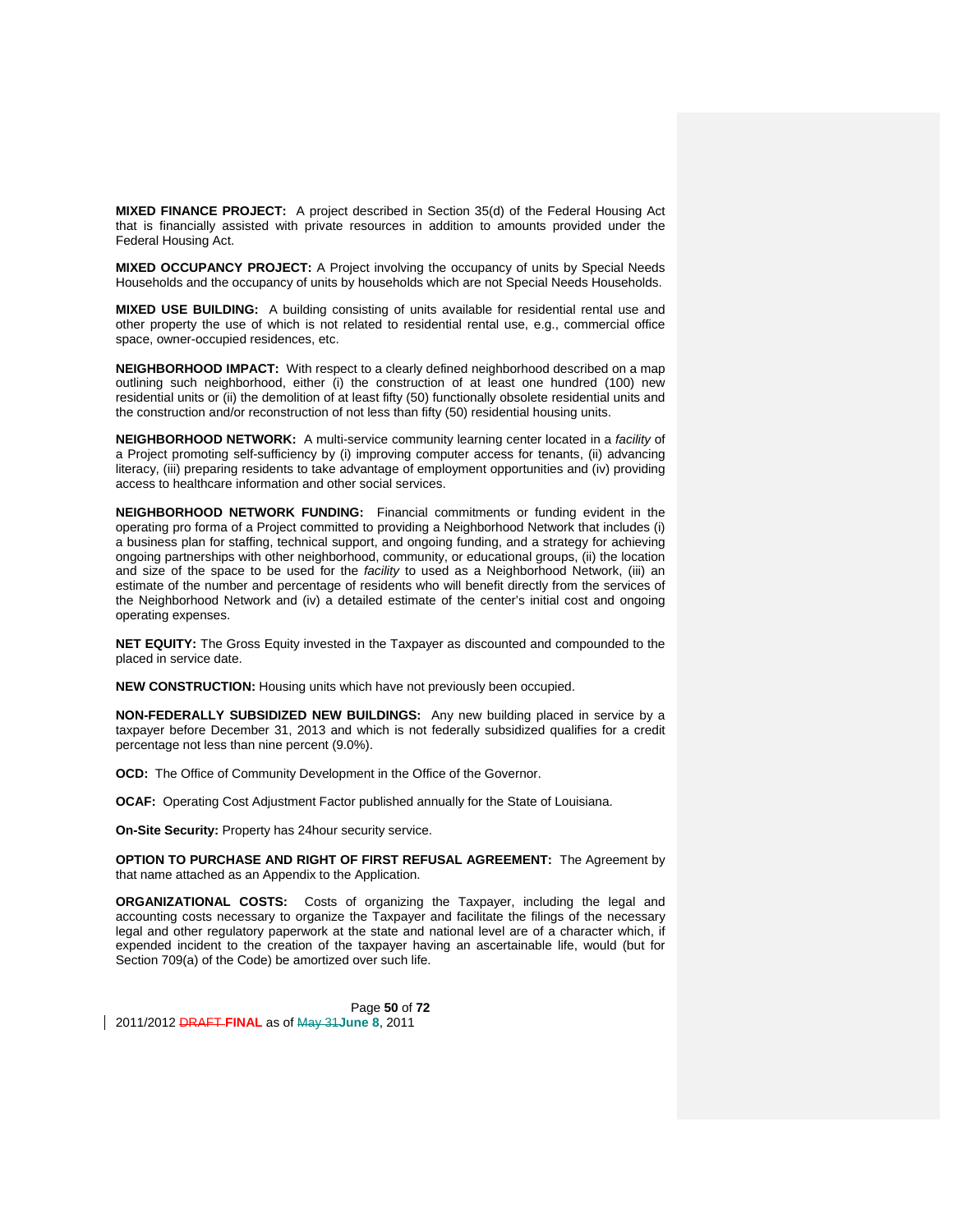**MIXED FINANCE PROJECT:** A project described in Section 35(d) of the Federal Housing Act that is financially assisted with private resources in addition to amounts provided under the Federal Housing Act.

**MIXED OCCUPANCY PROJECT:** A Project involving the occupancy of units by Special Needs Households and the occupancy of units by households which are not Special Needs Households.

**MIXED USE BUILDING:** A building consisting of units available for residential rental use and other property the use of which is not related to residential rental use, e.g., commercial office space, owner-occupied residences, etc.

**NEIGHBORHOOD IMPACT:** With respect to a clearly defined neighborhood described on a map outlining such neighborhood, either (i) the construction of at least one hundred (100) new residential units or (ii) the demolition of at least fifty (50) functionally obsolete residential units and the construction and/or reconstruction of not less than fifty (50) residential housing units.

**NEIGHBORHOOD NETWORK:** A multi-service community learning center located in a *facility* of a Project promoting self-sufficiency by (i) improving computer access for tenants, (ii) advancing literacy, (iii) preparing residents to take advantage of employment opportunities and (iv) providing access to healthcare information and other social services.

**NEIGHBORHOOD NETWORK FUNDING:** Financial commitments or funding evident in the operating pro forma of a Project committed to providing a Neighborhood Network that includes (i) a business plan for staffing, technical support, and ongoing funding, and a strategy for achieving ongoing partnerships with other neighborhood, community, or educational groups, (ii) the location and size of the space to be used for the *facility* to used as a Neighborhood Network, (iii) an estimate of the number and percentage of residents who will benefit directly from the services of the Neighborhood Network and (iv) a detailed estimate of the center's initial cost and ongoing operating expenses.

**NET EQUITY:** The Gross Equity invested in the Taxpayer as discounted and compounded to the placed in service date.

**NEW CONSTRUCTION:** Housing units which have not previously been occupied.

**NON-FEDERALLY SUBSIDIZED NEW BUILDINGS:** Any new building placed in service by a taxpayer before December 31, 2013 and which is not federally subsidized qualifies for a credit percentage not less than nine percent (9.0%).

**OCD:** The Office of Community Development in the Office of the Governor.

**OCAF:** Operating Cost Adjustment Factor published annually for the State of Louisiana.

**On-Site Security:** Property has 24hour security service.

**OPTION TO PURCHASE AND RIGHT OF FIRST REFUSAL AGREEMENT:** The Agreement by that name attached as an Appendix to the Application.

**ORGANIZATIONAL COSTS:** Costs of organizing the Taxpayer, including the legal and accounting costs necessary to organize the Taxpayer and facilitate the filings of the necessary legal and other regulatory paperwork at the state and national level are of a character which, if expended incident to the creation of the taxpayer having an ascertainable life, would (but for Section 709(a) of the Code) be amortized over such life.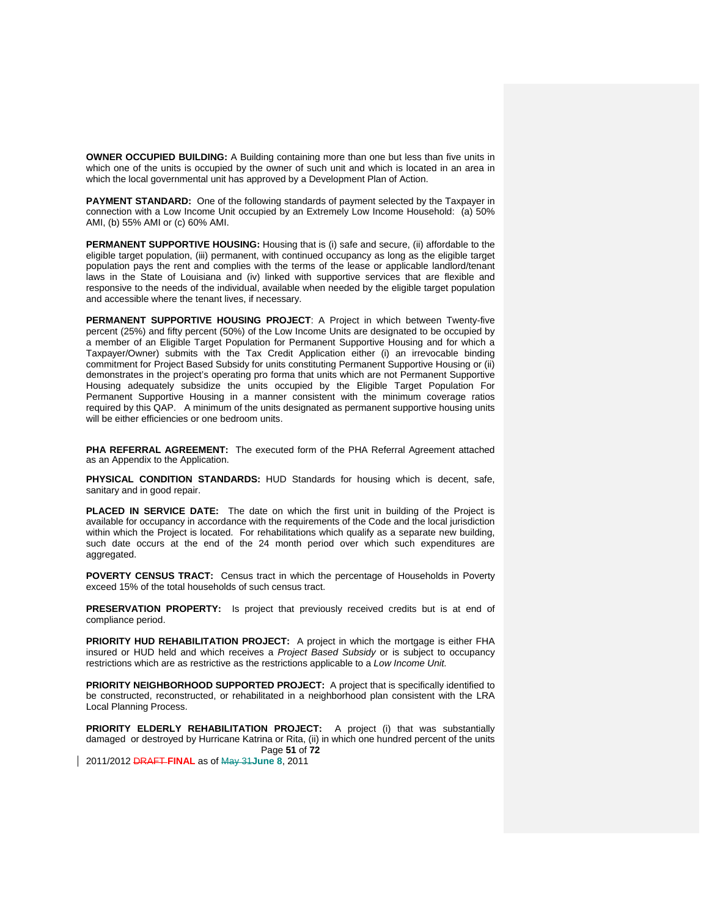**OWNER OCCUPIED BUILDING:** A Building containing more than one but less than five units in which one of the units is occupied by the owner of such unit and which is located in an area in which the local governmental unit has approved by a Development Plan of Action.

**PAYMENT STANDARD:** One of the following standards of payment selected by the Taxpayer in connection with a Low Income Unit occupied by an Extremely Low Income Household: (a) 50% AMI, (b) 55% AMI or (c) 60% AMI.

**PERMANENT SUPPORTIVE HOUSING:** Housing that is (i) safe and secure, (ii) affordable to the eligible target population, (iii) permanent, with continued occupancy as long as the eligible target population pays the rent and complies with the terms of the lease or applicable landlord/tenant laws in the State of Louisiana and (iv) linked with supportive services that are flexible and responsive to the needs of the individual, available when needed by the eligible target population and accessible where the tenant lives, if necessary.

**PERMANENT SUPPORTIVE HOUSING PROJECT**: A Project in which between Twenty-five percent (25%) and fifty percent (50%) of the Low Income Units are designated to be occupied by a member of an Eligible Target Population for Permanent Supportive Housing and for which a Taxpayer/Owner) submits with the Tax Credit Application either (i) an irrevocable binding commitment for Project Based Subsidy for units constituting Permanent Supportive Housing or (ii) demonstrates in the project's operating pro forma that units which are not Permanent Supportive Housing adequately subsidize the units occupied by the Eligible Target Population For Permanent Supportive Housing in a manner consistent with the minimum coverage ratios required by this QAP. A minimum of the units designated as permanent supportive housing units will be either efficiencies or one bedroom units.

**PHA REFERRAL AGREEMENT:** The executed form of the PHA Referral Agreement attached as an Appendix to the Application.

**PHYSICAL CONDITION STANDARDS:** HUD Standards for housing which is decent, safe, sanitary and in good repair.

**PLACED IN SERVICE DATE:** The date on which the first unit in building of the Project is available for occupancy in accordance with the requirements of the Code and the local jurisdiction within which the Project is located. For rehabilitations which qualify as a separate new building, such date occurs at the end of the 24 month period over which such expenditures are aggregated.

**POVERTY CENSUS TRACT:** Census tract in which the percentage of Households in Poverty exceed 15% of the total households of such census tract.

**PRESERVATION PROPERTY:** Is project that previously received credits but is at end of compliance period.

**PRIORITY HUD REHABILITATION PROJECT:** A project in which the mortgage is either FHA insured or HUD held and which receives a *Project Based Subsidy* or is subject to occupancy restrictions which are as restrictive as the restrictions applicable to a *Low Income Unit.*

**PRIORITY NEIGHBORHOOD SUPPORTED PROJECT:** A project that is specifically identified to be constructed, reconstructed, or rehabilitated in a neighborhood plan consistent with the LRA Local Planning Process.

**PRIORITY ELDERLY REHABILITATION PROJECT:** A project (i) that was substantially damaged or destroyed by Hurricane Katrina or Rita, (ii) in which one hundred percent of the units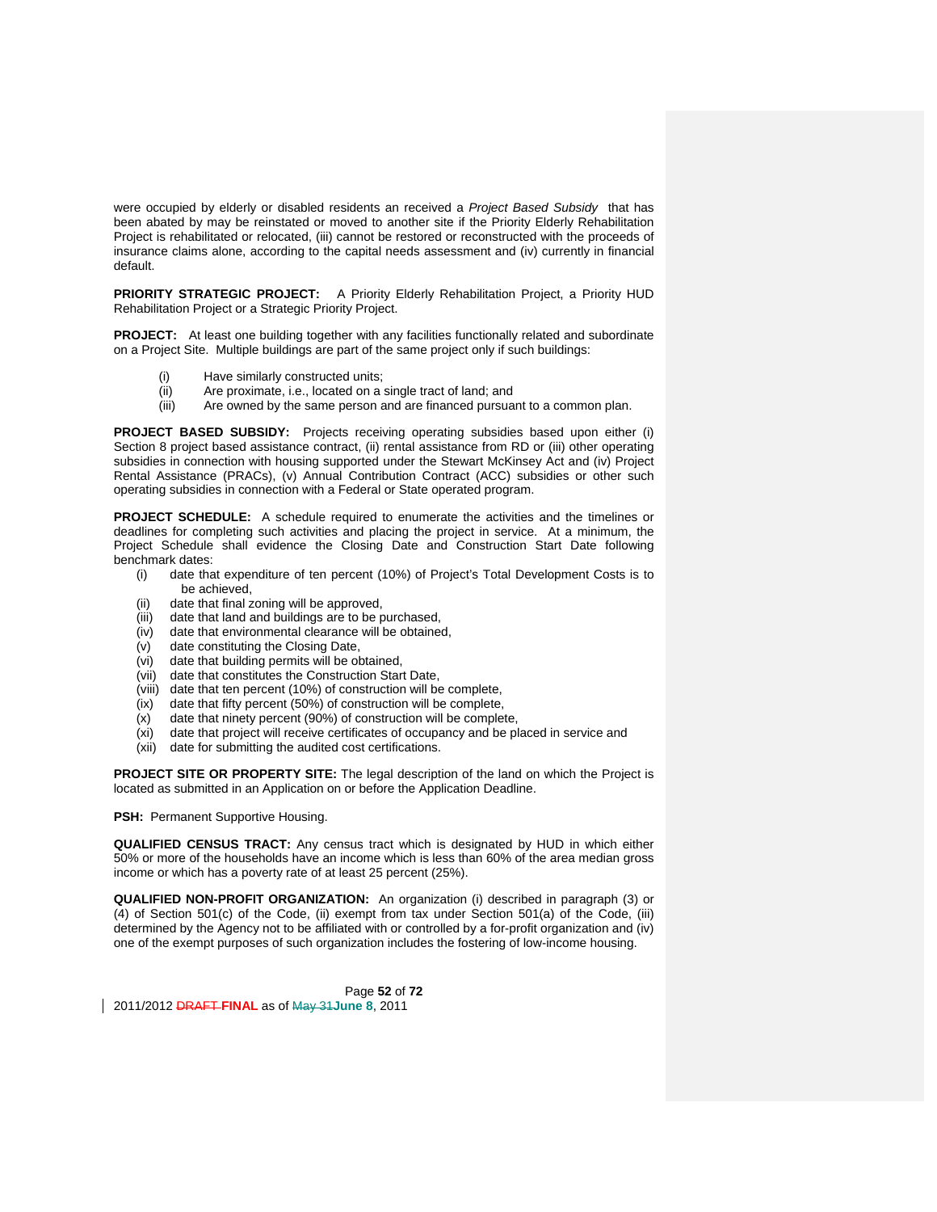were occupied by elderly or disabled residents an received a *Project Based Subsidy* that has been abated by may be reinstated or moved to another site if the Priority Elderly Rehabilitation Project is rehabilitated or relocated, (iii) cannot be restored or reconstructed with the proceeds of insurance claims alone, according to the capital needs assessment and (iv) currently in financial default.

**PRIORITY STRATEGIC PROJECT:** A Priority Elderly Rehabilitation Project, a Priority HUD Rehabilitation Project or a Strategic Priority Project.

**PROJECT:** At least one building together with any facilities functionally related and subordinate on a Project Site. Multiple buildings are part of the same project only if such buildings:

(i) Have similarly constructed units;
(ii) Are proximate, i.e., located on a single tract of land; and
(iii) Are owned by the same person and are financed pursuant to a common plan.

**PROJECT BASED SUBSIDY:** Projects receiving operating subsidies based upon either (i) Section 8 project based assistance contract, (ii) rental assistance from RD or (iii) other operating subsidies in connection with housing supported under the Stewart McKinsey Act and (iv) Project Rental Assistance (PRACs), (v) Annual Contribution Contract (ACC) subsidies or other such operating subsidies in connection with a Federal or State operated program.

**PROJECT SCHEDULE:** A schedule required to enumerate the activities and the timelines or deadlines for completing such activities and placing the project in service. At a minimum, the Project Schedule shall evidence the Closing Date and Construction Start Date following benchmark dates:

(i) date that expenditure of ten percent (10%) of Project's Total Development Costs is to be achieved,
(ii) date that final zoning will be approved,
(iii) date that land and buildings are to be purchased,
(iv) date that environmental clearance will be obtained,
(v) date constituting the Closing Date,
(vi) date that building permits will be obtained,
(vii) date that constitutes the Construction Start Date,
(viii) date that ten percent (10%) of construction will be complete,
(ix) date that fifty percent (50%) of construction will be complete,
(x) date that ninety percent (90%) of construction will be complete,
(xi) date that project will receive certificates of occupancy and be placed in service and
(xii) date for submitting the audited cost certifications.

**PROJECT SITE OR PROPERTY SITE:** The legal description of the land on which the Project is located as submitted in an Application on or before the Application Deadline.

**PSH:** Permanent Supportive Housing.

**QUALIFIED CENSUS TRACT:** Any census tract which is designated by HUD in which either 50% or more of the households have an income which is less than 60% of the area median gross income or which has a poverty rate of at least 25 percent (25%).

**QUALIFIED NON-PROFIT ORGANIZATION:** An organization (i) described in paragraph (3) or (4) of Section 501(c) of the Code, (ii) exempt from tax under Section 501(a) of the Code, (iii) determined by the Agency not to be affiliated with or controlled by a for-profit organization and (iv) one of the exempt purposes of such organization includes the fostering of low-income housing.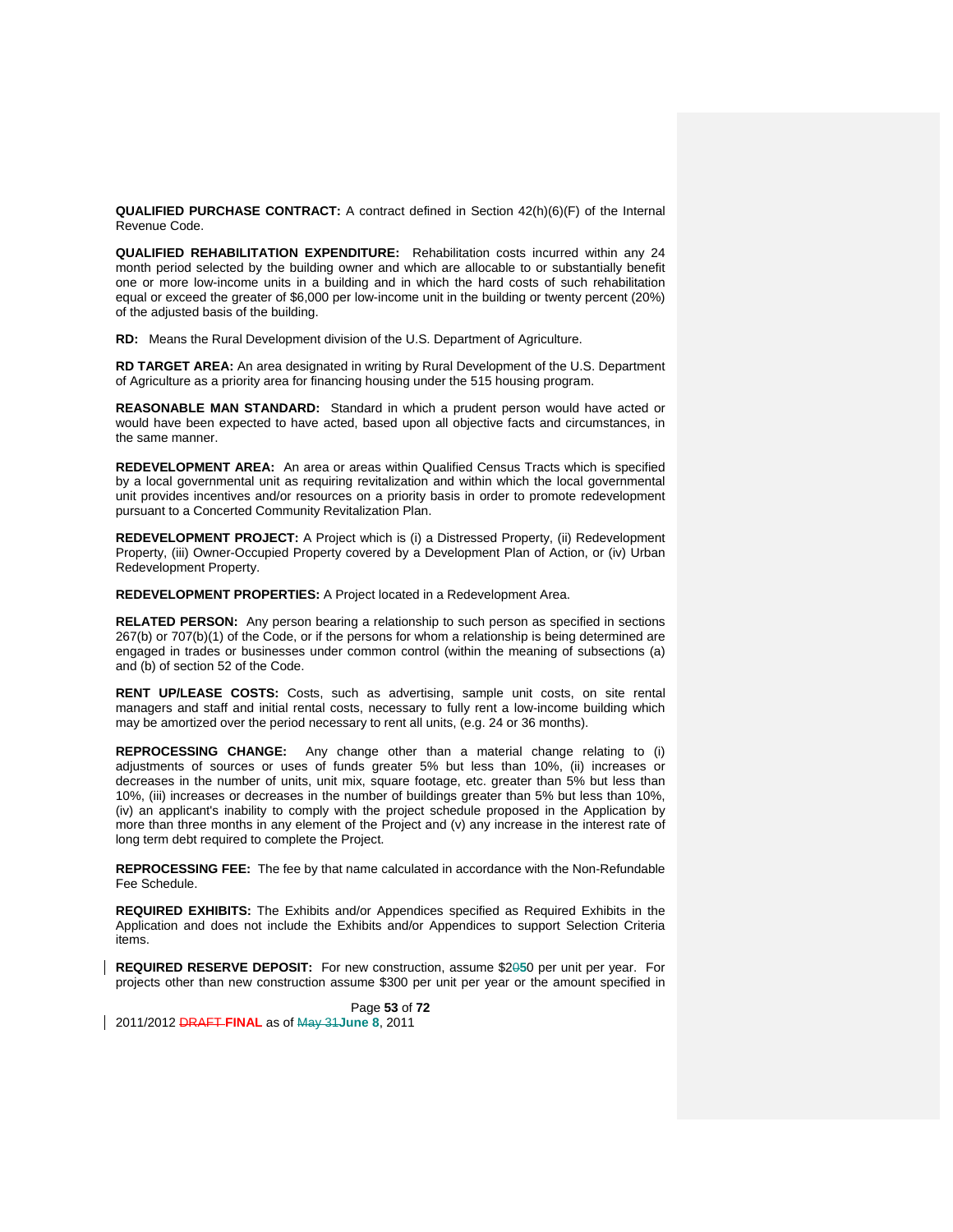**QUALIFIED PURCHASE CONTRACT:** A contract defined in Section 42(h)(6)(F) of the Internal Revenue Code.

**QUALIFIED REHABILITATION EXPENDITURE:** Rehabilitation costs incurred within any 24 month period selected by the building owner and which are allocable to or substantially benefit one or more low-income units in a building and in which the hard costs of such rehabilitation equal or exceed the greater of $6,000 per low-income unit in the building or twenty percent (20%) of the adjusted basis of the building.

**RD:** Means the Rural Development division of the U.S. Department of Agriculture.

**RD TARGET AREA:** An area designated in writing by Rural Development of the U.S. Department of Agriculture as a priority area for financing housing under the 515 housing program.

**REASONABLE MAN STANDARD:** Standard in which a prudent person would have acted or would have been expected to have acted, based upon all objective facts and circumstances, in the same manner.

**REDEVELOPMENT AREA:** An area or areas within Qualified Census Tracts which is specified by a local governmental unit as requiring revitalization and within which the local governmental unit provides incentives and/or resources on a priority basis in order to promote redevelopment pursuant to a Concerted Community Revitalization Plan.

**REDEVELOPMENT PROJECT:** A Project which is (i) a Distressed Property, (ii) Redevelopment Property, (iii) Owner-Occupied Property covered by a Development Plan of Action, or (iv) Urban Redevelopment Property.

**REDEVELOPMENT PROPERTIES:** A Project located in a Redevelopment Area.

**RELATED PERSON:** Any person bearing a relationship to such person as specified in sections 267(b) or 707(b)(1) of the Code, or if the persons for whom a relationship is being determined are engaged in trades or businesses under common control (within the meaning of subsections (a) and (b) of section 52 of the Code.

**RENT UP/LEASE COSTS:** Costs, such as advertising, sample unit costs, on site rental managers and staff and initial rental costs, necessary to fully rent a low-income building which may be amortized over the period necessary to rent all units, (e.g. 24 or 36 months).

**REPROCESSING CHANGE:** Any change other than a material change relating to (i) adjustments of sources or uses of funds greater 5% but less than 10%, (ii) increases or decreases in the number of units, unit mix, square footage, etc. greater than 5% but less than 10%, (iii) increases or decreases in the number of buildings greater than 5% but less than 10%, (iv) an applicant's inability to comply with the project schedule proposed in the Application by more than three months in any element of the Project and (v) any increase in the interest rate of long term debt required to complete the Project.

**REPROCESSING FEE:** The fee by that name calculated in accordance with the Non-Refundable Fee Schedule.

**REQUIRED EXHIBITS:** The Exhibits and/or Appendices specified as Required Exhibits in the Application and does not include the Exhibits and/or Appendices to support Selection Criteria items.

**REQUIRED RESERVE DEPOSIT:** For new construction, assume $2~~0~~**5**0 per unit per year. For projects other than new construction assume $300 per unit per year or the amount specified in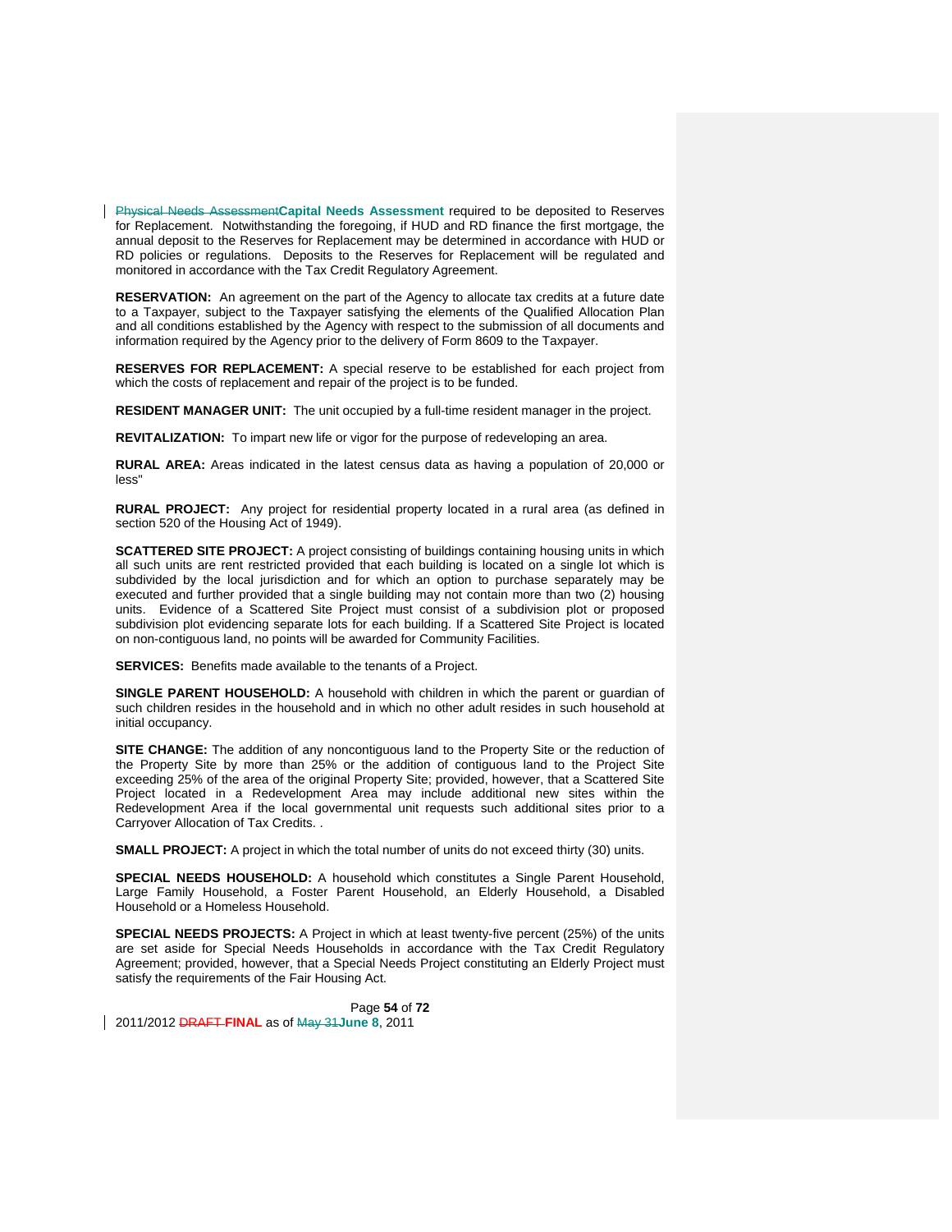~~Physical Needs Assessment~~**Capital Needs Assessment** required to be deposited to Reserves for Replacement. Notwithstanding the foregoing, if HUD and RD finance the first mortgage, the annual deposit to the Reserves for Replacement may be determined in accordance with HUD or RD policies or regulations. Deposits to the Reserves for Replacement will be regulated and monitored in accordance with the Tax Credit Regulatory Agreement.

**RESERVATION:** An agreement on the part of the Agency to allocate tax credits at a future date to a Taxpayer, subject to the Taxpayer satisfying the elements of the Qualified Allocation Plan and all conditions established by the Agency with respect to the submission of all documents and information required by the Agency prior to the delivery of Form 8609 to the Taxpayer.

**RESERVES FOR REPLACEMENT:** A special reserve to be established for each project from which the costs of replacement and repair of the project is to be funded.

**RESIDENT MANAGER UNIT:** The unit occupied by a full-time resident manager in the project.

**REVITALIZATION:** To impart new life or vigor for the purpose of redeveloping an area.

**RURAL AREA:** Areas indicated in the latest census data as having a population of 20,000 or less"

**RURAL PROJECT:** Any project for residential property located in a rural area (as defined in section 520 of the Housing Act of 1949).

**SCATTERED SITE PROJECT:** A project consisting of buildings containing housing units in which all such units are rent restricted provided that each building is located on a single lot which is subdivided by the local jurisdiction and for which an option to purchase separately may be executed and further provided that a single building may not contain more than two (2) housing units. Evidence of a Scattered Site Project must consist of a subdivision plot or proposed subdivision plot evidencing separate lots for each building. If a Scattered Site Project is located on non-contiguous land, no points will be awarded for Community Facilities.

**SERVICES:** Benefits made available to the tenants of a Project.

**SINGLE PARENT HOUSEHOLD:** A household with children in which the parent or guardian of such children resides in the household and in which no other adult resides in such household at initial occupancy.

**SITE CHANGE:** The addition of any noncontiguous land to the Property Site or the reduction of the Property Site by more than 25% or the addition of contiguous land to the Project Site exceeding 25% of the area of the original Property Site; provided, however, that a Scattered Site Project located in a Redevelopment Area may include additional new sites within the Redevelopment Area if the local governmental unit requests such additional sites prior to a Carryover Allocation of Tax Credits. .

**SMALL PROJECT:** A project in which the total number of units do not exceed thirty (30) units.

**SPECIAL NEEDS HOUSEHOLD:** A household which constitutes a Single Parent Household, Large Family Household, a Foster Parent Household, an Elderly Household, a Disabled Household or a Homeless Household.

**SPECIAL NEEDS PROJECTS:** A Project in which at least twenty-five percent (25%) of the units are set aside for Special Needs Households in accordance with the Tax Credit Regulatory Agreement; provided, however, that a Special Needs Project constituting an Elderly Project must satisfy the requirements of the Fair Housing Act.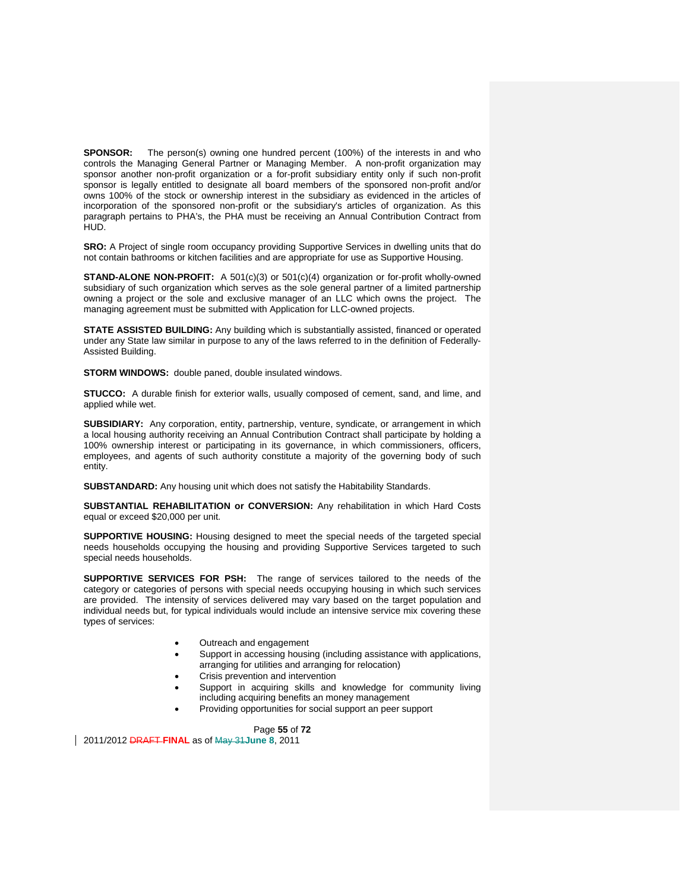**SPONSOR:** The person(s) owning one hundred percent (100%) of the interests in and who controls the Managing General Partner or Managing Member. A non-profit organization may sponsor another non-profit organization or a for-profit subsidiary entity only if such non-profit sponsor is legally entitled to designate all board members of the sponsored non-profit and/or owns 100% of the stock or ownership interest in the subsidiary as evidenced in the articles of incorporation of the sponsored non-profit or the subsidiary's articles of organization. As this paragraph pertains to PHA's, the PHA must be receiving an Annual Contribution Contract from HUD.

**SRO:** A Project of single room occupancy providing Supportive Services in dwelling units that do not contain bathrooms or kitchen facilities and are appropriate for use as Supportive Housing.

**STAND-ALONE NON-PROFIT:** A 501(c)(3) or 501(c)(4) organization or for-profit wholly-owned subsidiary of such organization which serves as the sole general partner of a limited partnership owning a project or the sole and exclusive manager of an LLC which owns the project. The managing agreement must be submitted with Application for LLC-owned projects.

**STATE ASSISTED BUILDING:** Any building which is substantially assisted, financed or operated under any State law similar in purpose to any of the laws referred to in the definition of Federally-Assisted Building.

**STORM WINDOWS:** double paned, double insulated windows.

**STUCCO:** A durable finish for exterior walls, usually composed of cement, sand, and lime, and applied while wet.

**SUBSIDIARY:** Any corporation, entity, partnership, venture, syndicate, or arrangement in which a local housing authority receiving an Annual Contribution Contract shall participate by holding a 100% ownership interest or participating in its governance, in which commissioners, officers, employees, and agents of such authority constitute a majority of the governing body of such entity.

**SUBSTANDARD:** Any housing unit which does not satisfy the Habitability Standards.

**SUBSTANTIAL REHABILITATION or CONVERSION:** Any rehabilitation in which Hard Costs equal or exceed $20,000 per unit.

**SUPPORTIVE HOUSING:** Housing designed to meet the special needs of the targeted special needs households occupying the housing and providing Supportive Services targeted to such special needs households.

**SUPPORTIVE SERVICES FOR PSH:** The range of services tailored to the needs of the category or categories of persons with special needs occupying housing in which such services are provided. The intensity of services delivered may vary based on the target population and individual needs but, for typical individuals would include an intensive service mix covering these types of services:

- Outreach and engagement
- Support in accessing housing (including assistance with applications, arranging for utilities and arranging for relocation)
- Crisis prevention and intervention
- Support in acquiring skills and knowledge for community living including acquiring benefits an money management
- Providing opportunities for social support an peer support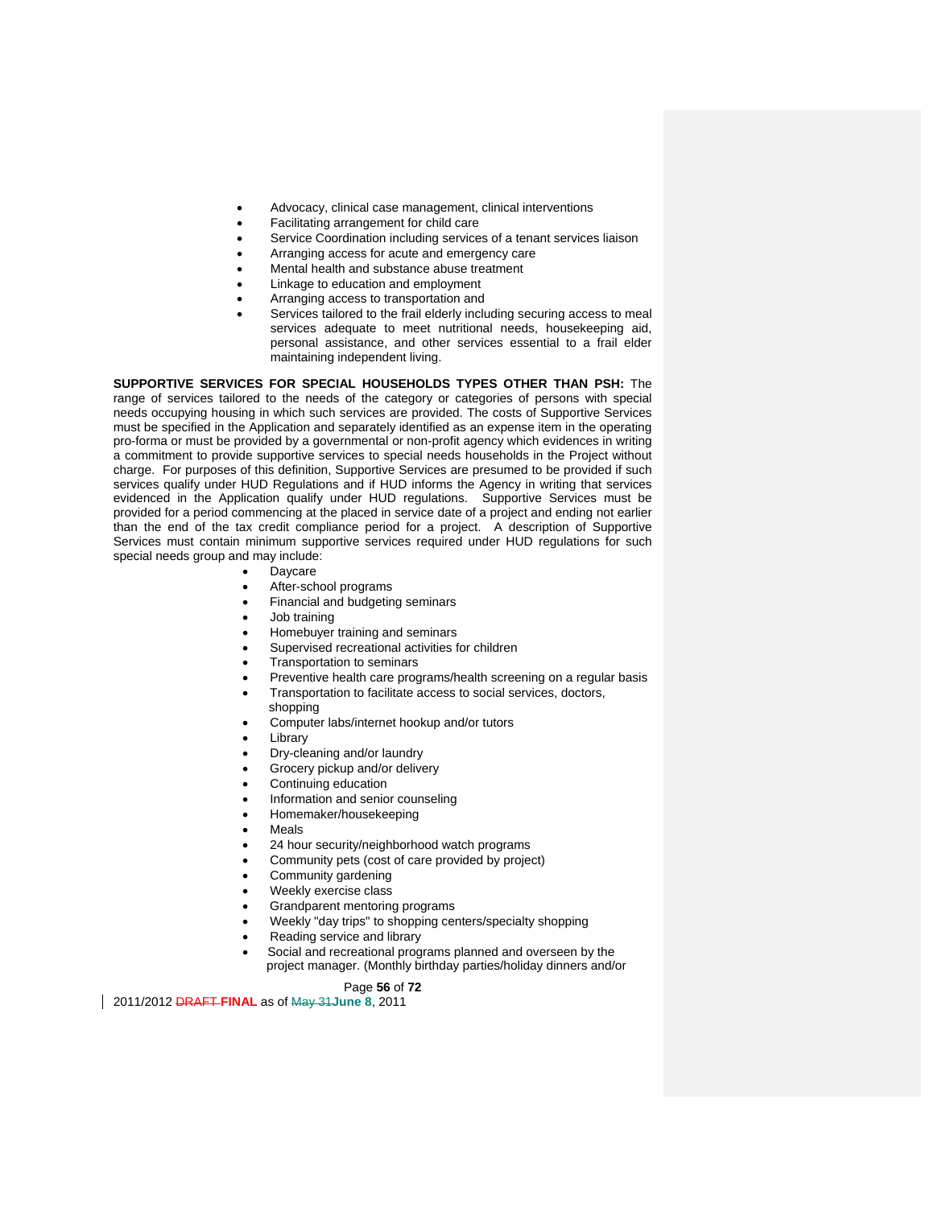- Advocacy, clinical case management, clinical interventions
- Facilitating arrangement for child care
- Service Coordination including services of a tenant services liaison
- Arranging access for acute and emergency care
- Mental health and substance abuse treatment
- Linkage to education and employment
- Arranging access to transportation and
- Services tailored to the frail elderly including securing access to meal services adequate to meet nutritional needs, housekeeping aid, personal assistance, and other services essential to a frail elder maintaining independent living.

**SUPPORTIVE SERVICES FOR SPECIAL HOUSEHOLDS TYPES OTHER THAN PSH:** The range of services tailored to the needs of the category or categories of persons with special needs occupying housing in which such services are provided. The costs of Supportive Services must be specified in the Application and separately identified as an expense item in the operating pro-forma or must be provided by a governmental or non-profit agency which evidences in writing a commitment to provide supportive services to special needs households in the Project without charge. For purposes of this definition, Supportive Services are presumed to be provided if such services qualify under HUD Regulations and if HUD informs the Agency in writing that services evidenced in the Application qualify under HUD regulations. Supportive Services must be provided for a period commencing at the placed in service date of a project and ending not earlier than the end of the tax credit compliance period for a project. A description of Supportive Services must contain minimum supportive services required under HUD regulations for such special needs group and may include:

- Daycare
- After-school programs
- Financial and budgeting seminars
- Job training
- Homebuyer training and seminars
- Supervised recreational activities for children
- Transportation to seminars
- Preventive health care programs/health screening on a regular basis
- Transportation to facilitate access to social services, doctors, shopping
- Computer labs/internet hookup and/or tutors
- Library
- Dry-cleaning and/or laundry
- Grocery pickup and/or delivery
- Continuing education
- Information and senior counseling
- Homemaker/housekeeping
- Meals
- 24 hour security/neighborhood watch programs
- Community pets (cost of care provided by project)
- Community gardening
- Weekly exercise class
- Grandparent mentoring programs
- Weekly "day trips" to shopping centers/specialty shopping
- Reading service and library
- Social and recreational programs planned and overseen by the project manager. (Monthly birthday parties/holiday dinners and/or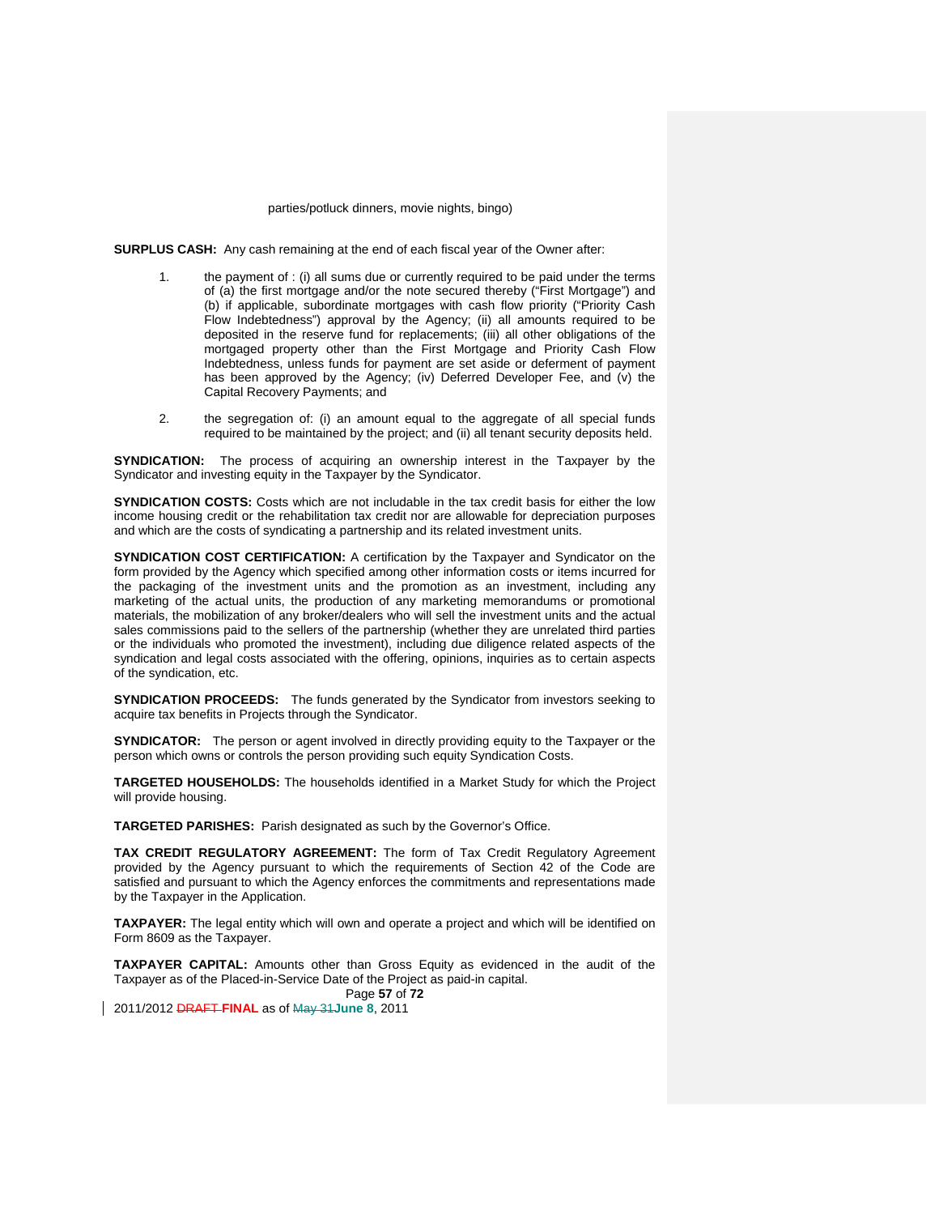parties/potluck dinners, movie nights, bingo)

**SURPLUS CASH:** Any cash remaining at the end of each fiscal year of the Owner after:

1. the payment of : (i) all sums due or currently required to be paid under the terms of (a) the first mortgage and/or the note secured thereby ("First Mortgage") and (b) if applicable, subordinate mortgages with cash flow priority ("Priority Cash Flow Indebtedness") approval by the Agency; (ii) all amounts required to be deposited in the reserve fund for replacements; (iii) all other obligations of the mortgaged property other than the First Mortgage and Priority Cash Flow Indebtedness, unless funds for payment are set aside or deferment of payment has been approved by the Agency; (iv) Deferred Developer Fee, and (v) the Capital Recovery Payments; and

2. the segregation of: (i) an amount equal to the aggregate of all special funds required to be maintained by the project; and (ii) all tenant security deposits held.

**SYNDICATION:** The process of acquiring an ownership interest in the Taxpayer by the Syndicator and investing equity in the Taxpayer by the Syndicator.

**SYNDICATION COSTS:** Costs which are not includable in the tax credit basis for either the low income housing credit or the rehabilitation tax credit nor are allowable for depreciation purposes and which are the costs of syndicating a partnership and its related investment units.

**SYNDICATION COST CERTIFICATION:** A certification by the Taxpayer and Syndicator on the form provided by the Agency which specified among other information costs or items incurred for the packaging of the investment units and the promotion as an investment, including any marketing of the actual units, the production of any marketing memorandums or promotional materials, the mobilization of any broker/dealers who will sell the investment units and the actual sales commissions paid to the sellers of the partnership (whether they are unrelated third parties or the individuals who promoted the investment), including due diligence related aspects of the syndication and legal costs associated with the offering, opinions, inquiries as to certain aspects of the syndication, etc.

**SYNDICATION PROCEEDS:** The funds generated by the Syndicator from investors seeking to acquire tax benefits in Projects through the Syndicator.

**SYNDICATOR:** The person or agent involved in directly providing equity to the Taxpayer or the person which owns or controls the person providing such equity Syndication Costs.

**TARGETED HOUSEHOLDS:** The households identified in a Market Study for which the Project will provide housing.

**TARGETED PARISHES:** Parish designated as such by the Governor's Office.

**TAX CREDIT REGULATORY AGREEMENT:** The form of Tax Credit Regulatory Agreement provided by the Agency pursuant to which the requirements of Section 42 of the Code are satisfied and pursuant to which the Agency enforces the commitments and representations made by the Taxpayer in the Application.

**TAXPAYER:** The legal entity which will own and operate a project and which will be identified on Form 8609 as the Taxpayer.

**TAXPAYER CAPITAL:** Amounts other than Gross Equity as evidenced in the audit of the Taxpayer as of the Placed-in-Service Date of the Project as paid-in capital.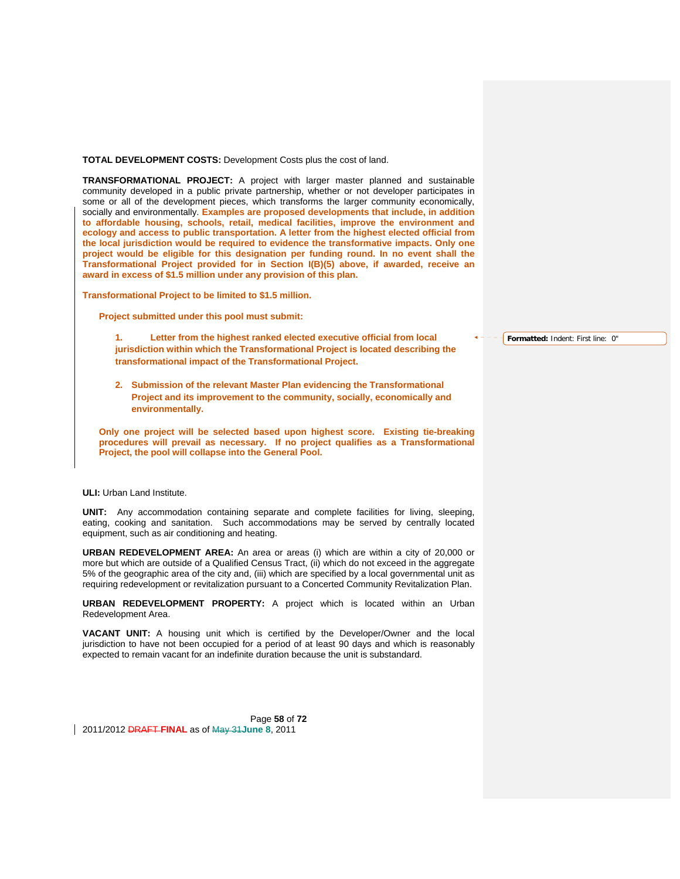**TOTAL DEVELOPMENT COSTS:** Development Costs plus the cost of land.

**TRANSFORMATIONAL PROJECT:** A project with larger master planned and sustainable community developed in a public private partnership, whether or not developer participates in some or all of the development pieces, which transforms the larger community economically, socially and environmentally. **Examples are proposed developments that include, in addition to affordable housing, schools, retail, medical facilities, improve the environment and ecology and access to public transportation. A letter from the highest elected official from the local jurisdiction would be required to evidence the transformative impacts. Only one project would be eligible for this designation per funding round. In no event shall the Transformational Project provided for in Section I(B)(5) above, if awarded, receive an award in excess of $1.5 million under any provision of this plan.**

**Transformational Project to be limited to $1.5 million.**

**Project submitted under this pool must submit:**

1. **Letter from the highest ranked elected executive official from local jurisdiction within which the Transformational Project is located describing the transformational impact of the Transformational Project.**

2. **Submission of the relevant Master Plan evidencing the Transformational Project and its improvement to the community, socially, economically and environmentally.**

**Only one project will be selected based upon highest score. Existing tie-breaking procedures will prevail as necessary. If no project qualifies as a Transformational Project, the pool will collapse into the General Pool.**

**ULI:** Urban Land Institute.

**UNIT:** Any accommodation containing separate and complete facilities for living, sleeping, eating, cooking and sanitation. Such accommodations may be served by centrally located equipment, such as air conditioning and heating.

**URBAN REDEVELOPMENT AREA:** An area or areas (i) which are within a city of 20,000 or more but which are outside of a Qualified Census Tract, (ii) which do not exceed in the aggregate 5% of the geographic area of the city and, (iii) which are specified by a local governmental unit as requiring redevelopment or revitalization pursuant to a Concerted Community Revitalization Plan.

**URBAN REDEVELOPMENT PROPERTY:** A project which is located within an Urban Redevelopment Area.

**VACANT UNIT:** A housing unit which is certified by the Developer/Owner and the local jurisdiction to have not been occupied for a period of at least 90 days and which is reasonably expected to remain vacant for an indefinite duration because the unit is substandard.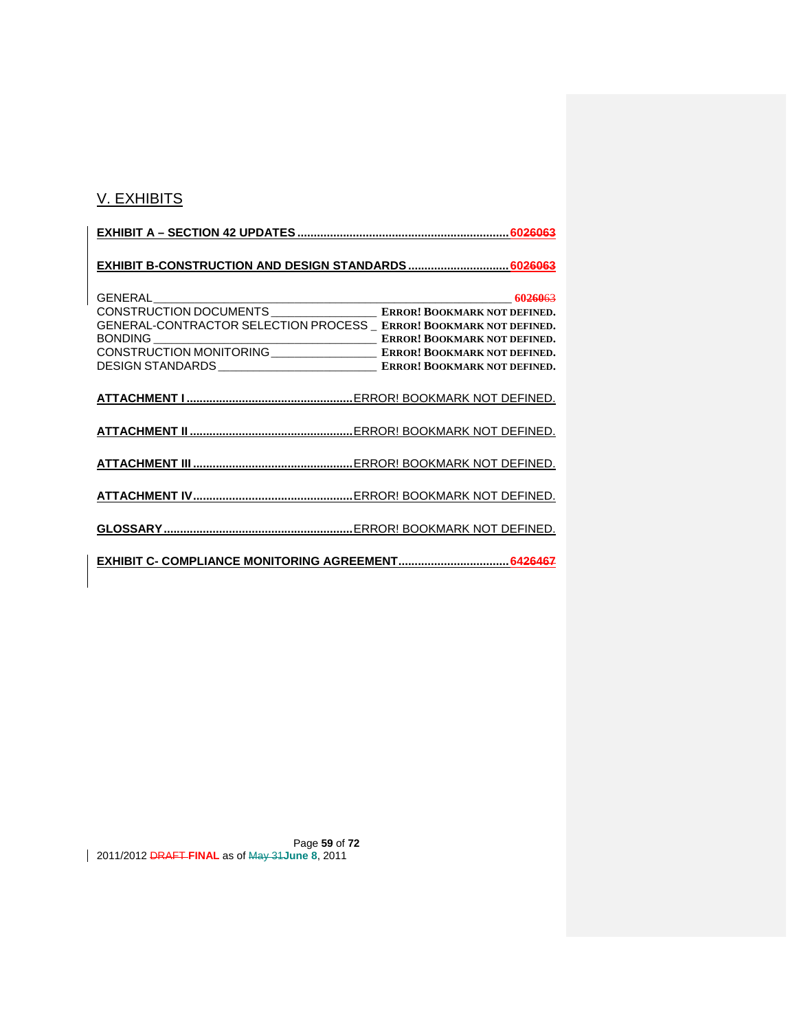## V. EXHIBITS

**EXHIBIT A – SECTION 42 UPDATES** .......................................................... 6026063

**EXHIBIT B-CONSTRUCTION AND DESIGN STANDARDS** ............................. 6026063

GENERAL ____________________________________________ 6026063
CONSTRUCTION DOCUMENTS ________________ ERROR! BOOKMARK NOT DEFINED.
GENERAL-CONTRACTOR SELECTION PROCESS _ ERROR! BOOKMARK NOT DEFINED.
BONDING ______________________________ ERROR! BOOKMARK NOT DEFINED.
CONSTRUCTION MONITORING ________________ ERROR! BOOKMARK NOT DEFINED.
DESIGN STANDARDS ________________________ ERROR! BOOKMARK NOT DEFINED.

**ATTACHMENT I** ................................................ ERROR! BOOKMARK NOT DEFINED.

**ATTACHMENT II** ............................................... ERROR! BOOKMARK NOT DEFINED.

**ATTACHMENT III** .............................................. ERROR! BOOKMARK NOT DEFINED.

**ATTACHMENT IV** ............................................... ERROR! BOOKMARK NOT DEFINED.

**GLOSSARY** ......................................................... ERROR! BOOKMARK NOT DEFINED.

**EXHIBIT C- COMPLIANCE MONITORING AGREEMENT** ................................ 6426467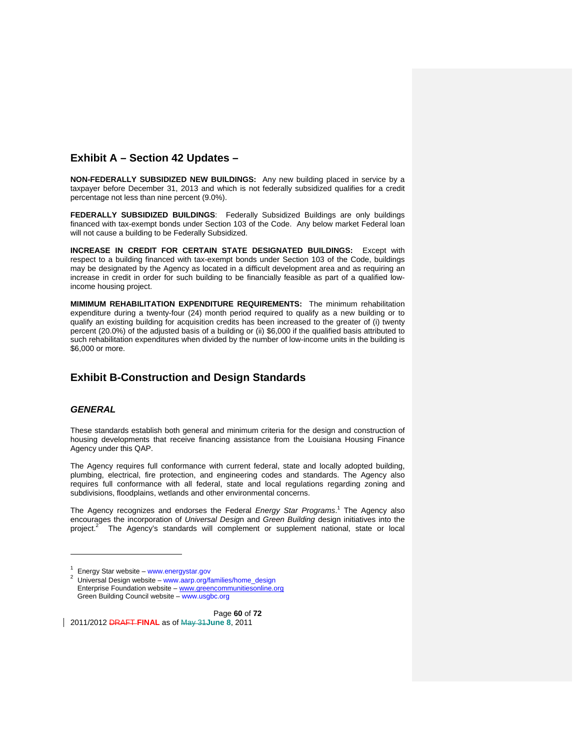## Exhibit A – Section 42 Updates –

**NON-FEDERALLY SUBSIDIZED NEW BUILDINGS:** Any new building placed in service by a taxpayer before December 31, 2013 and which is not federally subsidized qualifies for a credit percentage not less than nine percent (9.0%).

**FEDERALLY SUBSIDIZED BUILDINGS**: Federally Subsidized Buildings are only buildings financed with tax-exempt bonds under Section 103 of the Code. Any below market Federal loan will not cause a building to be Federally Subsidized.

**INCREASE IN CREDIT FOR CERTAIN STATE DESIGNATED BUILDINGS:** Except with respect to a building financed with tax-exempt bonds under Section 103 of the Code, buildings may be designated by the Agency as located in a difficult development area and as requiring an increase in credit in order for such building to be financially feasible as part of a qualified low-income housing project.

**MIMIMUM REHABILITATION EXPENDITURE REQUIREMENTS:** The minimum rehabilitation expenditure during a twenty-four (24) month period required to qualify as a new building or to qualify an existing building for acquisition credits has been increased to the greater of (i) twenty percent (20.0%) of the adjusted basis of a building or (ii) $6,000 if the qualified basis attributed to such rehabilitation expenditures when divided by the number of low-income units in the building is $6,000 or more.

## Exhibit B-Construction and Design Standards

### *GENERAL*

These standards establish both general and minimum criteria for the design and construction of housing developments that receive financing assistance from the Louisiana Housing Finance Agency under this QAP.

The Agency requires full conformance with current federal, state and locally adopted building, plumbing, electrical, fire protection, and engineering codes and standards. The Agency also requires full conformance with all federal, state and local regulations regarding zoning and subdivisions, floodplains, wetlands and other environmental concerns.

The Agency recognizes and endorses the Federal *Energy Star Programs*.[1] The Agency also encourages the incorporation of *Universal Design* and *Green Building* design initiatives into the project.[2] The Agency's standards will complement or supplement national, state or local

---

[1] Energy Star website – www.energystar.gov

[2] Universal Design website – www.aarp.org/families/home_design
Enterprise Foundation website – www.greencommunitiesonline.org
Green Building Council website – www.usgbc.org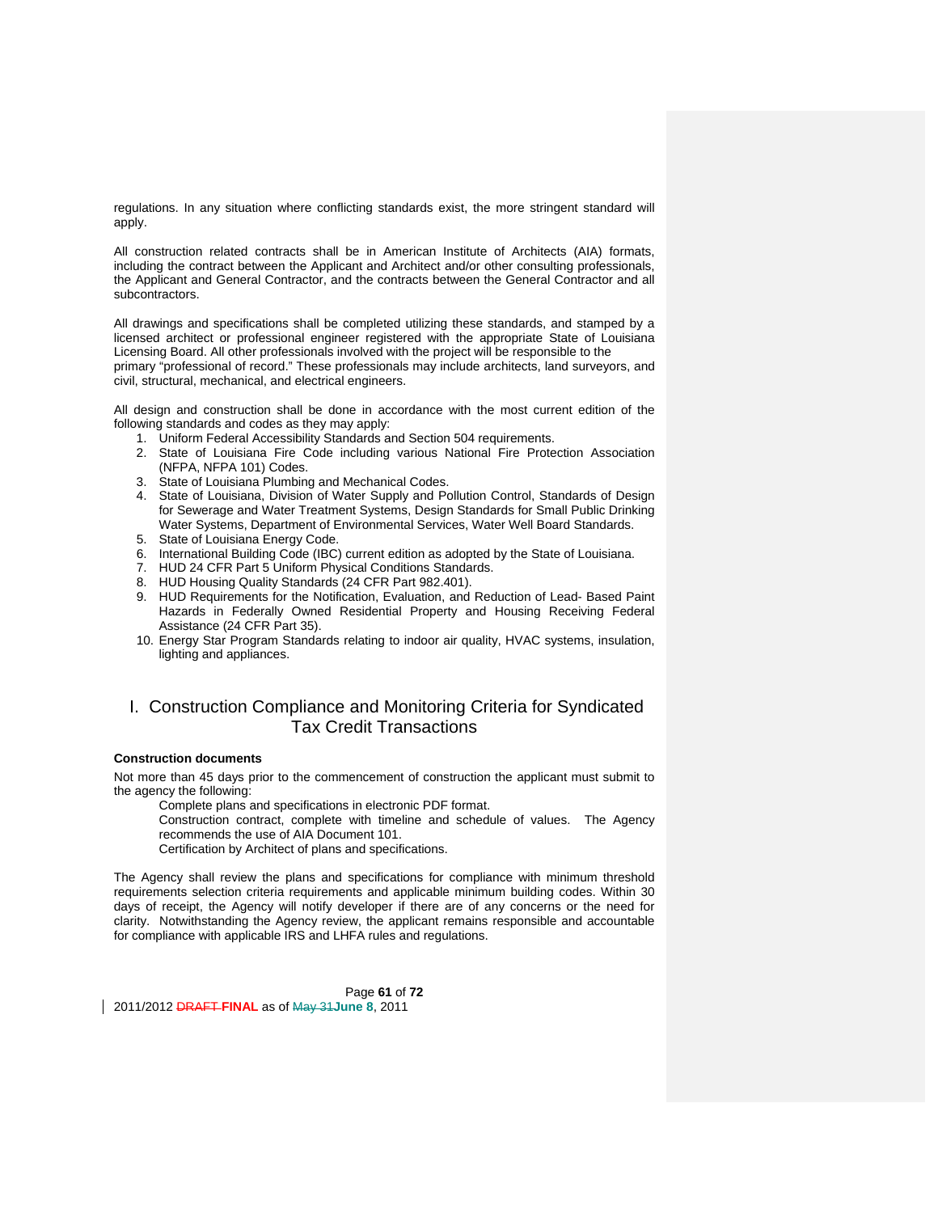regulations. In any situation where conflicting standards exist, the more stringent standard will apply.

All construction related contracts shall be in American Institute of Architects (AIA) formats, including the contract between the Applicant and Architect and/or other consulting professionals, the Applicant and General Contractor, and the contracts between the General Contractor and all subcontractors.

All drawings and specifications shall be completed utilizing these standards, and stamped by a licensed architect or professional engineer registered with the appropriate State of Louisiana Licensing Board. All other professionals involved with the project will be responsible to the primary "professional of record." These professionals may include architects, land surveyors, and civil, structural, mechanical, and electrical engineers.

All design and construction shall be done in accordance with the most current edition of the following standards and codes as they may apply:

1. Uniform Federal Accessibility Standards and Section 504 requirements.
2. State of Louisiana Fire Code including various National Fire Protection Association (NFPA, NFPA 101) Codes.
3. State of Louisiana Plumbing and Mechanical Codes.
4. State of Louisiana, Division of Water Supply and Pollution Control, Standards of Design for Sewerage and Water Treatment Systems, Design Standards for Small Public Drinking Water Systems, Department of Environmental Services, Water Well Board Standards.
5. State of Louisiana Energy Code.
6. International Building Code (IBC) current edition as adopted by the State of Louisiana.
7. HUD 24 CFR Part 5 Uniform Physical Conditions Standards.
8. HUD Housing Quality Standards (24 CFR Part 982.401).
9. HUD Requirements for the Notification, Evaluation, and Reduction of Lead- Based Paint Hazards in Federally Owned Residential Property and Housing Receiving Federal Assistance (24 CFR Part 35).
10. Energy Star Program Standards relating to indoor air quality, HVAC systems, insulation, lighting and appliances.

## I. Construction Compliance and Monitoring Criteria for Syndicated Tax Credit Transactions

**Construction documents**

Not more than 45 days prior to the commencement of construction the applicant must submit to the agency the following:

- Complete plans and specifications in electronic PDF format.
- Construction contract, complete with timeline and schedule of values. The Agency recommends the use of AIA Document 101.
- Certification by Architect of plans and specifications.

The Agency shall review the plans and specifications for compliance with minimum threshold requirements selection criteria requirements and applicable minimum building codes. Within 30 days of receipt, the Agency will notify developer if there are of any concerns or the need for clarity. Notwithstanding the Agency review, the applicant remains responsible and accountable for compliance with applicable IRS and LHFA rules and regulations.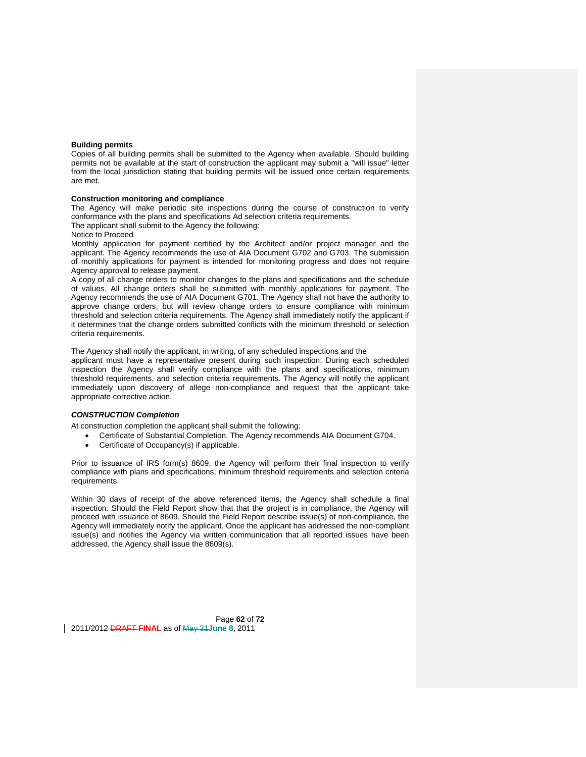**Building permits**

Copies of all building permits shall be submitted to the Agency when available. Should building permits not be available at the start of construction the applicant may submit a "will issue" letter from the local jurisdiction stating that building permits will be issued once certain requirements are met.

**Construction monitoring and compliance**

The Agency will make periodic site inspections during the course of construction to verify conformance with the plans and specifications Ad selection criteria requirements.

The applicant shall submit to the Agency the following:

Notice to Proceed

Monthly application for payment certified by the Architect and/or project manager and the applicant. The Agency recommends the use of AIA Document G702 and G703. The submission of monthly applications for payment is intended for monitoring progress and does not require Agency approval to release payment.

A copy of all change orders to monitor changes to the plans and specifications and the schedule of values. All change orders shall be submitted with monthly applications for payment. The Agency recommends the use of AIA Document G701. The Agency shall not have the authority to approve change orders, but will review change orders to ensure compliance with minimum threshold and selection criteria requirements. The Agency shall immediately notify the applicant if it determines that the change orders submitted conflicts with the minimum threshold or selection criteria requirements.

The Agency shall notify the applicant, in writing, of any scheduled inspections and the applicant must have a representative present during such inspection. During each scheduled inspection the Agency shall verify compliance with the plans and specifications, minimum threshold requirements, and selection criteria requirements. The Agency will notify the applicant immediately upon discovery of allege non-compliance and request that the applicant take appropriate corrective action.

***CONSTRUCTION Completion***

At construction completion the applicant shall submit the following:

- Certificate of Substantial Completion. The Agency recommends AIA Document G704.
- Certificate of Occupancy(s) if applicable.

Prior to issuance of IRS form(s) 8609, the Agency will perform their final inspection to verify compliance with plans and specifications, minimum threshold requirements and selection criteria requirements.

Within 30 days of receipt of the above referenced items, the Agency shall schedule a final inspection. Should the Field Report show that that the project is in compliance, the Agency will proceed with issuance of 8609. Should the Field Report describe issue(s) of non-compliance, the Agency will immediately notify the applicant. Once the applicant has addressed the non-compliant issue(s) and notifies the Agency via written communication that all reported issues have been addressed, the Agency shall issue the 8609(s).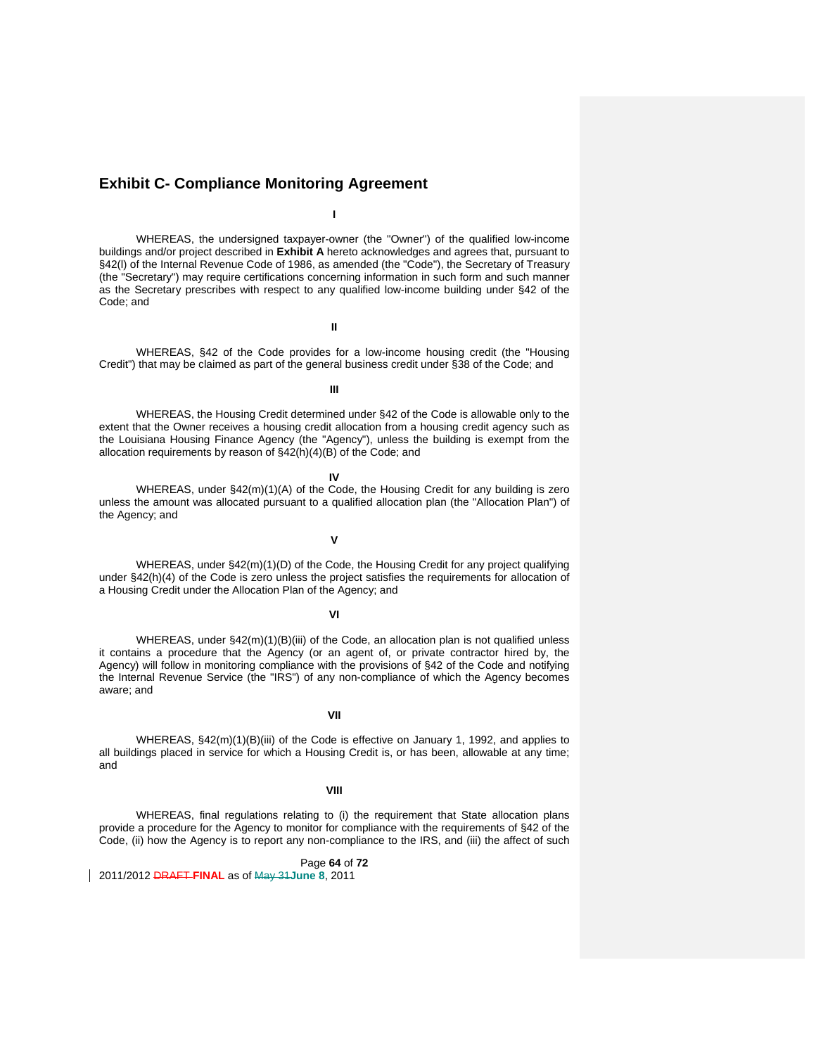## Exhibit C- Compliance Monitoring Agreement

**I**

WHEREAS, the undersigned taxpayer-owner (the "Owner") of the qualified low-income buildings and/or project described in **Exhibit A** hereto acknowledges and agrees that, pursuant to §42(l) of the Internal Revenue Code of 1986, as amended (the "Code"), the Secretary of Treasury (the "Secretary") may require certifications concerning information in such form and such manner as the Secretary prescribes with respect to any qualified low-income building under §42 of the Code; and

**II**

WHEREAS, §42 of the Code provides for a low-income housing credit (the "Housing Credit") that may be claimed as part of the general business credit under §38 of the Code; and

**III**

WHEREAS, the Housing Credit determined under §42 of the Code is allowable only to the extent that the Owner receives a housing credit allocation from a housing credit agency such as the Louisiana Housing Finance Agency (the "Agency"), unless the building is exempt from the allocation requirements by reason of §42(h)(4)(B) of the Code; and

**IV**

WHEREAS, under §42(m)(1)(A) of the Code, the Housing Credit for any building is zero unless the amount was allocated pursuant to a qualified allocation plan (the "Allocation Plan") of the Agency; and

**V**

WHEREAS, under §42(m)(1)(D) of the Code, the Housing Credit for any project qualifying under §42(h)(4) of the Code is zero unless the project satisfies the requirements for allocation of a Housing Credit under the Allocation Plan of the Agency; and

**VI**

WHEREAS, under §42(m)(1)(B)(iii) of the Code, an allocation plan is not qualified unless it contains a procedure that the Agency (or an agent of, or private contractor hired by, the Agency) will follow in monitoring compliance with the provisions of §42 of the Code and notifying the Internal Revenue Service (the "IRS") of any non-compliance of which the Agency becomes aware; and

**VII**

WHEREAS, §42(m)(1)(B)(iii) of the Code is effective on January 1, 1992, and applies to all buildings placed in service for which a Housing Credit is, or has been, allowable at any time; and

**VIII**

WHEREAS, final regulations relating to (i) the requirement that State allocation plans provide a procedure for the Agency to monitor for compliance with the requirements of §42 of the Code, (ii) how the Agency is to report any non-compliance to the IRS, and (iii) the affect of such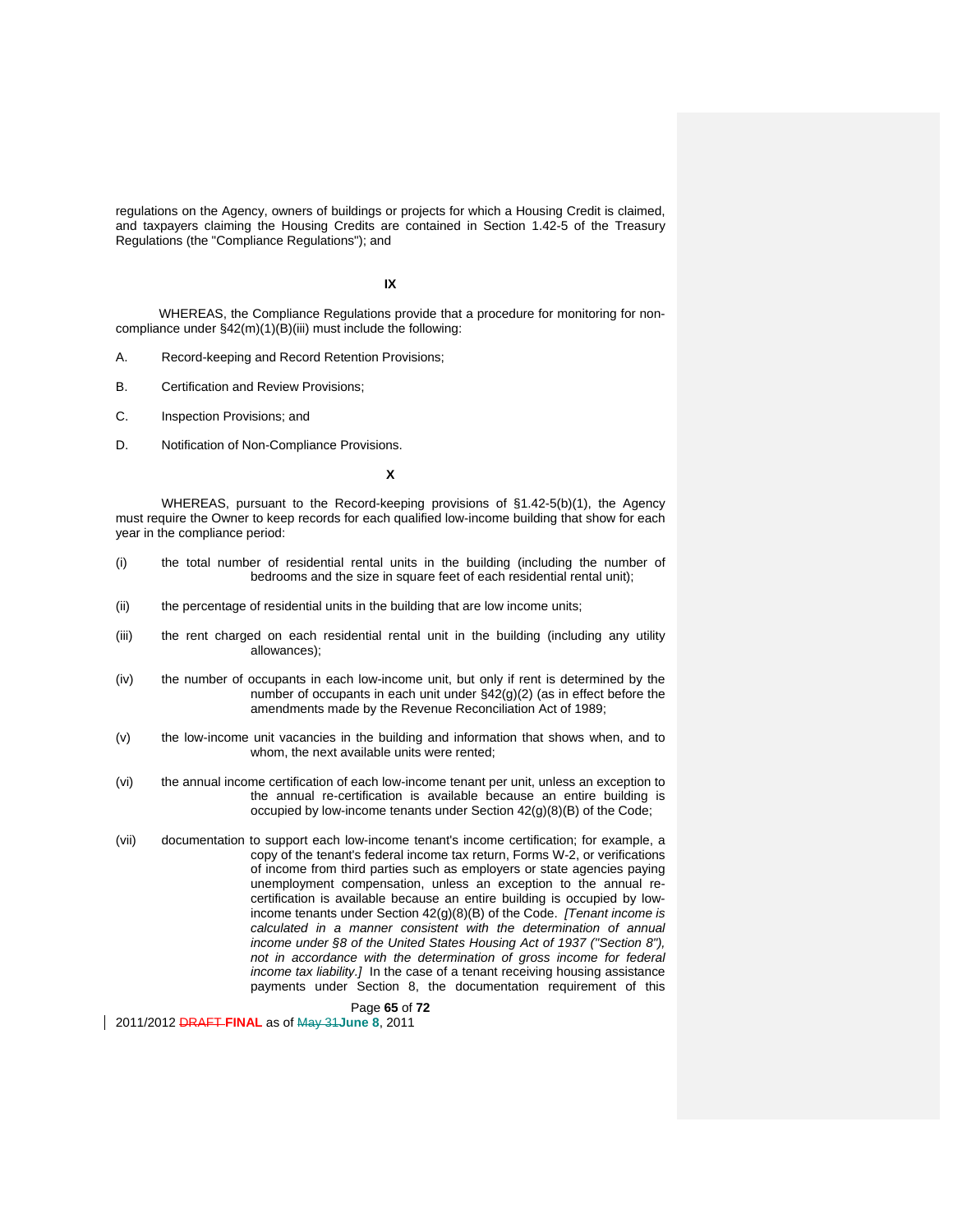regulations on the Agency, owners of buildings or projects for which a Housing Credit is claimed, and taxpayers claiming the Housing Credits are contained in Section 1.42-5 of the Treasury Regulations (the "Compliance Regulations"); and

**IX**

WHEREAS, the Compliance Regulations provide that a procedure for monitoring for non-compliance under §42(m)(1)(B)(iii) must include the following:

A. Record-keeping and Record Retention Provisions;

B. Certification and Review Provisions;

C. Inspection Provisions; and

D. Notification of Non-Compliance Provisions.

**X**

WHEREAS, pursuant to the Record-keeping provisions of §1.42-5(b)(1), the Agency must require the Owner to keep records for each qualified low-income building that show for each year in the compliance period:

(i) the total number of residential rental units in the building (including the number of bedrooms and the size in square feet of each residential rental unit);

(ii) the percentage of residential units in the building that are low income units;

(iii) the rent charged on each residential rental unit in the building (including any utility allowances);

(iv) the number of occupants in each low-income unit, but only if rent is determined by the number of occupants in each unit under §42(g)(2) (as in effect before the amendments made by the Revenue Reconciliation Act of 1989;

(v) the low-income unit vacancies in the building and information that shows when, and to whom, the next available units were rented;

(vi) the annual income certification of each low-income tenant per unit, unless an exception to the annual re-certification is available because an entire building is occupied by low-income tenants under Section 42(g)(8)(B) of the Code;

(vii) documentation to support each low-income tenant's income certification; for example, a copy of the tenant's federal income tax return, Forms W-2, or verifications of income from third parties such as employers or state agencies paying unemployment compensation, unless an exception to the annual re-certification is available because an entire building is occupied by low-income tenants under Section 42(g)(8)(B) of the Code. *[Tenant income is calculated in a manner consistent with the determination of annual income under §8 of the United States Housing Act of 1937 ("Section 8"), not in accordance with the determination of gross income for federal income tax liability.]* In the case of a tenant receiving housing assistance payments under Section 8, the documentation requirement of this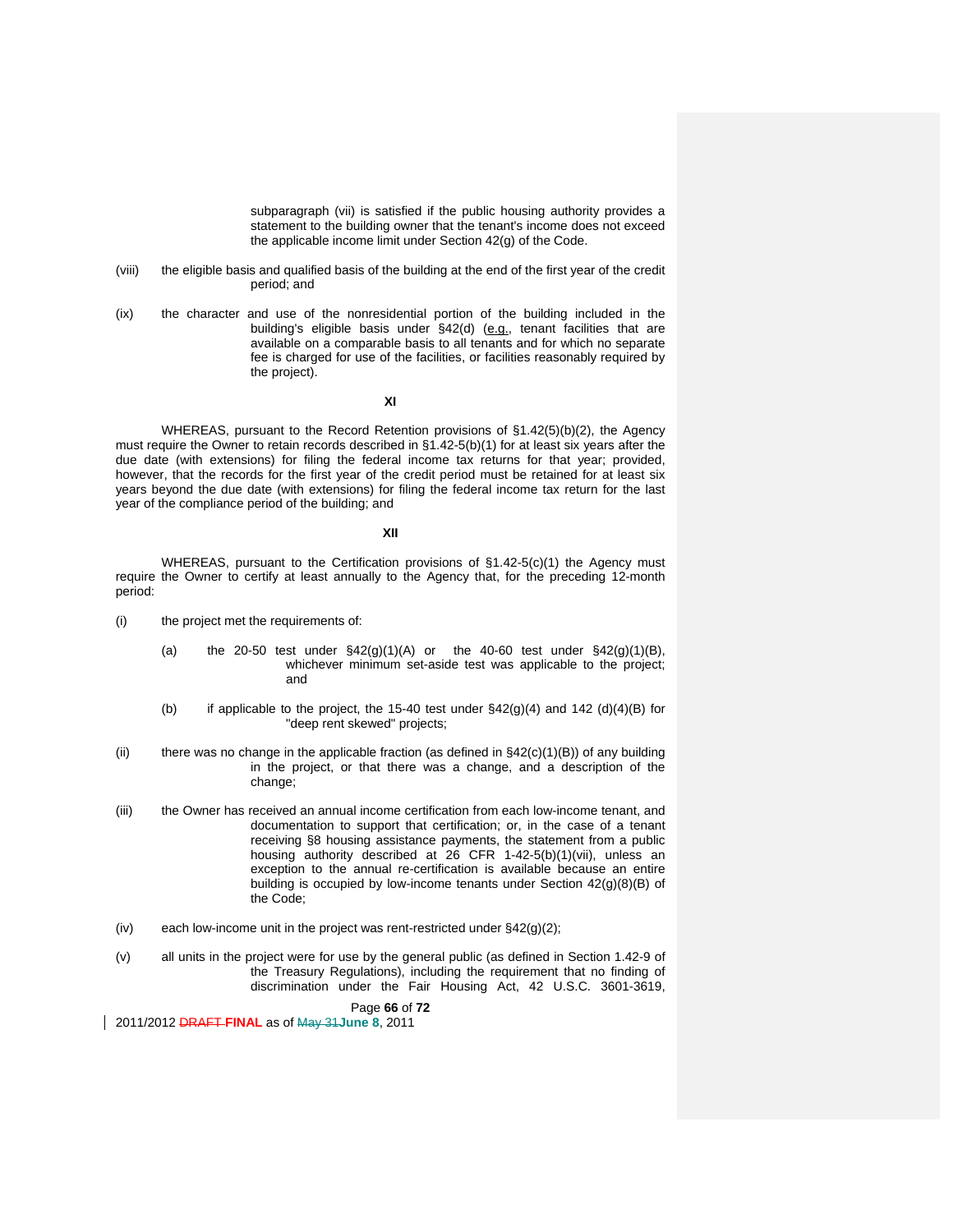subparagraph (vii) is satisfied if the public housing authority provides a statement to the building owner that the tenant's income does not exceed the applicable income limit under Section 42(g) of the Code.

(viii) the eligible basis and qualified basis of the building at the end of the first year of the credit period; and

(ix) the character and use of the nonresidential portion of the building included in the building's eligible basis under §42(d) (e.g., tenant facilities that are available on a comparable basis to all tenants and for which no separate fee is charged for use of the facilities, or facilities reasonably required by the project).

**XI**

WHEREAS, pursuant to the Record Retention provisions of §1.42(5)(b)(2), the Agency must require the Owner to retain records described in §1.42-5(b)(1) for at least six years after the due date (with extensions) for filing the federal income tax returns for that year; provided, however, that the records for the first year of the credit period must be retained for at least six years beyond the due date (with extensions) for filing the federal income tax return for the last year of the compliance period of the building; and

**XII**

WHEREAS, pursuant to the Certification provisions of §1.42-5(c)(1) the Agency must require the Owner to certify at least annually to the Agency that, for the preceding 12-month period:

(i) the project met the requirements of:

(a) the 20-50 test under §42(g)(1)(A) or the 40-60 test under §42(g)(1)(B), whichever minimum set-aside test was applicable to the project; and

(b) if applicable to the project, the 15-40 test under §42(g)(4) and 142 (d)(4)(B) for "deep rent skewed" projects;

(ii) there was no change in the applicable fraction (as defined in §42(c)(1)(B)) of any building in the project, or that there was a change, and a description of the change;

(iii) the Owner has received an annual income certification from each low-income tenant, and documentation to support that certification; or, in the case of a tenant receiving §8 housing assistance payments, the statement from a public housing authority described at 26 CFR 1-42-5(b)(1)(vii), unless an exception to the annual re-certification is available because an entire building is occupied by low-income tenants under Section 42(g)(8)(B) of the Code;

(iv) each low-income unit in the project was rent-restricted under §42(g)(2);

(v) all units in the project were for use by the general public (as defined in Section 1.42-9 of the Treasury Regulations), including the requirement that no finding of discrimination under the Fair Housing Act, 42 U.S.C. 3601-3619,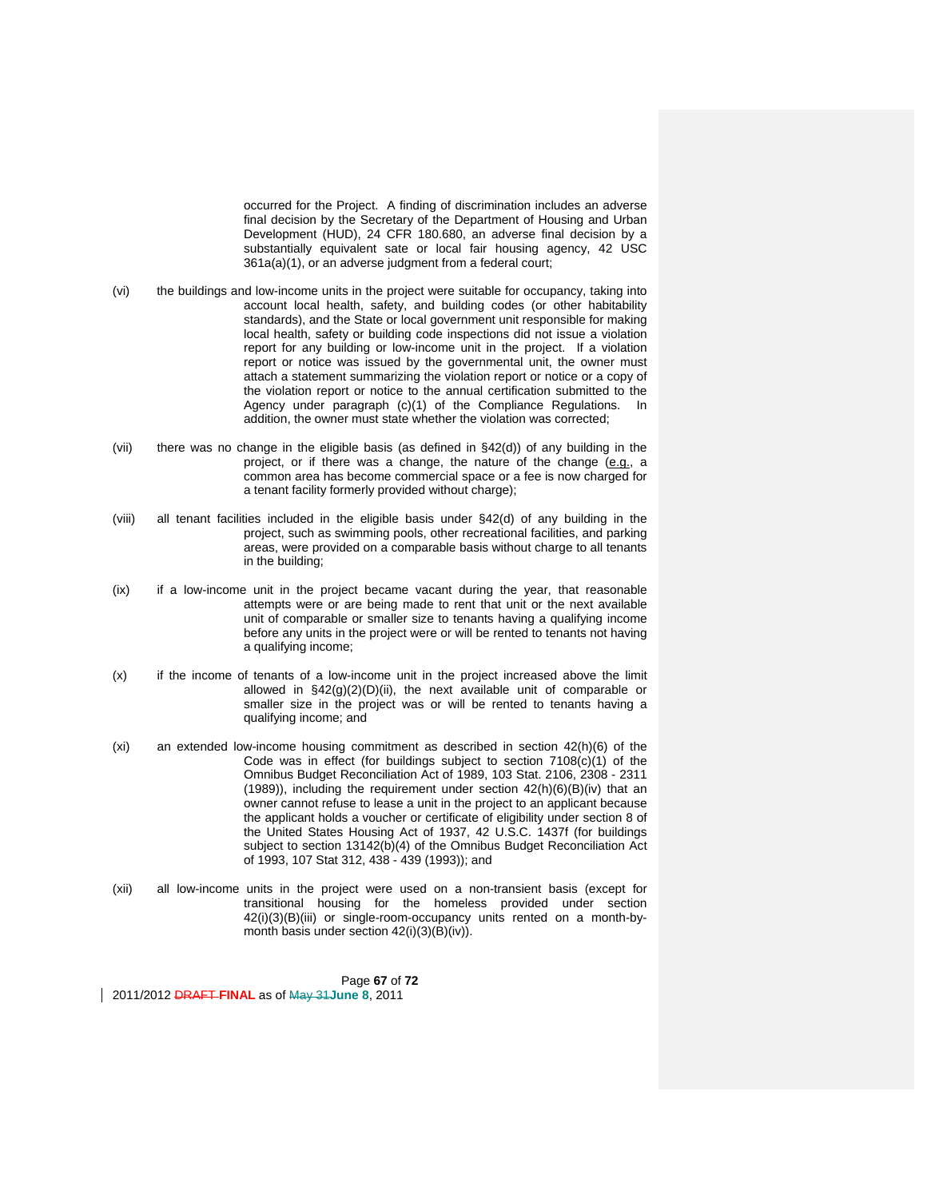occurred for the Project. A finding of discrimination includes an adverse final decision by the Secretary of the Department of Housing and Urban Development (HUD), 24 CFR 180.680, an adverse final decision by a substantially equivalent sate or local fair housing agency, 42 USC 361a(a)(1), or an adverse judgment from a federal court;

(vi) the buildings and low-income units in the project were suitable for occupancy, taking into account local health, safety, and building codes (or other habitability standards), and the State or local government unit responsible for making local health, safety or building code inspections did not issue a violation report for any building or low-income unit in the project. If a violation report or notice was issued by the governmental unit, the owner must attach a statement summarizing the violation report or notice or a copy of the violation report or notice to the annual certification submitted to the Agency under paragraph (c)(1) of the Compliance Regulations. In addition, the owner must state whether the violation was corrected;

(vii) there was no change in the eligible basis (as defined in §42(d)) of any building in the project, or if there was a change, the nature of the change (e.g., a common area has become commercial space or a fee is now charged for a tenant facility formerly provided without charge);

(viii) all tenant facilities included in the eligible basis under §42(d) of any building in the project, such as swimming pools, other recreational facilities, and parking areas, were provided on a comparable basis without charge to all tenants in the building;

(ix) if a low-income unit in the project became vacant during the year, that reasonable attempts were or are being made to rent that unit or the next available unit of comparable or smaller size to tenants having a qualifying income before any units in the project were or will be rented to tenants not having a qualifying income;

(x) if the income of tenants of a low-income unit in the project increased above the limit allowed in §42(g)(2)(D)(ii), the next available unit of comparable or smaller size in the project was or will be rented to tenants having a qualifying income; and

(xi) an extended low-income housing commitment as described in section 42(h)(6) of the Code was in effect (for buildings subject to section 7108(c)(1) of the Omnibus Budget Reconciliation Act of 1989, 103 Stat. 2106, 2308 - 2311 (1989)), including the requirement under section 42(h)(6)(B)(iv) that an owner cannot refuse to lease a unit in the project to an applicant because the applicant holds a voucher or certificate of eligibility under section 8 of the United States Housing Act of 1937, 42 U.S.C. 1437f (for buildings subject to section 13142(b)(4) of the Omnibus Budget Reconciliation Act of 1993, 107 Stat 312, 438 - 439 (1993)); and

(xii) all low-income units in the project were used on a non-transient basis (except for transitional housing for the homeless provided under section 42(i)(3)(B)(iii) or single-room-occupancy units rented on a month-by-month basis under section 42(i)(3)(B)(iv)).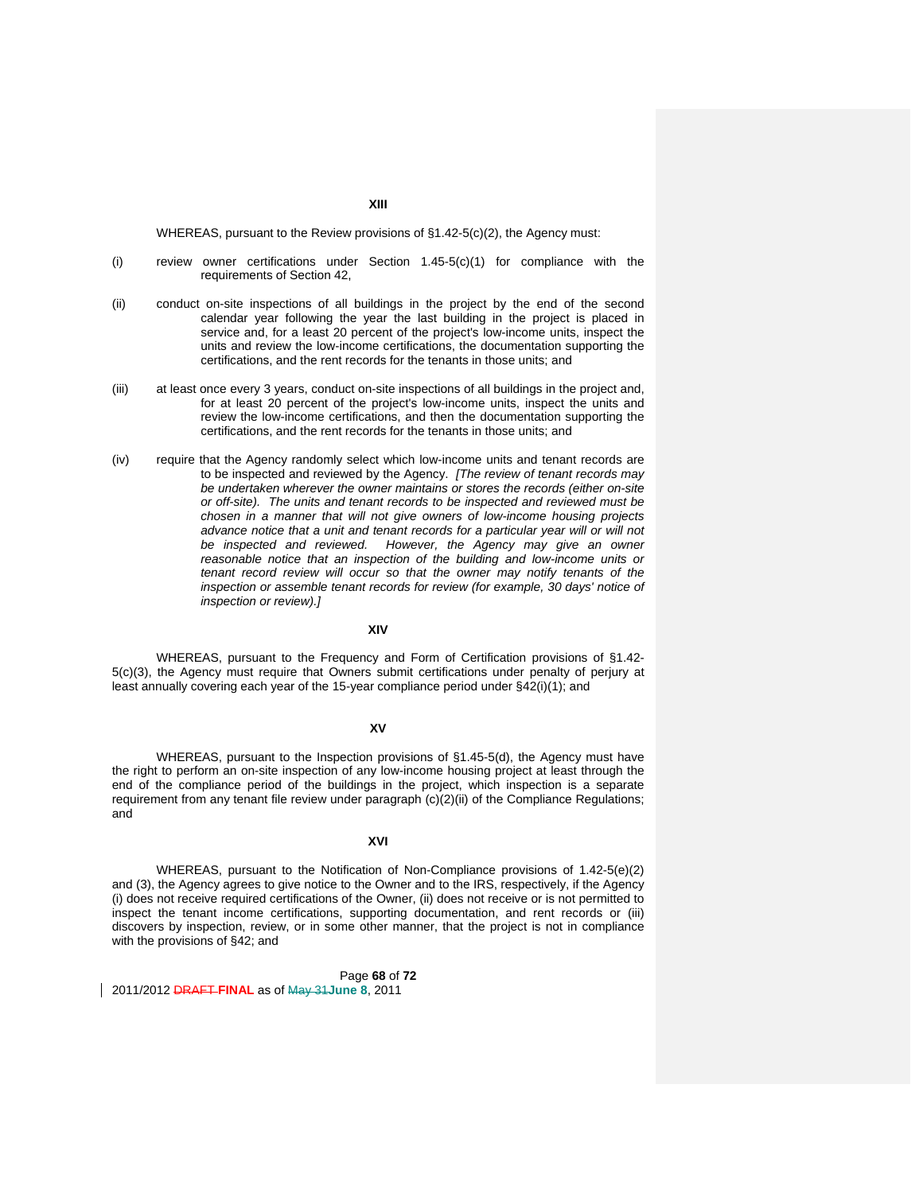**XIII**

WHEREAS, pursuant to the Review provisions of §1.42-5(c)(2), the Agency must:

(i) review owner certifications under Section 1.45-5(c)(1) for compliance with the requirements of Section 42,

(ii) conduct on-site inspections of all buildings in the project by the end of the second calendar year following the year the last building in the project is placed in service and, for a least 20 percent of the project's low-income units, inspect the units and review the low-income certifications, the documentation supporting the certifications, and the rent records for the tenants in those units; and

(iii) at least once every 3 years, conduct on-site inspections of all buildings in the project and, for at least 20 percent of the project's low-income units, inspect the units and review the low-income certifications, and then the documentation supporting the certifications, and the rent records for the tenants in those units; and

(iv) require that the Agency randomly select which low-income units and tenant records are to be inspected and reviewed by the Agency. *[The review of tenant records may be undertaken wherever the owner maintains or stores the records (either on-site or off-site). The units and tenant records to be inspected and reviewed must be chosen in a manner that will not give owners of low-income housing projects advance notice that a unit and tenant records for a particular year will or will not be inspected and reviewed. However, the Agency may give an owner reasonable notice that an inspection of the building and low-income units or tenant record review will occur so that the owner may notify tenants of the inspection or assemble tenant records for review (for example, 30 days' notice of inspection or review).]*

**XIV**

WHEREAS, pursuant to the Frequency and Form of Certification provisions of §1.42-5(c)(3), the Agency must require that Owners submit certifications under penalty of perjury at least annually covering each year of the 15-year compliance period under §42(i)(1); and

**XV**

WHEREAS, pursuant to the Inspection provisions of §1.45-5(d), the Agency must have the right to perform an on-site inspection of any low-income housing project at least through the end of the compliance period of the buildings in the project, which inspection is a separate requirement from any tenant file review under paragraph (c)(2)(ii) of the Compliance Regulations; and

**XVI**

WHEREAS, pursuant to the Notification of Non-Compliance provisions of 1.42-5(e)(2) and (3), the Agency agrees to give notice to the Owner and to the IRS, respectively, if the Agency (i) does not receive required certifications of the Owner, (ii) does not receive or is not permitted to inspect the tenant income certifications, supporting documentation, and rent records or (iii) discovers by inspection, review, or in some other manner, that the project is not in compliance with the provisions of §42; and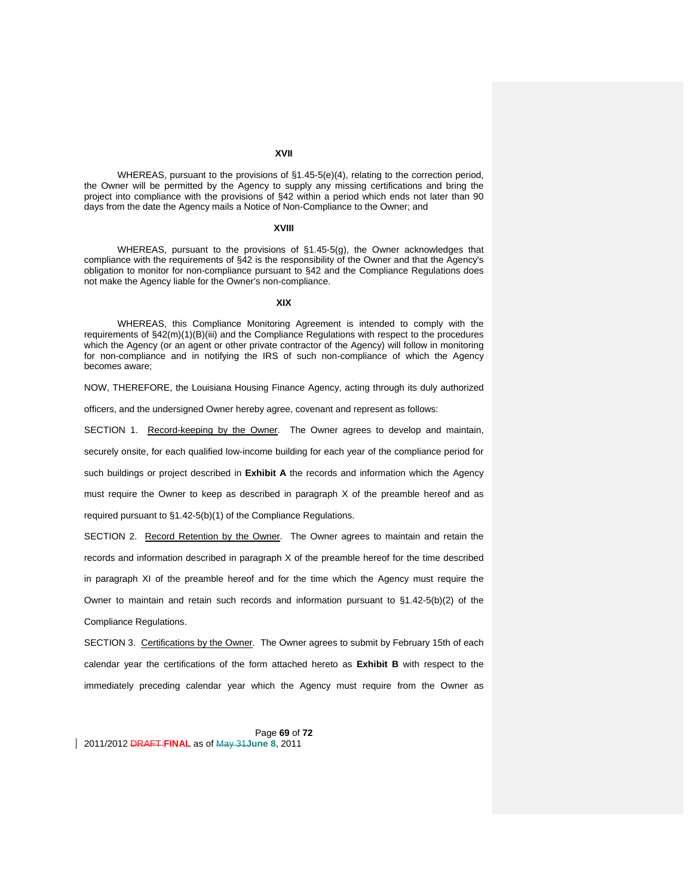**XVII**

WHEREAS, pursuant to the provisions of §1.45-5(e)(4), relating to the correction period, the Owner will be permitted by the Agency to supply any missing certifications and bring the project into compliance with the provisions of §42 within a period which ends not later than 90 days from the date the Agency mails a Notice of Non-Compliance to the Owner; and

**XVIII**

WHEREAS, pursuant to the provisions of §1.45-5(g), the Owner acknowledges that compliance with the requirements of §42 is the responsibility of the Owner and that the Agency's obligation to monitor for non-compliance pursuant to §42 and the Compliance Regulations does not make the Agency liable for the Owner's non-compliance.

**XIX**

WHEREAS, this Compliance Monitoring Agreement is intended to comply with the requirements of §42(m)(1)(B)(iii) and the Compliance Regulations with respect to the procedures which the Agency (or an agent or other private contractor of the Agency) will follow in monitoring for non-compliance and in notifying the IRS of such non-compliance of which the Agency becomes aware;

NOW, THEREFORE, the Louisiana Housing Finance Agency, acting through its duly authorized officers, and the undersigned Owner hereby agree, covenant and represent as follows:

SECTION 1. Record-keeping by the Owner. The Owner agrees to develop and maintain, securely onsite, for each qualified low-income building for each year of the compliance period for such buildings or project described in **Exhibit A** the records and information which the Agency must require the Owner to keep as described in paragraph X of the preamble hereof and as required pursuant to §1.42-5(b)(1) of the Compliance Regulations.

SECTION 2. Record Retention by the Owner. The Owner agrees to maintain and retain the records and information described in paragraph X of the preamble hereof for the time described in paragraph XI of the preamble hereof and for the time which the Agency must require the Owner to maintain and retain such records and information pursuant to §1.42-5(b)(2) of the Compliance Regulations.

SECTION 3. Certifications by the Owner. The Owner agrees to submit by February 15th of each calendar year the certifications of the form attached hereto as **Exhibit B** with respect to the immediately preceding calendar year which the Agency must require from the Owner as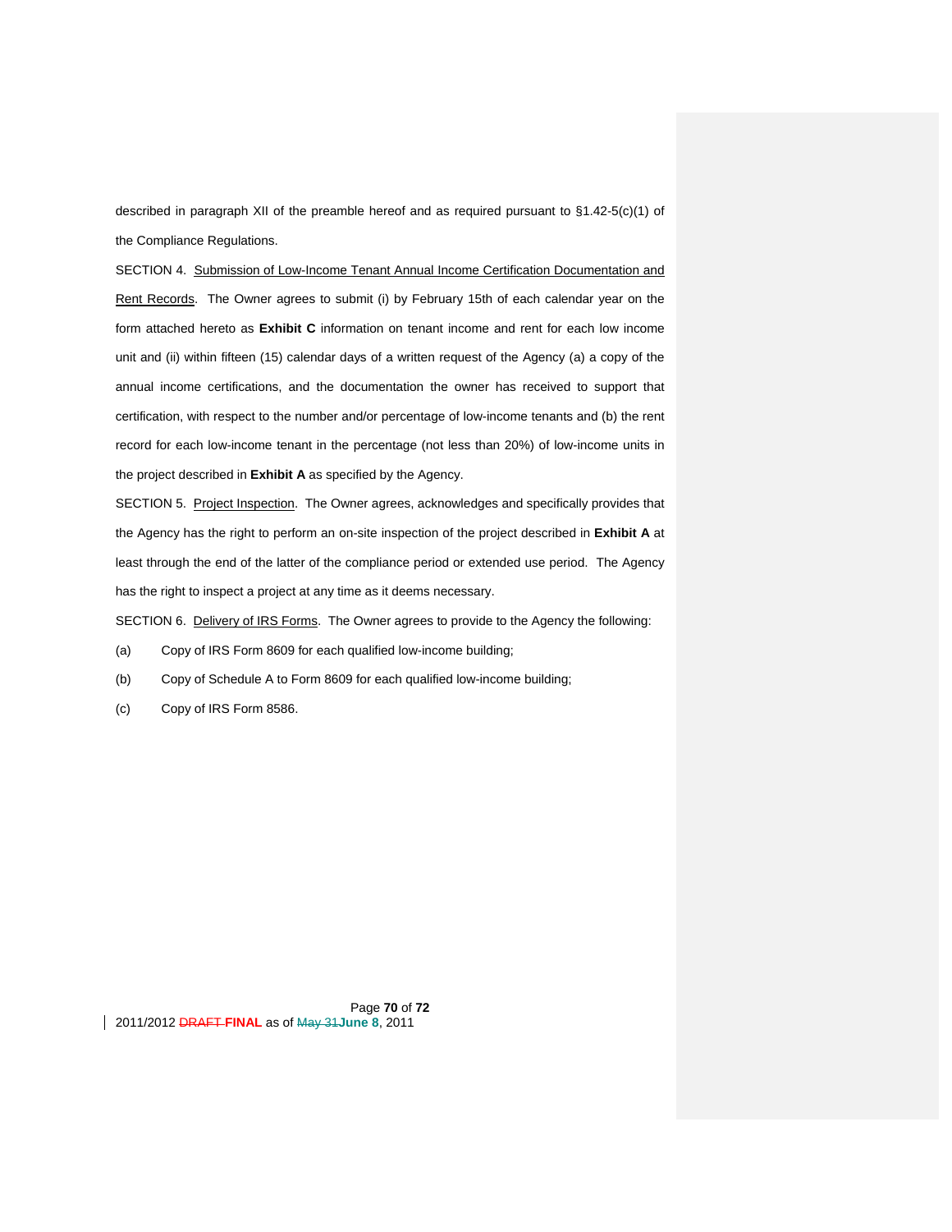described in paragraph XII of the preamble hereof and as required pursuant to §1.42-5(c)(1) of the Compliance Regulations.

SECTION 4. Submission of Low-Income Tenant Annual Income Certification Documentation and Rent Records. The Owner agrees to submit (i) by February 15th of each calendar year on the form attached hereto as **Exhibit C** information on tenant income and rent for each low income unit and (ii) within fifteen (15) calendar days of a written request of the Agency (a) a copy of the annual income certifications, and the documentation the owner has received to support that certification, with respect to the number and/or percentage of low-income tenants and (b) the rent record for each low-income tenant in the percentage (not less than 20%) of low-income units in the project described in **Exhibit A** as specified by the Agency.

SECTION 5. Project Inspection. The Owner agrees, acknowledges and specifically provides that the Agency has the right to perform an on-site inspection of the project described in **Exhibit A** at least through the end of the latter of the compliance period or extended use period. The Agency has the right to inspect a project at any time as it deems necessary.

SECTION 6. Delivery of IRS Forms. The Owner agrees to provide to the Agency the following:

(a) Copy of IRS Form 8609 for each qualified low-income building;

(b) Copy of Schedule A to Form 8609 for each qualified low-income building;

(c) Copy of IRS Form 8586.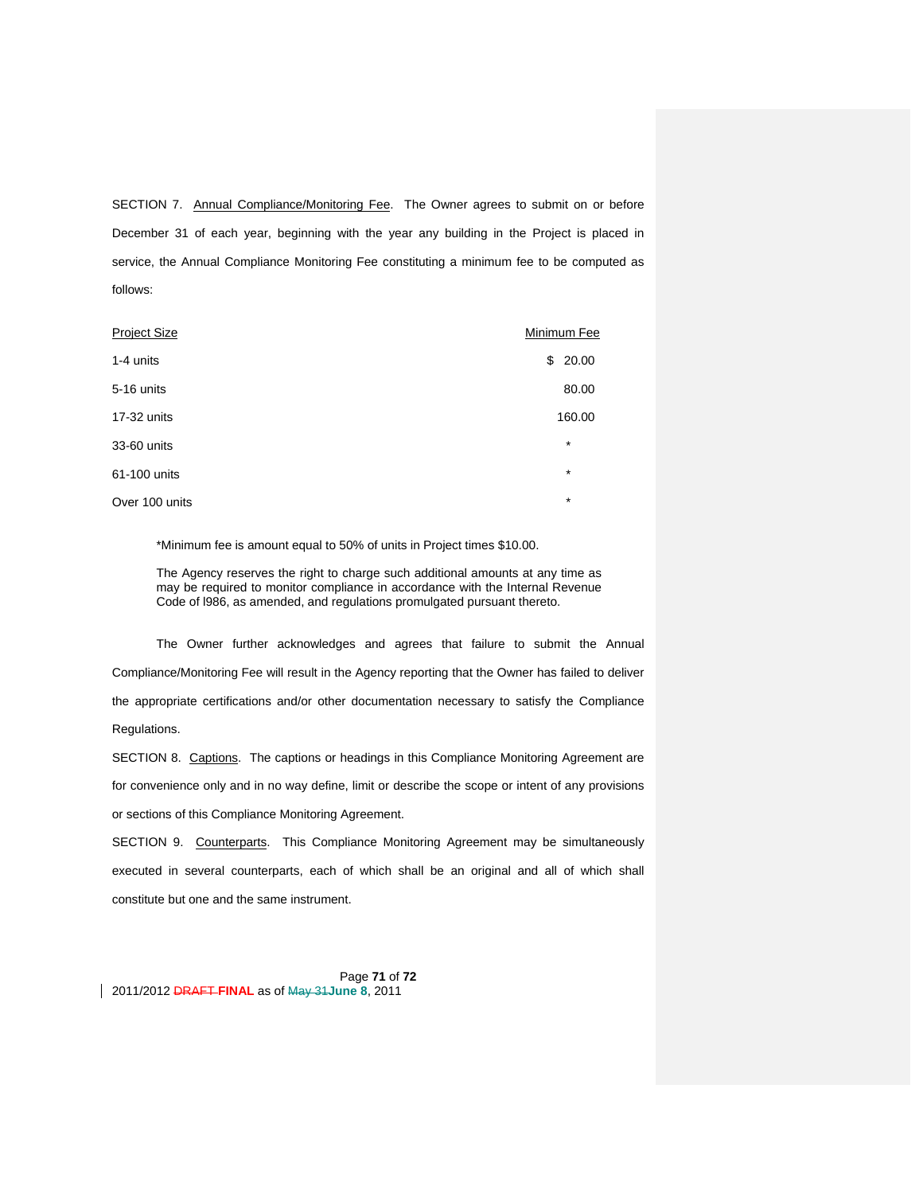SECTION 7. Annual Compliance/Monitoring Fee. The Owner agrees to submit on or before December 31 of each year, beginning with the year any building in the Project is placed in service, the Annual Compliance Monitoring Fee constituting a minimum fee to be computed as follows:

| Project Size | Minimum Fee |
|---|---|
| 1-4 units | $ 20.00 |
| 5-16 units | 80.00 |
| 17-32 units | 160.00 |
| 33-60 units | * |
| 61-100 units | * |
| Over 100 units | * |

*Minimum fee is amount equal to 50% of units in Project times $10.00.

The Agency reserves the right to charge such additional amounts at any time as may be required to monitor compliance in accordance with the Internal Revenue Code of l986, as amended, and regulations promulgated pursuant thereto.

The Owner further acknowledges and agrees that failure to submit the Annual Compliance/Monitoring Fee will result in the Agency reporting that the Owner has failed to deliver the appropriate certifications and/or other documentation necessary to satisfy the Compliance Regulations.

SECTION 8. Captions. The captions or headings in this Compliance Monitoring Agreement are for convenience only and in no way define, limit or describe the scope or intent of any provisions or sections of this Compliance Monitoring Agreement.

SECTION 9. Counterparts. This Compliance Monitoring Agreement may be simultaneously executed in several counterparts, each of which shall be an original and all of which shall constitute but one and the same instrument.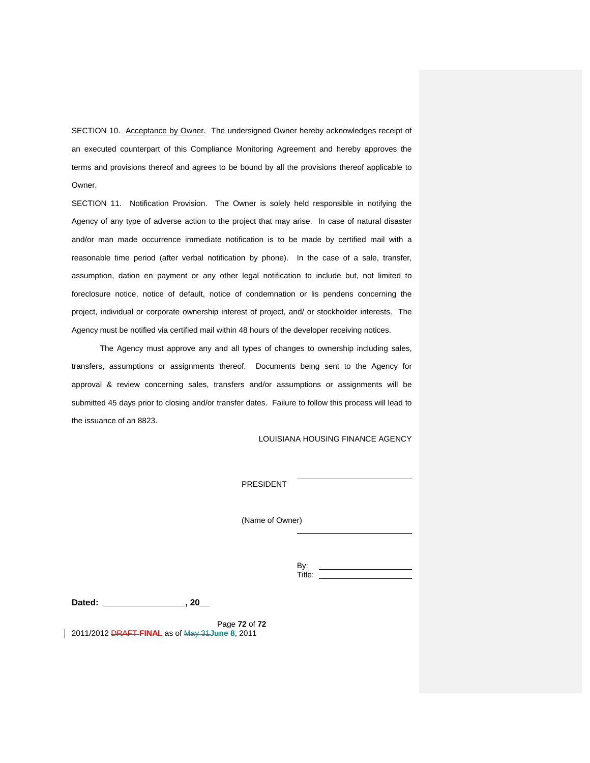SECTION 10. Acceptance by Owner. The undersigned Owner hereby acknowledges receipt of an executed counterpart of this Compliance Monitoring Agreement and hereby approves the terms and provisions thereof and agrees to be bound by all the provisions thereof applicable to Owner.

SECTION 11. Notification Provision. The Owner is solely held responsible in notifying the Agency of any type of adverse action to the project that may arise. In case of natural disaster and/or man made occurrence immediate notification is to be made by certified mail with a reasonable time period (after verbal notification by phone). In the case of a sale, transfer, assumption, dation en payment or any other legal notification to include but, not limited to foreclosure notice, notice of default, notice of condemnation or lis pendens concerning the project, individual or corporate ownership interest of project, and/ or stockholder interests. The Agency must be notified via certified mail within 48 hours of the developer receiving notices.

The Agency must approve any and all types of changes to ownership including sales, transfers, assumptions or assignments thereof. Documents being sent to the Agency for approval & review concerning sales, transfers and/or assumptions or assignments will be submitted 45 days prior to closing and/or transfer dates. Failure to follow this process will lead to the issuance of an 8823.

LOUISIANA HOUSING FINANCE AGENCY

PRESIDENT ______________________

(Name of Owner)

______________________

By: ______________________
Title: ______________________

**Dated: _________________, 20__**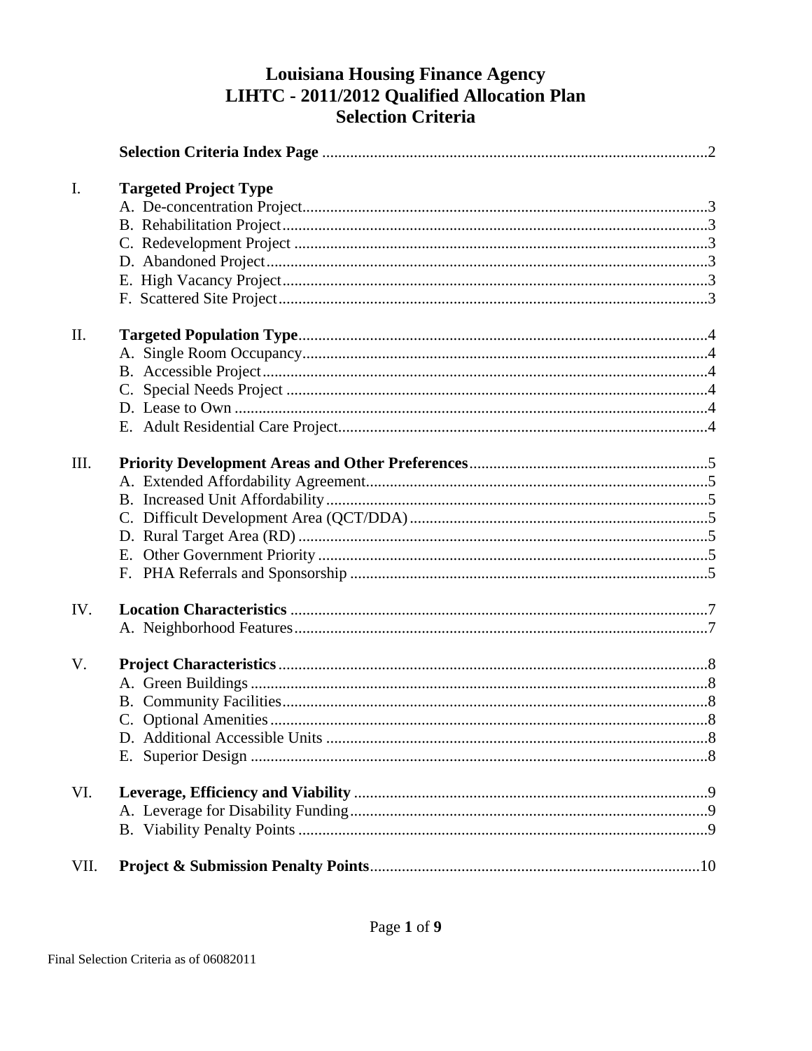# Louisiana Housing Finance Agency
# LIHTC - 2011/2012 Qualified Allocation Plan
# Selection Criteria

| | | |
|---|---|---|
| | **Selection Criteria Index Page** | 2 |
| I. | **Targeted Project Type** | |
| | A. De-concentration Project | 3 |
| | B. Rehabilitation Project | 3 |
| | C. Redevelopment Project | 3 |
| | D. Abandoned Project | 3 |
| | E. High Vacancy Project | 3 |
| | F. Scattered Site Project | 3 |
| II. | **Targeted Population Type** | 4 |
| | A. Single Room Occupancy | 4 |
| | B. Accessible Project | 4 |
| | C. Special Needs Project | 4 |
| | D. Lease to Own | 4 |
| | E. Adult Residential Care Project | 4 |
| III. | **Priority Development Areas and Other Preferences** | 5 |
| | A. Extended Affordability Agreement | 5 |
| | B. Increased Unit Affordability | 5 |
| | C. Difficult Development Area (QCT/DDA) | 5 |
| | D. Rural Target Area (RD) | 5 |
| | E. Other Government Priority | 5 |
| | F. PHA Referrals and Sponsorship | 5 |
| IV. | **Location Characteristics** | 7 |
| | A. Neighborhood Features | 7 |
| V. | **Project Characteristics** | 8 |
| | A. Green Buildings | 8 |
| | B. Community Facilities | 8 |
| | C. Optional Amenities | 8 |
| | D. Additional Accessible Units | 8 |
| | E. Superior Design | 8 |
| VI. | **Leverage, Efficiency and Viability** | 9 |
| | A. Leverage for Disability Funding | 9 |
| | B. Viability Penalty Points | 9 |
| VII. | **Project & Submission Penalty Points** | 10 |

Final Selection Criteria as of 06082011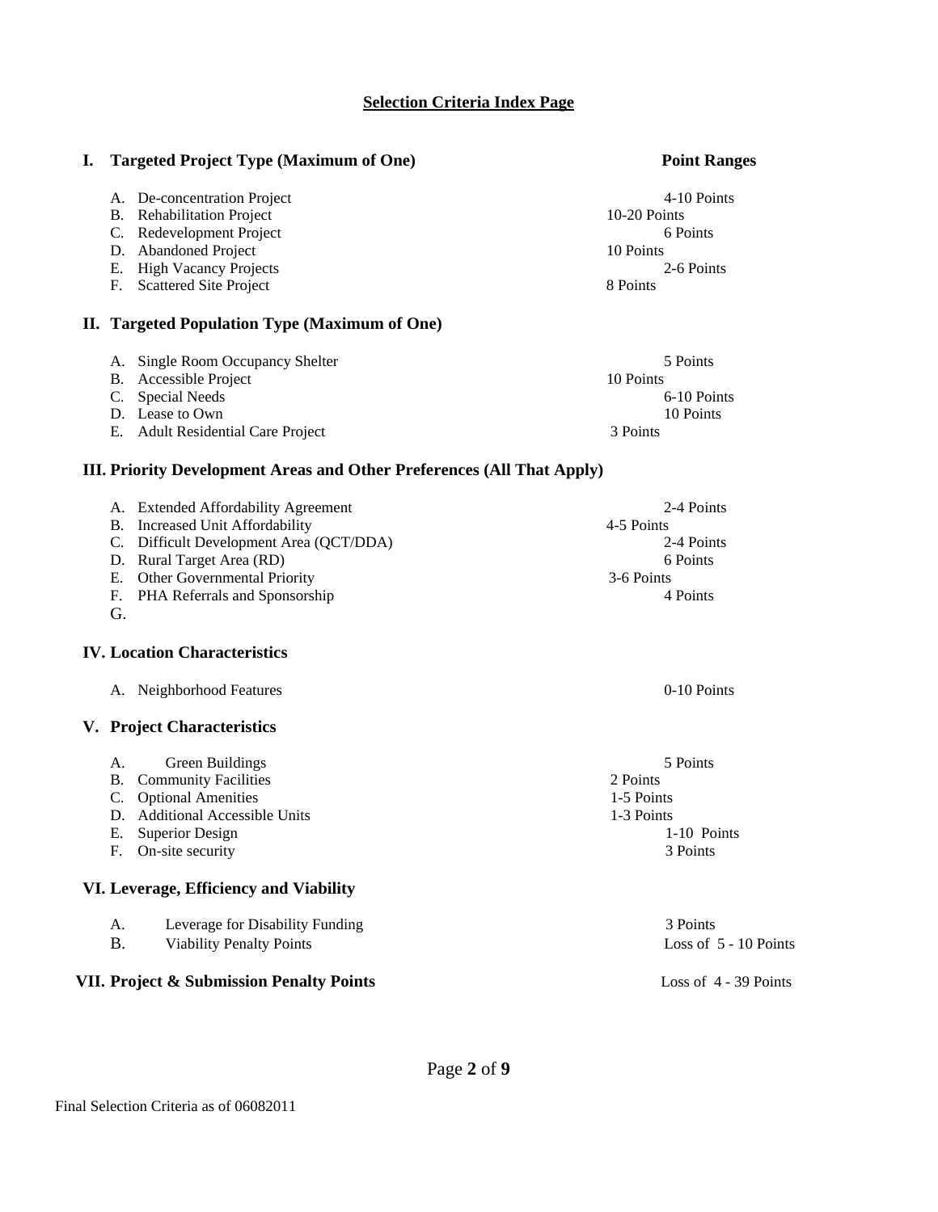## Selection Criteria Index Page

| | Point Ranges |
|---|---|
| **I. Targeted Project Type (Maximum of One)** | |
| A. De-concentration Project | 4-10 Points |
| B. Rehabilitation Project | 10-20 Points |
| C. Redevelopment Project | 6 Points |
| D. Abandoned Project | 10 Points |
| E. High Vacancy Projects | 2-6 Points |
| F. Scattered Site Project | 8 Points |
| **II. Targeted Population Type (Maximum of One)** | |
| A. Single Room Occupancy Shelter | 5 Points |
| B. Accessible Project | 10 Points |
| C. Special Needs | 6-10 Points |
| D. Lease to Own | 10 Points |
| E. Adult Residential Care Project | 3 Points |
| **III. Priority Development Areas and Other Preferences (All That Apply)** | |
| A. Extended Affordability Agreement | 2-4 Points |
| B. Increased Unit Affordability | 4-5 Points |
| C. Difficult Development Area (QCT/DDA) | 2-4 Points |
| D. Rural Target Area (RD) | 6 Points |
| E. Other Governmental Priority | 3-6 Points |
| F. PHA Referrals and Sponsorship | 4 Points |
| G. | |
| **IV. Location Characteristics** | |
| A. Neighborhood Features | 0-10 Points |
| **V. Project Characteristics** | |
| A. Green Buildings | 5 Points |
| B. Community Facilities | 2 Points |
| C. Optional Amenities | 1-5 Points |
| D. Additional Accessible Units | 1-3 Points |
| E. Superior Design | 1-10 Points |
| F. On-site security | 3 Points |
| **VI. Leverage, Efficiency and Viability** | |
| A. Leverage for Disability Funding | 3 Points |
| B. Viability Penalty Points | Loss of 5 - 10 Points |
| **VII. Project & Submission Penalty Points** | Loss of 4 - 39 Points |

Final Selection Criteria as of 06082011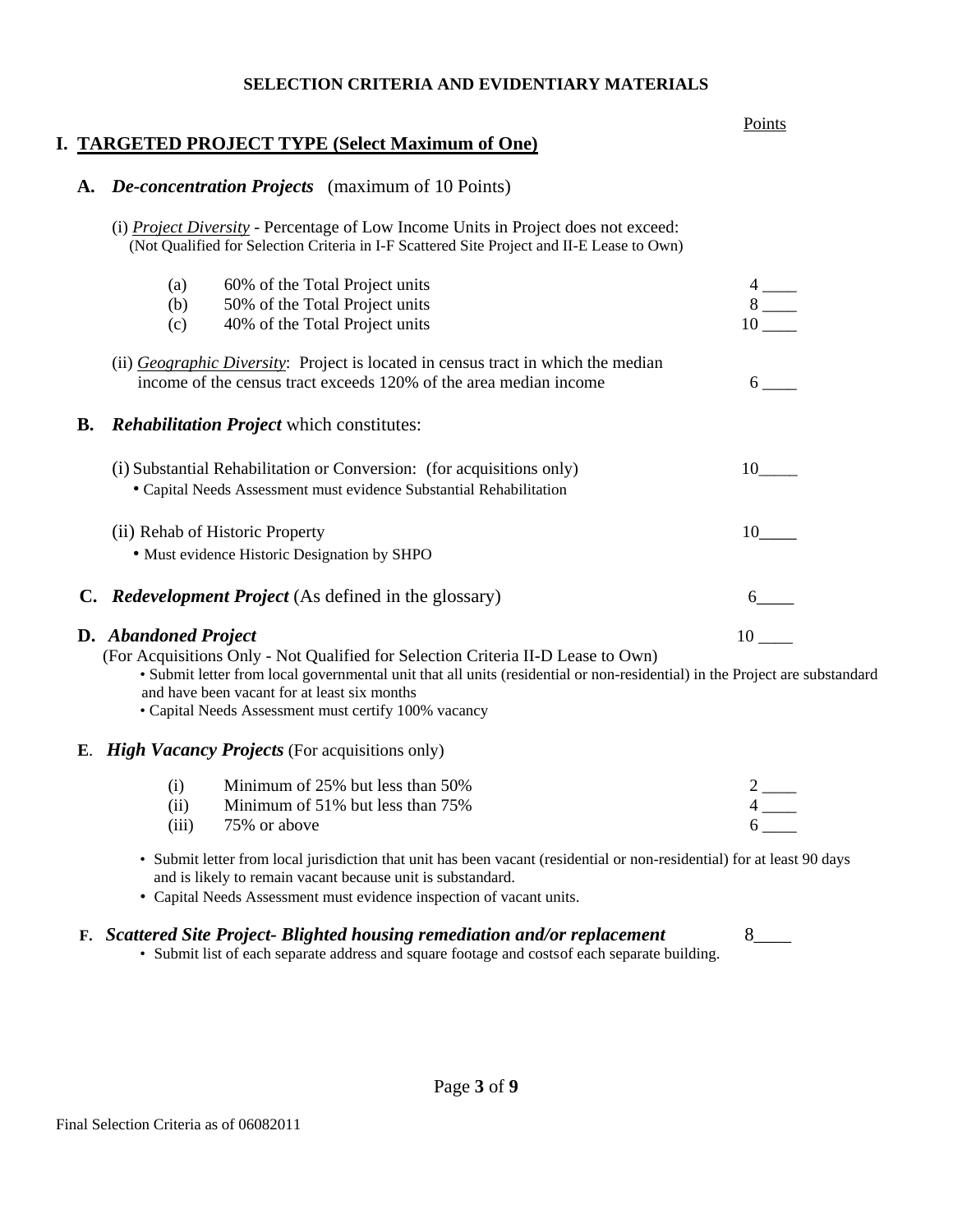# SELECTION CRITERIA AND EVIDENTIARY MATERIALS

Points

## I. TARGETED PROJECT TYPE (Select Maximum of One)

### A. *De-concentration Projects* (maximum of 10 Points)

(i) *Project Diversity* - Percentage of Low Income Units in Project does not exceed:
(Not Qualified for Selection Criteria in I-F Scattered Site Project and II-E Lease to Own)

| | | Points |
|---|---|---|
| (a) | 60% of the Total Project units | 4 ____ |
| (b) | 50% of the Total Project units | 8 ____ |
| (c) | 40% of the Total Project units | 10 ____ |

(ii) *Geographic Diversity*: Project is located in census tract in which the median income of the census tract exceeds 120% of the area median income — 6 ____

### B. *Rehabilitation Project* which constitutes:

(i) Substantial Rehabilitation or Conversion: (for acquisitions only) — 10____
- Capital Needs Assessment must evidence Substantial Rehabilitation

(ii) Rehab of Historic Property — 10____
- Must evidence Historic Designation by SHPO

### C. *Redevelopment Project* (As defined in the glossary) — 6____

### D. *Abandoned Project* — 10 ____

(For Acquisitions Only - Not Qualified for Selection Criteria II-D Lease to Own)
- Submit letter from local governmental unit that all units (residential or non-residential) in the Project are substandard and have been vacant for at least six months
- Capital Needs Assessment must certify 100% vacancy

### E. *High Vacancy Projects* (For acquisitions only)

| | | Points |
|---|---|---|
| (i) | Minimum of 25% but less than 50% | 2 ____ |
| (ii) | Minimum of 51% but less than 75% | 4 ____ |
| (iii) | 75% or above | 6 ____ |

- Submit letter from local jurisdiction that unit has been vacant (residential or non-residential) for at least 90 days and is likely to remain vacant because unit is substandard.
- Capital Needs Assessment must evidence inspection of vacant units.

### F. *Scattered Site Project- Blighted housing remediation and/or replacement* — 8____

- Submit list of each separate address and square footage and costsof each separate building.

Final Selection Criteria as of 06082011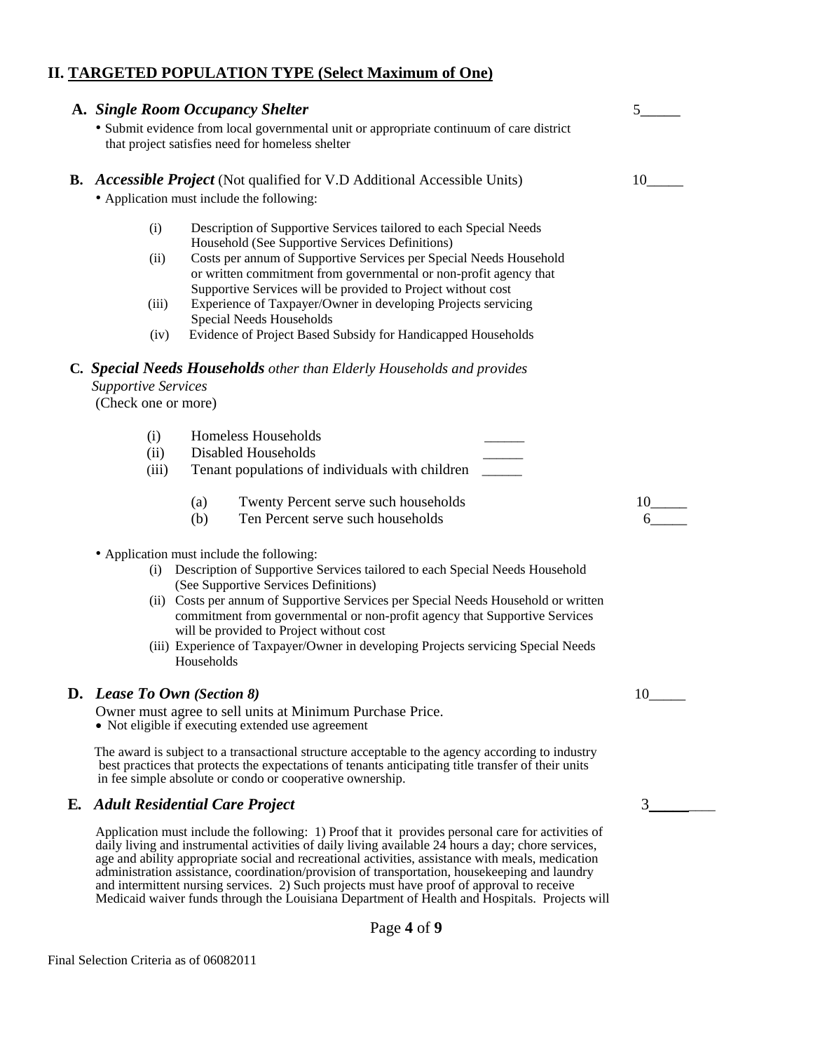## II. TARGETED POPULATION TYPE (Select Maximum of One)

**A.** ***Single Room Occupancy Shelter*** 5_____

- Submit evidence from local governmental unit or appropriate continuum of care district that project satisfies need for homeless shelter

**B.** ***Accessible Project*** (Not qualified for V.D Additional Accessible Units) 10_____

- Application must include the following:
  - (i) Description of Supportive Services tailored to each Special Needs Household (See Supportive Services Definitions)
  - (ii) Costs per annum of Supportive Services per Special Needs Household or written commitment from governmental or non-profit agency that Supportive Services will be provided to Project without cost
  - (iii) Experience of Taxpayer/Owner in developing Projects servicing Special Needs Households
  - (iv) Evidence of Project Based Subsidy for Handicapped Households

**C.** ***Special Needs Households*** *other than Elderly Households and provides Supportive Services*
(Check one or more)

- (i) Homeless Households _____
- (ii) Disabled Households _____
- (iii) Tenant populations of individuals with children _____
  - (a) Twenty Percent serve such households 10_____
  - (b) Ten Percent serve such households 6_____

- Application must include the following:
  - (i) Description of Supportive Services tailored to each Special Needs Household (See Supportive Services Definitions)
  - (ii) Costs per annum of Supportive Services per Special Needs Household or written commitment from governmental or non-profit agency that Supportive Services will be provided to Project without cost
  - (iii) Experience of Taxpayer/Owner in developing Projects servicing Special Needs Households

**D.** ***Lease To Own (Section 8)*** 10_____

Owner must agree to sell units at Minimum Purchase Price.

- Not eligible if executing extended use agreement

The award is subject to a transactional structure acceptable to the agency according to industry best practices that protects the expectations of tenants anticipating title transfer of their units in fee simple absolute or condo or cooperative ownership.

**E.** ***Adult Residential Care Project*** 3_____

Application must include the following: 1) Proof that it provides personal care for activities of daily living and instrumental activities of daily living available 24 hours a day; chore services, age and ability appropriate social and recreational activities, assistance with meals, medication administration assistance, coordination/provision of transportation, housekeeping and laundry and intermittent nursing services. 2) Such projects must have proof of approval to receive Medicaid waiver funds through the Louisiana Department of Health and Hospitals. Projects will

Final Selection Criteria as of 06082011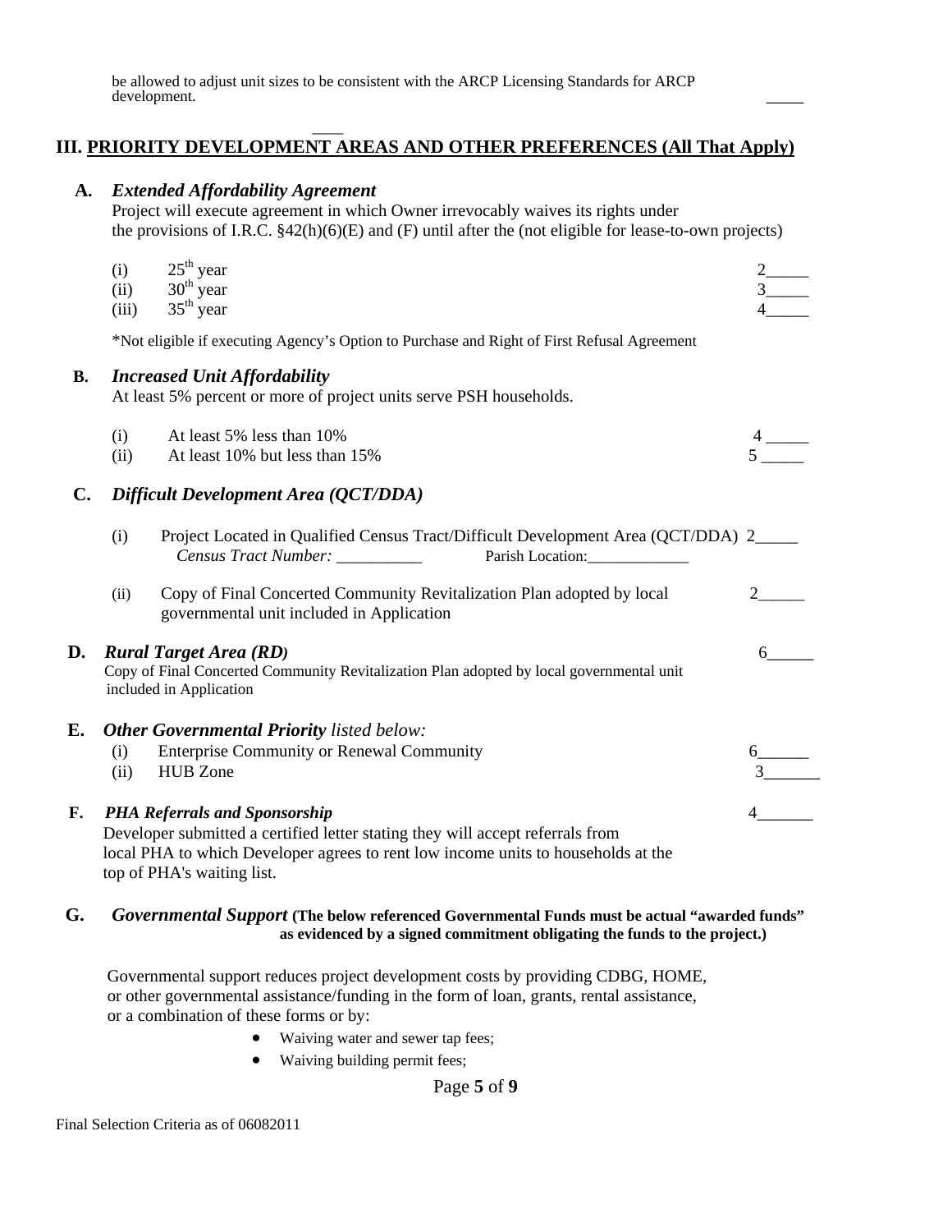be allowed to adjust unit sizes to be consistent with the ARCP Licensing Standards for ARCP development. _____

## III. PRIORITY DEVELOPMENT AREAS AND OTHER PREFERENCES (All That Apply)

**A.** ***Extended Affordability Agreement***

Project will execute agreement in which Owner irrevocably waives its rights under the provisions of I.R.C. §42(h)(6)(E) and (F) until after the (not eligible for lease-to-own projects)

| | | |
|---|---|---|
| (i) | 25th year | 2_____ |
| (ii) | 30th year | 3_____ |
| (iii) | 35th year | 4_____ |

*Not eligible if executing Agency's Option to Purchase and Right of First Refusal Agreement

**B.** ***Increased Unit Affordability***

At least 5% percent or more of project units serve PSH households.

| | | |
|---|---|---|
| (i) | At least 5% less than 10% | 4 _____ |
| (ii) | At least 10% but less than 15% | 5 _____ |

**C.** ***Difficult Development Area (QCT/DDA)***

(i) Project Located in Qualified Census Tract/Difficult Development Area (QCT/DDA) 2_____
*Census Tract Number:* __________ Parish Location:_____________

(ii) Copy of Final Concerted Community Revitalization Plan adopted by local governmental unit included in Application 2______

**D.** ***Rural Target Area (RD)*** 6______

Copy of Final Concerted Community Revitalization Plan adopted by local governmental unit included in Application

**E.** ***Other Governmental Priority*** *listed below:*

| | | |
|---|---|---|
| (i) | Enterprise Community or Renewal Community | 6______ |
| (ii) | HUB Zone | 3______ |

**F.** ***PHA Referrals and Sponsorship*** 4______

Developer submitted a certified letter stating they will accept referrals from local PHA to which Developer agrees to rent low income units to households at the top of PHA's waiting list.

**G.** ***Governmental Support*** **(The below referenced Governmental Funds must be actual "awarded funds" as evidenced by a signed commitment obligating the funds to the project.)**

Governmental support reduces project development costs by providing CDBG, HOME, or other governmental assistance/funding in the form of loan, grants, rental assistance, or a combination of these forms or by:

- Waiving water and sewer tap fees;
- Waiving building permit fees;

Final Selection Criteria as of 06082011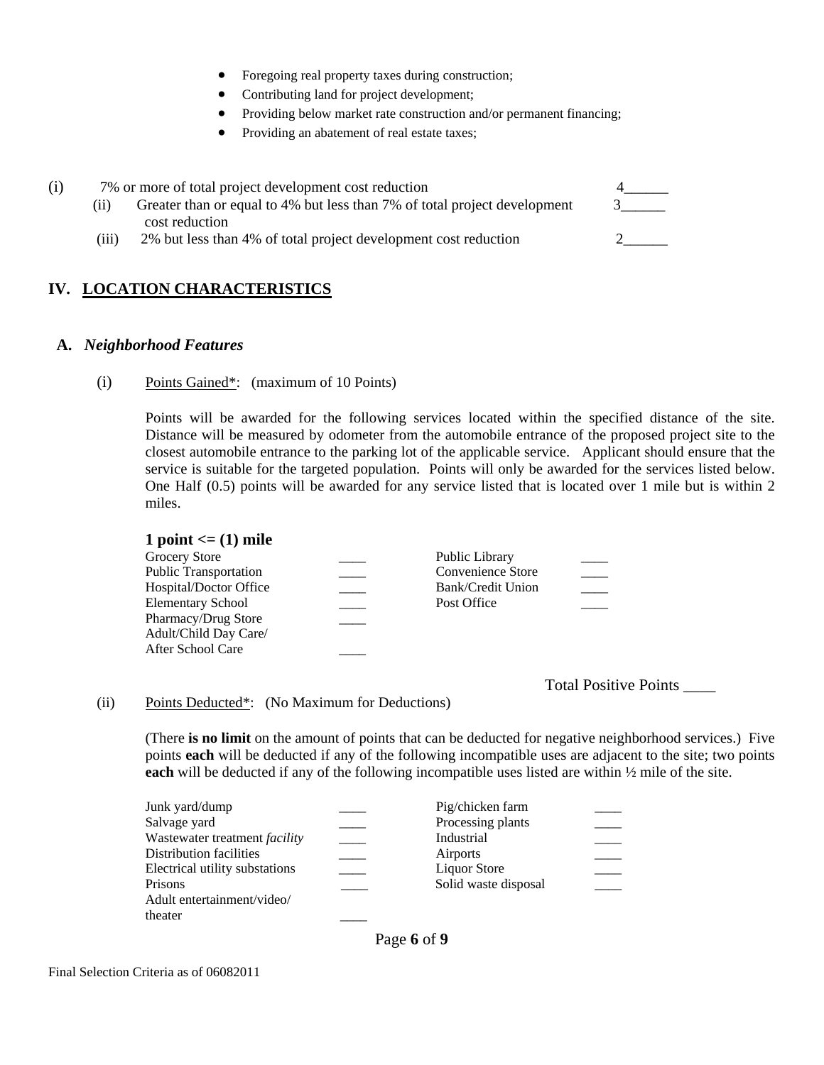- Foregoing real property taxes during construction;
- Contributing land for project development;
- Providing below market rate construction and/or permanent financing;
- Providing an abatement of real estate taxes;

(i) 7% or more of total project development cost reduction 4______

(ii) Greater than or equal to 4% but less than 7% of total project development cost reduction 3______

(iii) 2% but less than 4% of total project development cost reduction 2______

## IV. LOCATION CHARACTERISTICS

### A. *Neighborhood Features*

(i) Points Gained*: (maximum of 10 Points)

Points will be awarded for the following services located within the specified distance of the site. Distance will be measured by odometer from the automobile entrance of the proposed project site to the closest automobile entrance to the parking lot of the applicable service. Applicant should ensure that the service is suitable for the targeted population. Points will only be awarded for the services listed below. One Half (0.5) points will be awarded for any service listed that is located over 1 mile but is within 2 miles.

**1 point <= (1) mile**

| | | | |
|---|---|---|---|
| Grocery Store | ____ | Public Library | ____ |
| Public Transportation | ____ | Convenience Store | ____ |
| Hospital/Doctor Office | ____ | Bank/Credit Union | ____ |
| Elementary School | ____ | Post Office | ____ |
| Pharmacy/Drug Store | ____ | | |
| Adult/Child Day Care/ After School Care | ____ | | |

Total Positive Points ____

(ii) Points Deducted*: (No Maximum for Deductions)

(There **is no limit** on the amount of points that can be deducted for negative neighborhood services.) Five points **each** will be deducted if any of the following incompatible uses are adjacent to the site; two points **each** will be deducted if any of the following incompatible uses listed are within ½ mile of the site.

| | | | |
|---|---|---|---|
| Junk yard/dump | ____ | Pig/chicken farm | ____ |
| Salvage yard | ____ | Processing plants | ____ |
| Wastewater treatment *facility* | ____ | Industrial | ____ |
| Distribution facilities | ____ | Airports | ____ |
| Electrical utility substations | ____ | Liquor Store | ____ |
| Prisons | ____ | Solid waste disposal | ____ |
| Adult entertainment/video/ theater | ____ | | |

Final Selection Criteria as of 06082011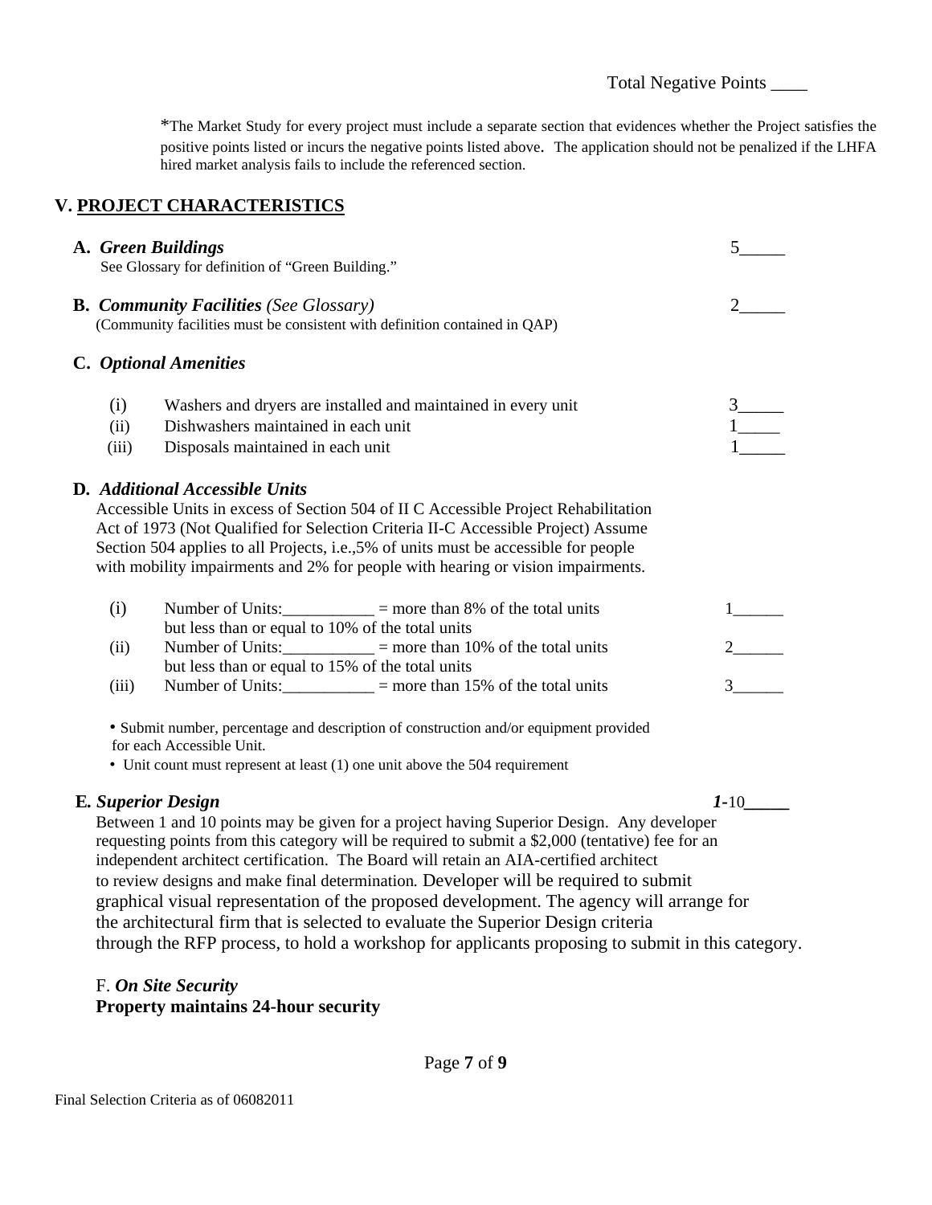Total Negative Points ____

*The Market Study for every project must include a separate section that evidences whether the Project satisfies the positive points listed or incurs the negative points listed above. The application should not be penalized if the LHFA hired market analysis fails to include the referenced section.

## V. PROJECT CHARACTERISTICS

**A. *Green Buildings*** 5_____

See Glossary for definition of "Green Building."

**B. *Community Facilities*** *(See Glossary)* 2_____

(Community facilities must be consistent with definition contained in QAP)

**C. *Optional Amenities***

| | | |
|---|---|---|
| (i) | Washers and dryers are installed and maintained in every unit | 3_____ |
| (ii) | Dishwashers maintained in each unit | 1_____ |
| (iii) | Disposals maintained in each unit | 1_____ |

**D. *Additional Accessible Units***

Accessible Units in excess of Section 504 of II C Accessible Project Rehabilitation Act of 1973 (Not Qualified for Selection Criteria II-C Accessible Project) Assume Section 504 applies to all Projects, i.e.,5% of units must be accessible for people with mobility impairments and 2% for people with hearing or vision impairments.

| | | |
|---|---|---|
| (i) | Number of Units:___________ = more than 8% of the total units but less than or equal to 10% of the total units | 1______ |
| (ii) | Number of Units:___________ = more than 10% of the total units but less than or equal to 15% of the total units | 2______ |
| (iii) | Number of Units:___________ = more than 15% of the total units | 3______ |

- Submit number, percentage and description of construction and/or equipment provided for each Accessible Unit.
- Unit count must represent at least (1) one unit above the 504 requirement

**E. *Superior Design*** ***1***-10_____

Between 1 and 10 points may be given for a project having Superior Design. Any developer requesting points from this category will be required to submit a $2,000 (tentative) fee for an independent architect certification. The Board will retain an AIA-certified architect to review designs and make final determination. Developer will be required to submit graphical visual representation of the proposed development. The agency will arrange for the architectural firm that is selected to evaluate the Superior Design criteria through the RFP process, to hold a workshop for applicants proposing to submit in this category.

F. ***On Site Security***

**Property maintains 24-hour security**

Final Selection Criteria as of 06082011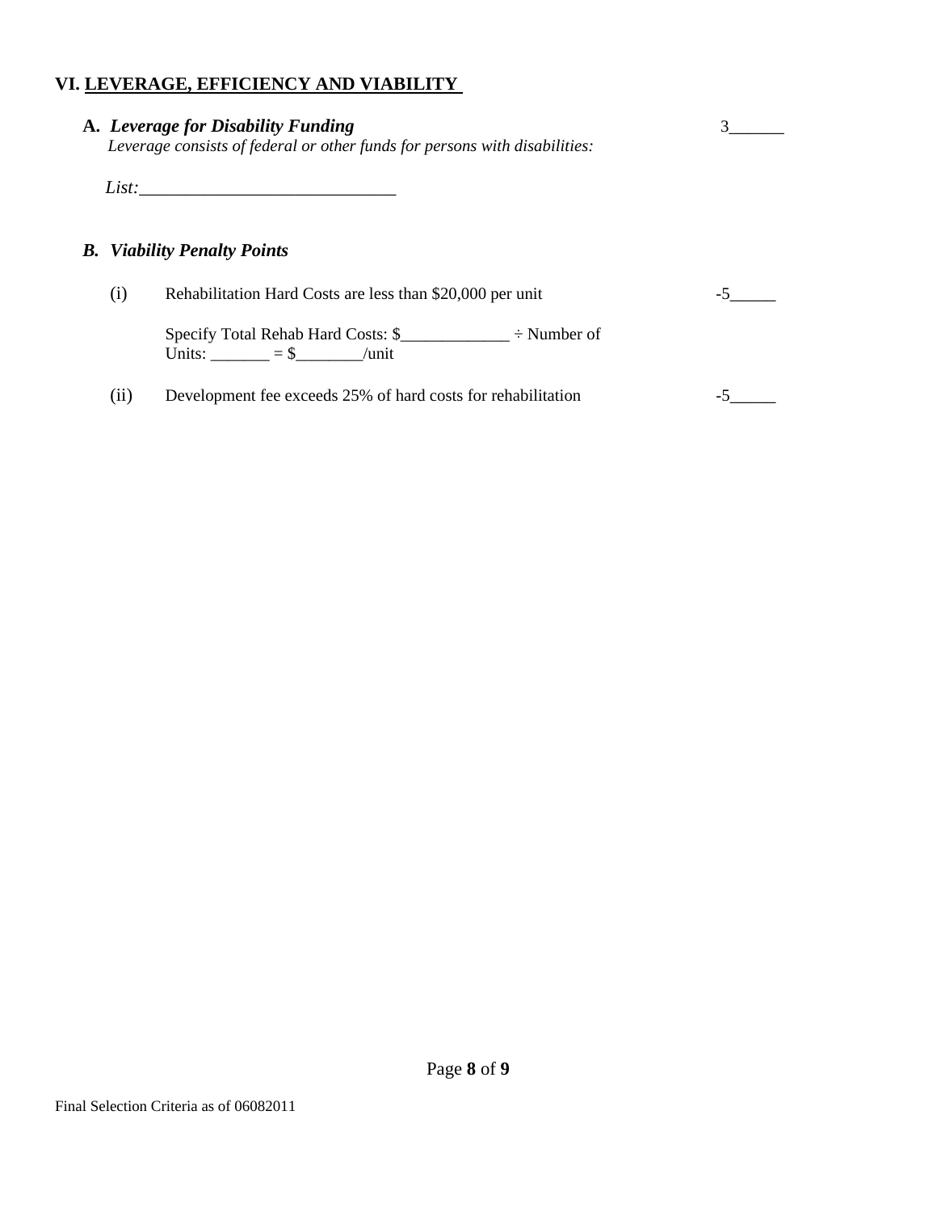## VI. LEVERAGE, EFFICIENCY AND VIABILITY

**A.** ***Leverage for Disability Funding*** 3______

*Leverage consists of federal or other funds for persons with disabilities:*

*List:*_____________________________

***B. Viability Penalty Points***

(i) Rehabilitation Hard Costs are less than $20,000 per unit -5_____

Specify Total Rehab Hard Costs: $_____________ ÷ Number of Units: _______ = $________/unit

(ii) Development fee exceeds 25% of hard costs for rehabilitation -5_____

Final Selection Criteria as of 06082011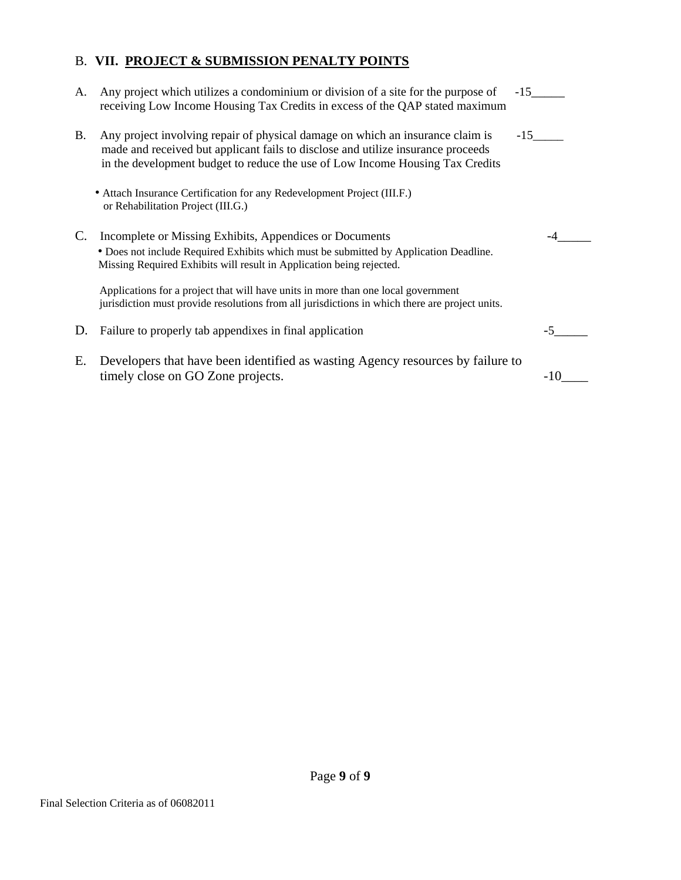## B. VII. PROJECT & SUBMISSION PENALTY POINTS

A. Any project which utilizes a condominium or division of a site for the purpose of receiving Low Income Housing Tax Credits in excess of the QAP stated maximum -15_____

B. Any project involving repair of physical damage on which an insurance claim is made and received but applicant fails to disclose and utilize insurance proceeds in the development budget to reduce the use of Low Income Housing Tax Credits -15_____

- Attach Insurance Certification for any Redevelopment Project (III.F.) or Rehabilitation Project (III.G.)

C. Incomplete or Missing Exhibits, Appendices or Documents -4_____

- Does not include Required Exhibits which must be submitted by Application Deadline. Missing Required Exhibits will result in Application being rejected.

Applications for a project that will have units in more than one local government jurisdiction must provide resolutions from all jurisdictions in which there are project units.

D. Failure to properly tab appendixes in final application -5_____

E. Developers that have been identified as wasting Agency resources by failure to timely close on GO Zone projects. -10____

Final Selection Criteria as of 06082011